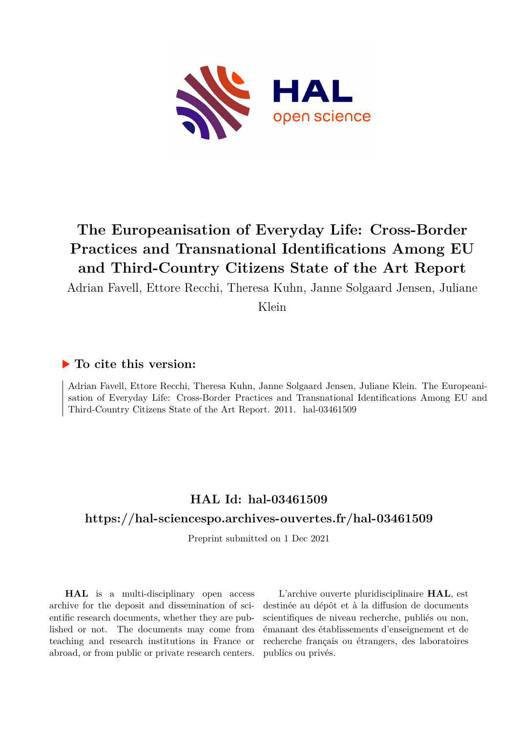# The Europeanisation of Everyday Life: Cross-Border Practices and Transnational Identifications Among EU and Third-Country Citizens State of the Art Report

Adrian Favell, Ettore Recchi, Theresa Kuhn, Janne Solgaard Jensen, Juliane Klein

## ▶ To cite this version:

Adrian Favell, Ettore Recchi, Theresa Kuhn, Janne Solgaard Jensen, Juliane Klein. The Europeanisation of Everyday Life: Cross-Border Practices and Transnational Identifications Among EU and Third-Country Citizens State of the Art Report. 2011. hal-03461509

## HAL Id: hal-03461509

## https://hal-sciencespo.archives-ouvertes.fr/hal-03461509

Preprint submitted on 1 Dec 2021

**HAL** is a multi-disciplinary open access archive for the deposit and dissemination of scientific research documents, whether they are published or not. The documents may come from teaching and research institutions in France or abroad, or from public or private research centers.

L'archive ouverte pluridisciplinaire **HAL**, est destinée au dépôt et à la diffusion de documents scientifiques de niveau recherche, publiés ou non, émanant des établissements d'enseignement et de recherche français ou étrangers, des laboratoires publics ou privés.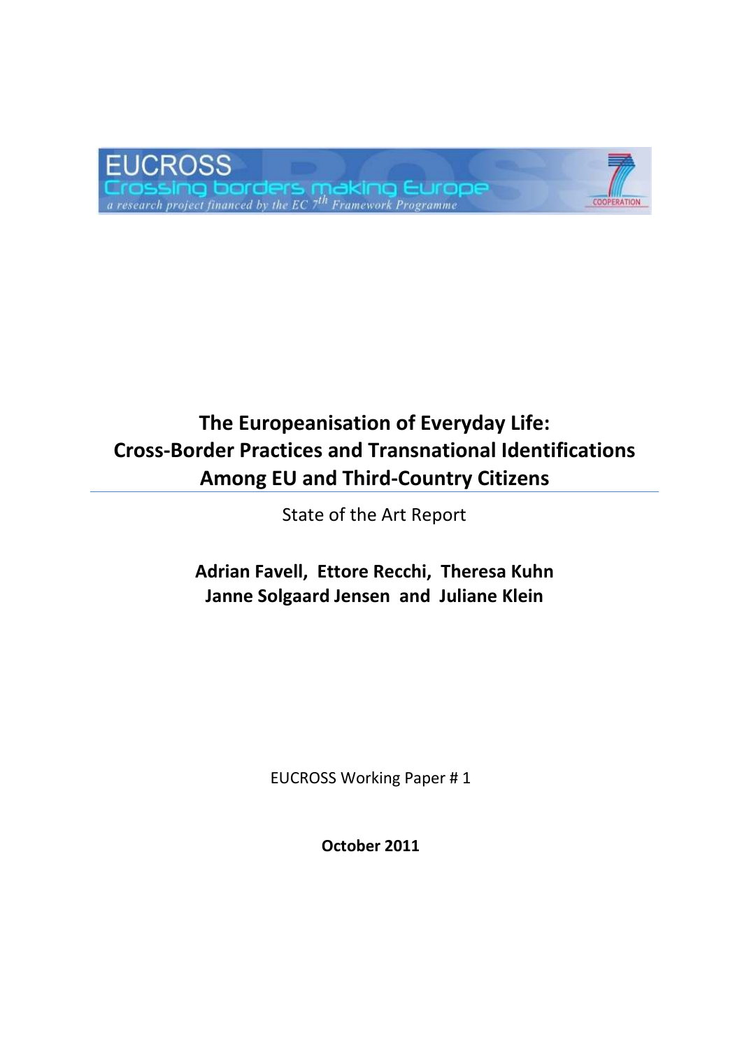EUCROSS
Crossing borders making Europe
*a research project financed by the EC 7th Framework Programme*

# The Europeanisation of Everyday Life: Cross-Border Practices and Transnational Identifications Among EU and Third-Country Citizens

State of the Art Report

**Adrian Favell, Ettore Recchi, Theresa Kuhn**
**Janne Solgaard Jensen and Juliane Klein**

EUCROSS Working Paper # 1

**October 2011**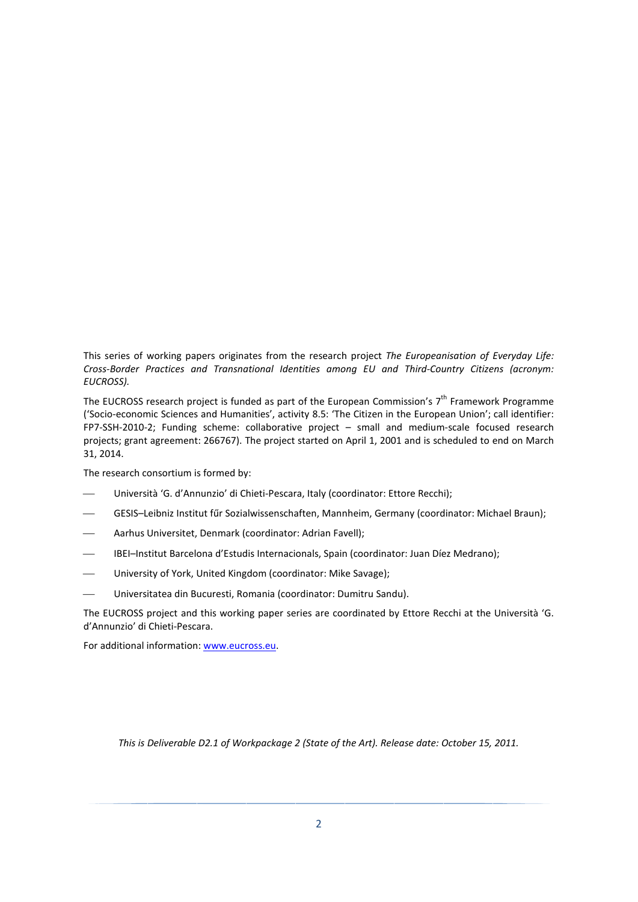This series of working papers originates from the research project *The Europeanisation of Everyday Life: Cross-Border Practices and Transnational Identities among EU and Third-Country Citizens (acronym: EUCROSS).*

The EUCROSS research project is funded as part of the European Commission's 7th Framework Programme ('Socio-economic Sciences and Humanities', activity 8.5: 'The Citizen in the European Union'; call identifier: FP7-SSH-2010-2; Funding scheme: collaborative project – small and medium-scale focused research projects; grant agreement: 266767). The project started on April 1, 2001 and is scheduled to end on March 31, 2014.

The research consortium is formed by:

- Università 'G. d'Annunzio' di Chieti-Pescara, Italy (coordinator: Ettore Recchi);
- GESIS–Leibniz Institut fűr Sozialwissenschaften, Mannheim, Germany (coordinator: Michael Braun);
- Aarhus Universitet, Denmark (coordinator: Adrian Favell);
- IBEI–Institut Barcelona d'Estudis Internacionals, Spain (coordinator: Juan Díez Medrano);
- University of York, United Kingdom (coordinator: Mike Savage);
- Universitatea din Bucuresti, Romania (coordinator: Dumitru Sandu).

The EUCROSS project and this working paper series are coordinated by Ettore Recchi at the Università 'G. d'Annunzio' di Chieti-Pescara.

For additional information: www.eucross.eu.

*This is Deliverable D2.1 of Workpackage 2 (State of the Art). Release date: October 15, 2011.*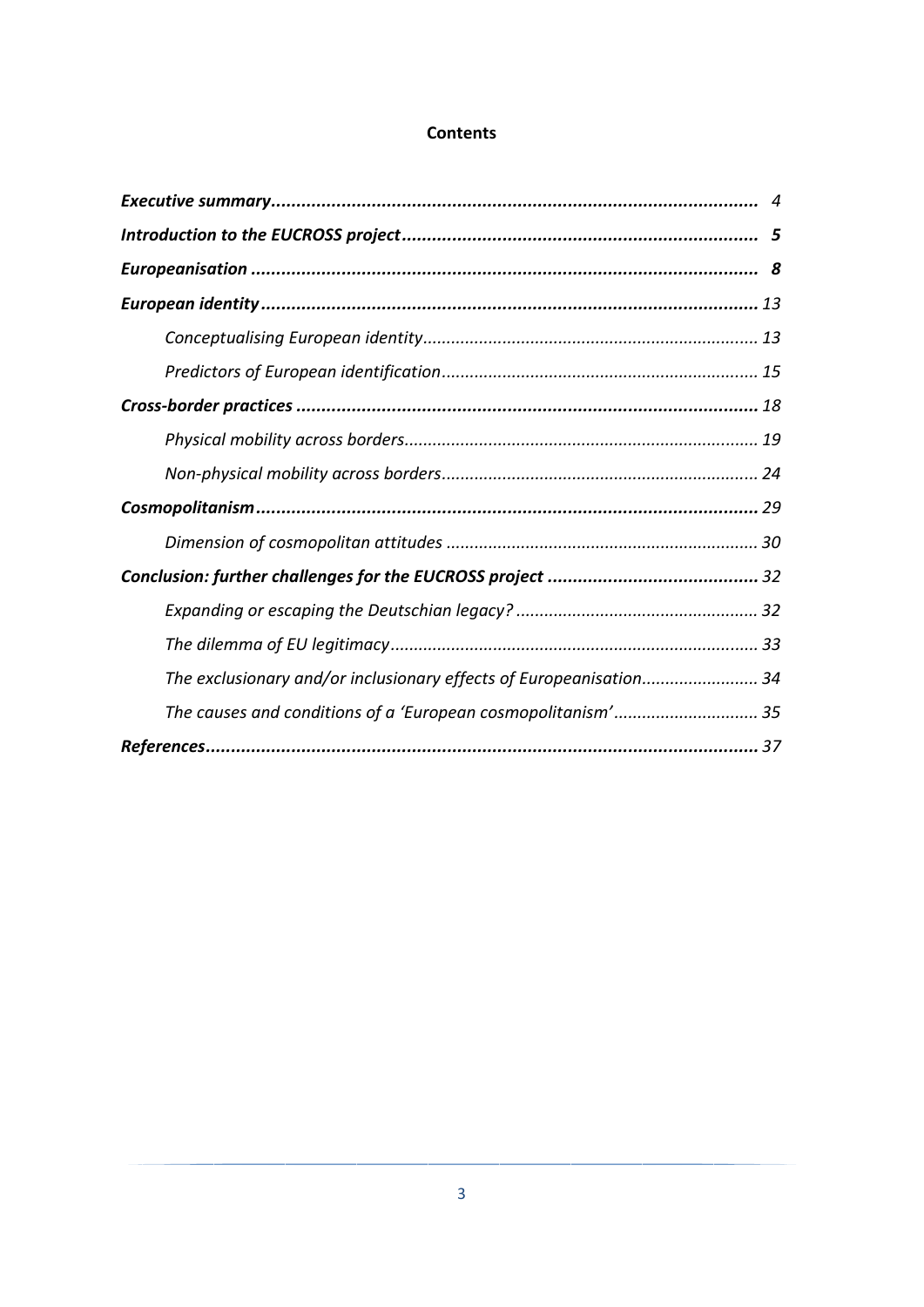# Contents

| | |
|---|---|
| ***Executive summary*** | 4 |
| ***Introduction to the EUCROSS project*** | 5 |
| ***Europeanisation*** | 8 |
| ***European identity*** | 13 |
| *Conceptualising European identity* | 13 |
| *Predictors of European identification* | 15 |
| ***Cross-border practices*** | 18 |
| *Physical mobility across borders* | 19 |
| *Non-physical mobility across borders* | 24 |
| ***Cosmopolitanism*** | 29 |
| *Dimension of cosmopolitan attitudes* | 30 |
| ***Conclusion: further challenges for the EUCROSS project*** | 32 |
| *Expanding or escaping the Deutschian legacy?* | 32 |
| *The dilemma of EU legitimacy* | 33 |
| *The exclusionary and/or inclusionary effects of Europeanisation* | 34 |
| *The causes and conditions of a 'European cosmopolitanism'* | 35 |
| ***References*** | 37 |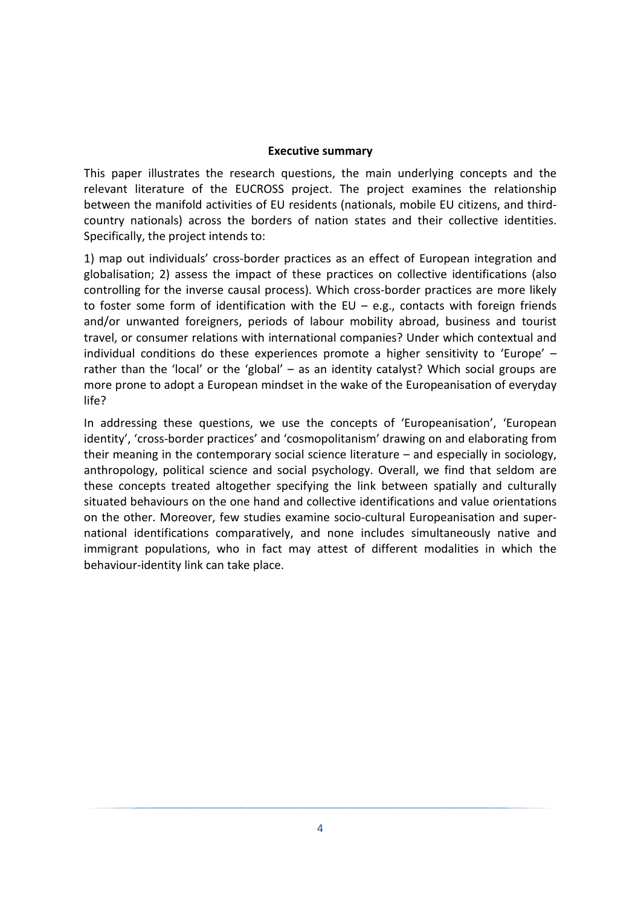## Executive summary

This paper illustrates the research questions, the main underlying concepts and the relevant literature of the EUCROSS project. The project examines the relationship between the manifold activities of EU residents (nationals, mobile EU citizens, and third-country nationals) across the borders of nation states and their collective identities. Specifically, the project intends to:

1) map out individuals' cross-border practices as an effect of European integration and globalisation; 2) assess the impact of these practices on collective identifications (also controlling for the inverse causal process). Which cross-border practices are more likely to foster some form of identification with the EU – e.g., contacts with foreign friends and/or unwanted foreigners, periods of labour mobility abroad, business and tourist travel, or consumer relations with international companies? Under which contextual and individual conditions do these experiences promote a higher sensitivity to 'Europe' – rather than the 'local' or the 'global' – as an identity catalyst? Which social groups are more prone to adopt a European mindset in the wake of the Europeanisation of everyday life?

In addressing these questions, we use the concepts of 'Europeanisation', 'European identity', 'cross-border practices' and 'cosmopolitanism' drawing on and elaborating from their meaning in the contemporary social science literature – and especially in sociology, anthropology, political science and social psychology. Overall, we find that seldom are these concepts treated altogether specifying the link between spatially and culturally situated behaviours on the one hand and collective identifications and value orientations on the other. Moreover, few studies examine socio-cultural Europeanisation and super-national identifications comparatively, and none includes simultaneously native and immigrant populations, who in fact may attest of different modalities in which the behaviour-identity link can take place.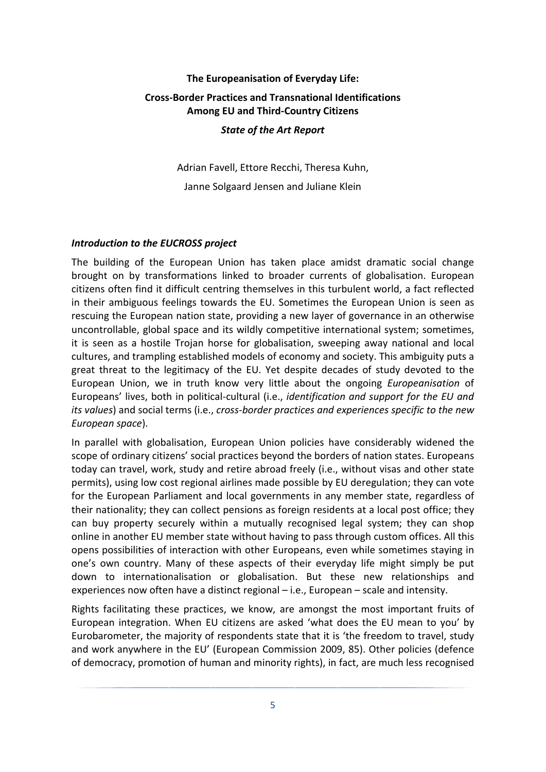**The Europeanisation of Everyday Life:**

**Cross-Border Practices and Transnational Identifications Among EU and Third-Country Citizens**

***State of the Art Report***

Adrian Favell, Ettore Recchi, Theresa Kuhn,
Janne Solgaard Jensen and Juliane Klein

### *Introduction to the EUCROSS project*

The building of the European Union has taken place amidst dramatic social change brought on by transformations linked to broader currents of globalisation. European citizens often find it difficult centring themselves in this turbulent world, a fact reflected in their ambiguous feelings towards the EU. Sometimes the European Union is seen as rescuing the European nation state, providing a new layer of governance in an otherwise uncontrollable, global space and its wildly competitive international system; sometimes, it is seen as a hostile Trojan horse for globalisation, sweeping away national and local cultures, and trampling established models of economy and society. This ambiguity puts a great threat to the legitimacy of the EU. Yet despite decades of study devoted to the European Union, we in truth know very little about the ongoing *Europeanisation* of Europeans' lives, both in political-cultural (i.e., *identification and support for the EU and its values*) and social terms (i.e., *cross-border practices and experiences specific to the new European space*).

In parallel with globalisation, European Union policies have considerably widened the scope of ordinary citizens' social practices beyond the borders of nation states. Europeans today can travel, work, study and retire abroad freely (i.e., without visas and other state permits), using low cost regional airlines made possible by EU deregulation; they can vote for the European Parliament and local governments in any member state, regardless of their nationality; they can collect pensions as foreign residents at a local post office; they can buy property securely within a mutually recognised legal system; they can shop online in another EU member state without having to pass through custom offices. All this opens possibilities of interaction with other Europeans, even while sometimes staying in one's own country. Many of these aspects of their everyday life might simply be put down to internationalisation or globalisation. But these new relationships and experiences now often have a distinct regional – i.e., European – scale and intensity.

Rights facilitating these practices, we know, are amongst the most important fruits of European integration. When EU citizens are asked 'what does the EU mean to you' by Eurobarometer, the majority of respondents state that it is 'the freedom to travel, study and work anywhere in the EU' (European Commission 2009, 85). Other policies (defence of democracy, promotion of human and minority rights), in fact, are much less recognised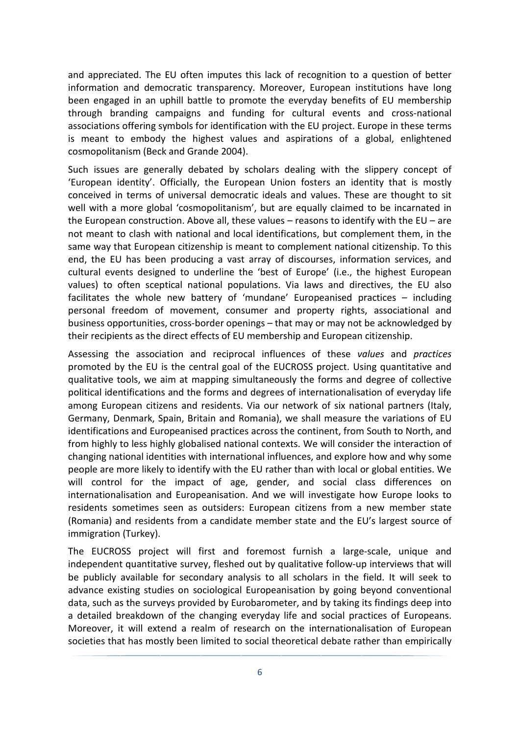and appreciated. The EU often imputes this lack of recognition to a question of better information and democratic transparency. Moreover, European institutions have long been engaged in an uphill battle to promote the everyday benefits of EU membership through branding campaigns and funding for cultural events and cross-national associations offering symbols for identification with the EU project. Europe in these terms is meant to embody the highest values and aspirations of a global, enlightened cosmopolitanism (Beck and Grande 2004).

Such issues are generally debated by scholars dealing with the slippery concept of 'European identity'. Officially, the European Union fosters an identity that is mostly conceived in terms of universal democratic ideals and values. These are thought to sit well with a more global 'cosmopolitanism', but are equally claimed to be incarnated in the European construction. Above all, these values – reasons to identify with the EU – are not meant to clash with national and local identifications, but complement them, in the same way that European citizenship is meant to complement national citizenship. To this end, the EU has been producing a vast array of discourses, information services, and cultural events designed to underline the 'best of Europe' (i.e., the highest European values) to often sceptical national populations. Via laws and directives, the EU also facilitates the whole new battery of 'mundane' Europeanised practices – including personal freedom of movement, consumer and property rights, associational and business opportunities, cross-border openings – that may or may not be acknowledged by their recipients as the direct effects of EU membership and European citizenship.

Assessing the association and reciprocal influences of these *values* and *practices* promoted by the EU is the central goal of the EUCROSS project. Using quantitative and qualitative tools, we aim at mapping simultaneously the forms and degree of collective political identifications and the forms and degrees of internationalisation of everyday life among European citizens and residents. Via our network of six national partners (Italy, Germany, Denmark, Spain, Britain and Romania), we shall measure the variations of EU identifications and Europeanised practices across the continent, from South to North, and from highly to less highly globalised national contexts. We will consider the interaction of changing national identities with international influences, and explore how and why some people are more likely to identify with the EU rather than with local or global entities. We will control for the impact of age, gender, and social class differences on internationalisation and Europeanisation. And we will investigate how Europe looks to residents sometimes seen as outsiders: European citizens from a new member state (Romania) and residents from a candidate member state and the EU's largest source of immigration (Turkey).

The EUCROSS project will first and foremost furnish a large-scale, unique and independent quantitative survey, fleshed out by qualitative follow-up interviews that will be publicly available for secondary analysis to all scholars in the field. It will seek to advance existing studies on sociological Europeanisation by going beyond conventional data, such as the surveys provided by Eurobarometer, and by taking its findings deep into a detailed breakdown of the changing everyday life and social practices of Europeans. Moreover, it will extend a realm of research on the internationalisation of European societies that has mostly been limited to social theoretical debate rather than empirically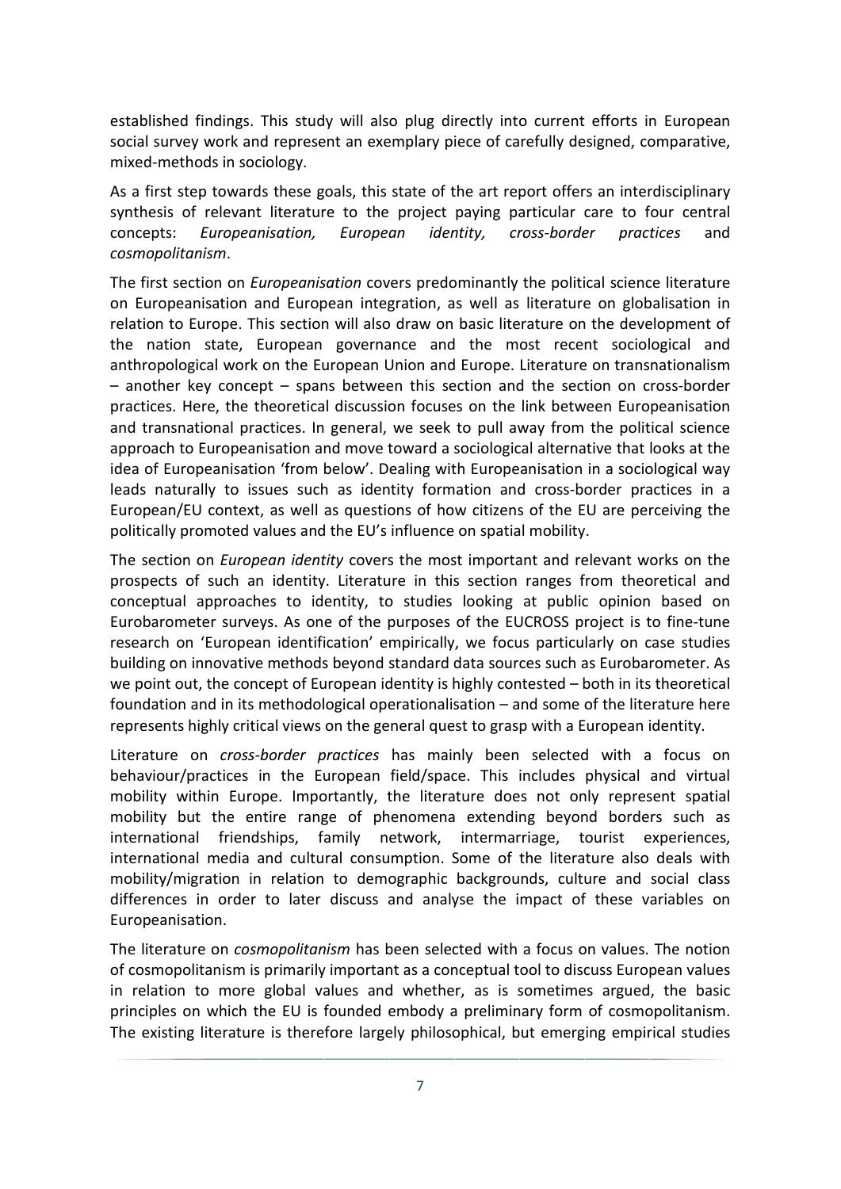established findings. This study will also plug directly into current efforts in European social survey work and represent an exemplary piece of carefully designed, comparative, mixed-methods in sociology.

As a first step towards these goals, this state of the art report offers an interdisciplinary synthesis of relevant literature to the project paying particular care to four central concepts: *Europeanisation, European identity, cross-border practices* and *cosmopolitanism*.

The first section on *Europeanisation* covers predominantly the political science literature on Europeanisation and European integration, as well as literature on globalisation in relation to Europe. This section will also draw on basic literature on the development of the nation state, European governance and the most recent sociological and anthropological work on the European Union and Europe. Literature on transnationalism – another key concept – spans between this section and the section on cross-border practices. Here, the theoretical discussion focuses on the link between Europeanisation and transnational practices. In general, we seek to pull away from the political science approach to Europeanisation and move toward a sociological alternative that looks at the idea of Europeanisation 'from below'. Dealing with Europeanisation in a sociological way leads naturally to issues such as identity formation and cross-border practices in a European/EU context, as well as questions of how citizens of the EU are perceiving the politically promoted values and the EU's influence on spatial mobility.

The section on *European identity* covers the most important and relevant works on the prospects of such an identity. Literature in this section ranges from theoretical and conceptual approaches to identity, to studies looking at public opinion based on Eurobarometer surveys. As one of the purposes of the EUCROSS project is to fine-tune research on 'European identification' empirically, we focus particularly on case studies building on innovative methods beyond standard data sources such as Eurobarometer. As we point out, the concept of European identity is highly contested – both in its theoretical foundation and in its methodological operationalisation – and some of the literature here represents highly critical views on the general quest to grasp with a European identity.

Literature on *cross-border practices* has mainly been selected with a focus on behaviour/practices in the European field/space. This includes physical and virtual mobility within Europe. Importantly, the literature does not only represent spatial mobility but the entire range of phenomena extending beyond borders such as international friendships, family network, intermarriage, tourist experiences, international media and cultural consumption. Some of the literature also deals with mobility/migration in relation to demographic backgrounds, culture and social class differences in order to later discuss and analyse the impact of these variables on Europeanisation.

The literature on *cosmopolitanism* has been selected with a focus on values. The notion of cosmopolitanism is primarily important as a conceptual tool to discuss European values in relation to more global values and whether, as is sometimes argued, the basic principles on which the EU is founded embody a preliminary form of cosmopolitanism. The existing literature is therefore largely philosophical, but emerging empirical studies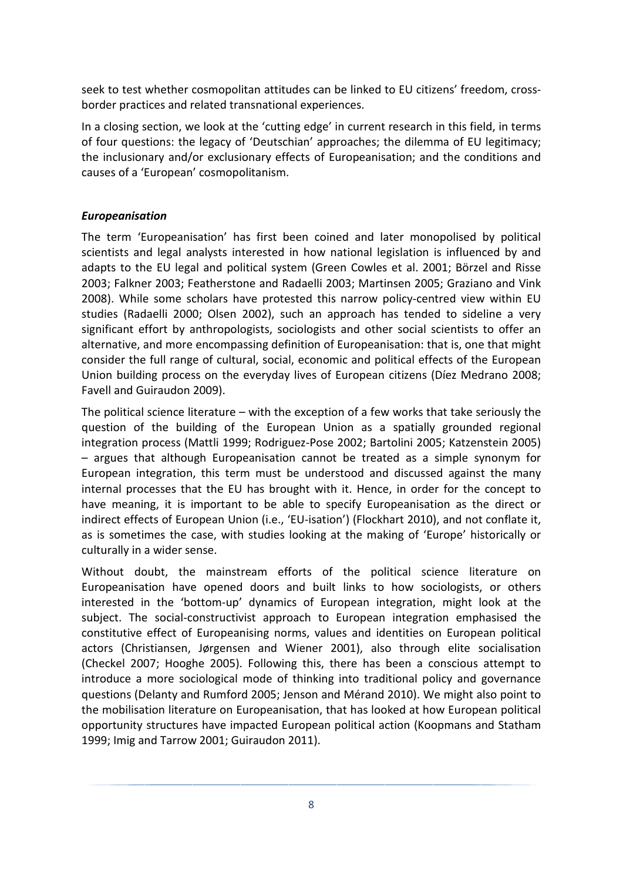seek to test whether cosmopolitan attitudes can be linked to EU citizens' freedom, cross-border practices and related transnational experiences.

In a closing section, we look at the 'cutting edge' in current research in this field, in terms of four questions: the legacy of 'Deutschian' approaches; the dilemma of EU legitimacy; the inclusionary and/or exclusionary effects of Europeanisation; and the conditions and causes of a 'European' cosmopolitanism.

### *Europeanisation*

The term 'Europeanisation' has first been coined and later monopolised by political scientists and legal analysts interested in how national legislation is influenced by and adapts to the EU legal and political system (Green Cowles et al. 2001; Börzel and Risse 2003; Falkner 2003; Featherstone and Radaelli 2003; Martinsen 2005; Graziano and Vink 2008). While some scholars have protested this narrow policy-centred view within EU studies (Radaelli 2000; Olsen 2002), such an approach has tended to sideline a very significant effort by anthropologists, sociologists and other social scientists to offer an alternative, and more encompassing definition of Europeanisation: that is, one that might consider the full range of cultural, social, economic and political effects of the European Union building process on the everyday lives of European citizens (Díez Medrano 2008; Favell and Guiraudon 2009).

The political science literature – with the exception of a few works that take seriously the question of the building of the European Union as a spatially grounded regional integration process (Mattli 1999; Rodriguez-Pose 2002; Bartolini 2005; Katzenstein 2005) – argues that although Europeanisation cannot be treated as a simple synonym for European integration, this term must be understood and discussed against the many internal processes that the EU has brought with it. Hence, in order for the concept to have meaning, it is important to be able to specify Europeanisation as the direct or indirect effects of European Union (i.e., 'EU-isation') (Flockhart 2010), and not conflate it, as is sometimes the case, with studies looking at the making of 'Europe' historically or culturally in a wider sense.

Without doubt, the mainstream efforts of the political science literature on Europeanisation have opened doors and built links to how sociologists, or others interested in the 'bottom-up' dynamics of European integration, might look at the subject. The social-constructivist approach to European integration emphasised the constitutive effect of Europeanising norms, values and identities on European political actors (Christiansen, Jørgensen and Wiener 2001), also through elite socialisation (Checkel 2007; Hooghe 2005). Following this, there has been a conscious attempt to introduce a more sociological mode of thinking into traditional policy and governance questions (Delanty and Rumford 2005; Jenson and Mérand 2010). We might also point to the mobilisation literature on Europeanisation, that has looked at how European political opportunity structures have impacted European political action (Koopmans and Statham 1999; Imig and Tarrow 2001; Guiraudon 2011).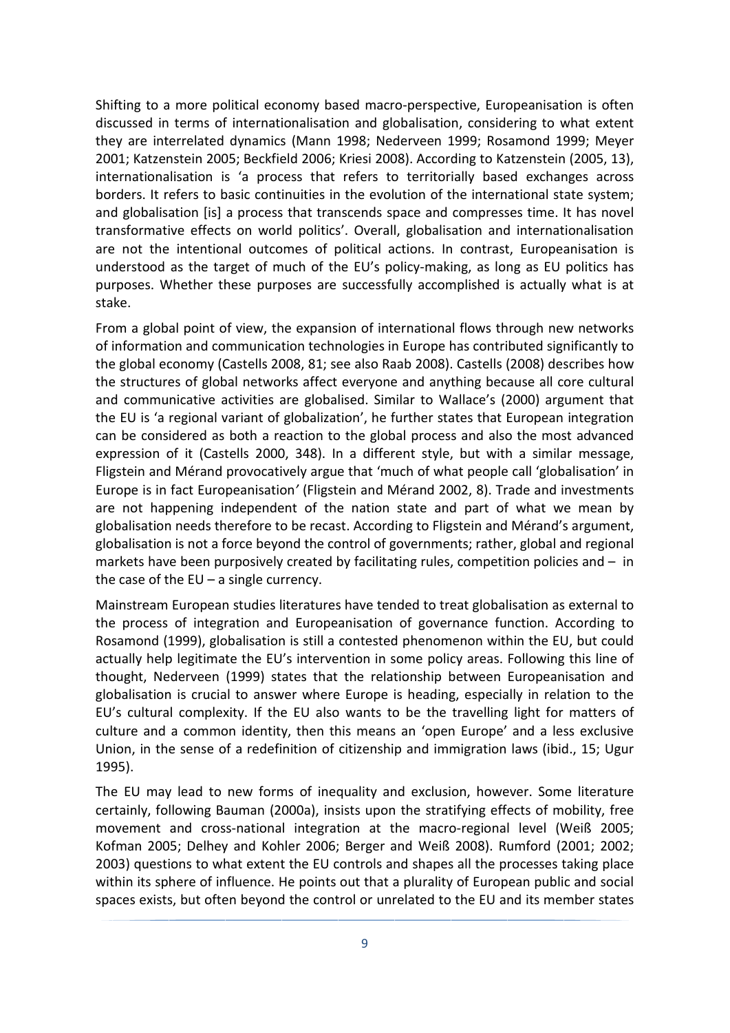Shifting to a more political economy based macro-perspective, Europeanisation is often discussed in terms of internationalisation and globalisation, considering to what extent they are interrelated dynamics (Mann 1998; Nederveen 1999; Rosamond 1999; Meyer 2001; Katzenstein 2005; Beckfield 2006; Kriesi 2008). According to Katzenstein (2005, 13), internationalisation is 'a process that refers to territorially based exchanges across borders. It refers to basic continuities in the evolution of the international state system; and globalisation [is] a process that transcends space and compresses time. It has novel transformative effects on world politics'. Overall, globalisation and internationalisation are not the intentional outcomes of political actions. In contrast, Europeanisation is understood as the target of much of the EU's policy-making, as long as EU politics has purposes. Whether these purposes are successfully accomplished is actually what is at stake.

From a global point of view, the expansion of international flows through new networks of information and communication technologies in Europe has contributed significantly to the global economy (Castells 2008, 81; see also Raab 2008). Castells (2008) describes how the structures of global networks affect everyone and anything because all core cultural and communicative activities are globalised. Similar to Wallace's (2000) argument that the EU is 'a regional variant of globalization', he further states that European integration can be considered as both a reaction to the global process and also the most advanced expression of it (Castells 2000, 348). In a different style, but with a similar message, Fligstein and Mérand provocatively argue that 'much of what people call 'globalisation' in Europe is in fact Europeanisation' (Fligstein and Mérand 2002, 8). Trade and investments are not happening independent of the nation state and part of what we mean by globalisation needs therefore to be recast. According to Fligstein and Mérand's argument, globalisation is not a force beyond the control of governments; rather, global and regional markets have been purposively created by facilitating rules, competition policies and – in the case of the EU – a single currency.

Mainstream European studies literatures have tended to treat globalisation as external to the process of integration and Europeanisation of governance function. According to Rosamond (1999), globalisation is still a contested phenomenon within the EU, but could actually help legitimate the EU's intervention in some policy areas. Following this line of thought, Nederveen (1999) states that the relationship between Europeanisation and globalisation is crucial to answer where Europe is heading, especially in relation to the EU's cultural complexity. If the EU also wants to be the travelling light for matters of culture and a common identity, then this means an 'open Europe' and a less exclusive Union, in the sense of a redefinition of citizenship and immigration laws (ibid., 15; Ugur 1995).

The EU may lead to new forms of inequality and exclusion, however. Some literature certainly, following Bauman (2000a), insists upon the stratifying effects of mobility, free movement and cross-national integration at the macro-regional level (Weiß 2005; Kofman 2005; Delhey and Kohler 2006; Berger and Weiß 2008). Rumford (2001; 2002; 2003) questions to what extent the EU controls and shapes all the processes taking place within its sphere of influence. He points out that a plurality of European public and social spaces exists, but often beyond the control or unrelated to the EU and its member states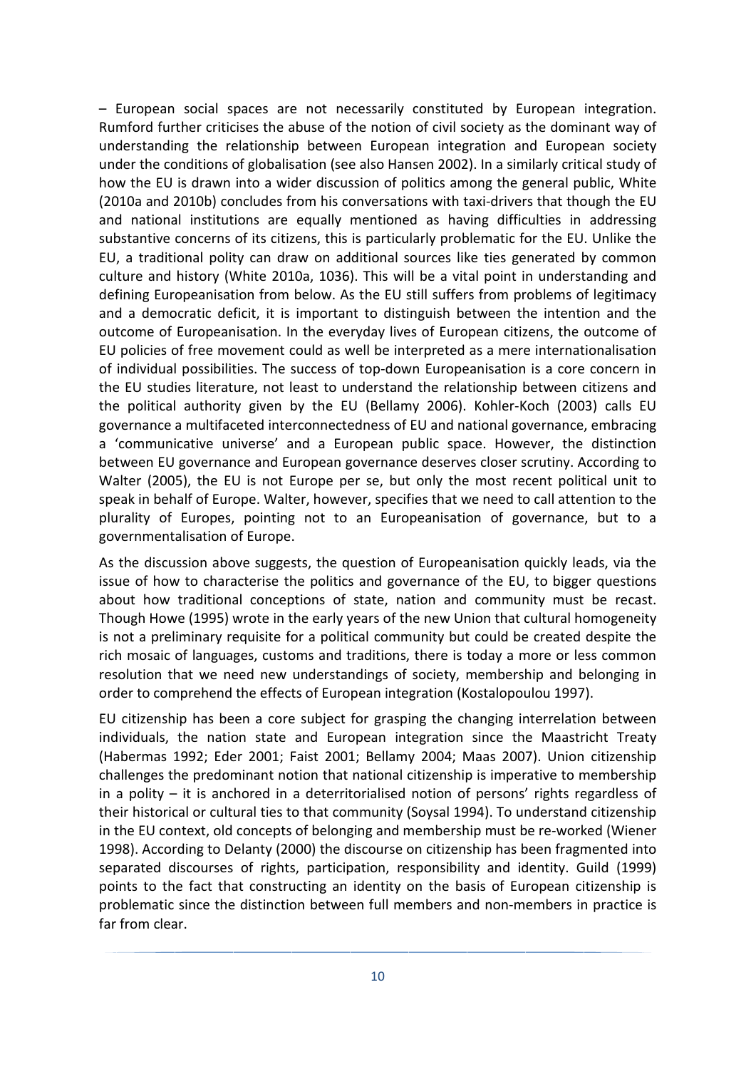– European social spaces are not necessarily constituted by European integration. Rumford further criticises the abuse of the notion of civil society as the dominant way of understanding the relationship between European integration and European society under the conditions of globalisation (see also Hansen 2002). In a similarly critical study of how the EU is drawn into a wider discussion of politics among the general public, White (2010a and 2010b) concludes from his conversations with taxi-drivers that though the EU and national institutions are equally mentioned as having difficulties in addressing substantive concerns of its citizens, this is particularly problematic for the EU. Unlike the EU, a traditional polity can draw on additional sources like ties generated by common culture and history (White 2010a, 1036). This will be a vital point in understanding and defining Europeanisation from below. As the EU still suffers from problems of legitimacy and a democratic deficit, it is important to distinguish between the intention and the outcome of Europeanisation. In the everyday lives of European citizens, the outcome of EU policies of free movement could as well be interpreted as a mere internationalisation of individual possibilities. The success of top-down Europeanisation is a core concern in the EU studies literature, not least to understand the relationship between citizens and the political authority given by the EU (Bellamy 2006). Kohler-Koch (2003) calls EU governance a multifaceted interconnectedness of EU and national governance, embracing a 'communicative universe' and a European public space. However, the distinction between EU governance and European governance deserves closer scrutiny. According to Walter (2005), the EU is not Europe per se, but only the most recent political unit to speak in behalf of Europe. Walter, however, specifies that we need to call attention to the plurality of Europes, pointing not to an Europeanisation of governance, but to a governmentalisation of Europe.

As the discussion above suggests, the question of Europeanisation quickly leads, via the issue of how to characterise the politics and governance of the EU, to bigger questions about how traditional conceptions of state, nation and community must be recast. Though Howe (1995) wrote in the early years of the new Union that cultural homogeneity is not a preliminary requisite for a political community but could be created despite the rich mosaic of languages, customs and traditions, there is today a more or less common resolution that we need new understandings of society, membership and belonging in order to comprehend the effects of European integration (Kostalopoulou 1997).

EU citizenship has been a core subject for grasping the changing interrelation between individuals, the nation state and European integration since the Maastricht Treaty (Habermas 1992; Eder 2001; Faist 2001; Bellamy 2004; Maas 2007). Union citizenship challenges the predominant notion that national citizenship is imperative to membership in a polity – it is anchored in a deterritorialised notion of persons' rights regardless of their historical or cultural ties to that community (Soysal 1994). To understand citizenship in the EU context, old concepts of belonging and membership must be re-worked (Wiener 1998). According to Delanty (2000) the discourse on citizenship has been fragmented into separated discourses of rights, participation, responsibility and identity. Guild (1999) points to the fact that constructing an identity on the basis of European citizenship is problematic since the distinction between full members and non-members in practice is far from clear.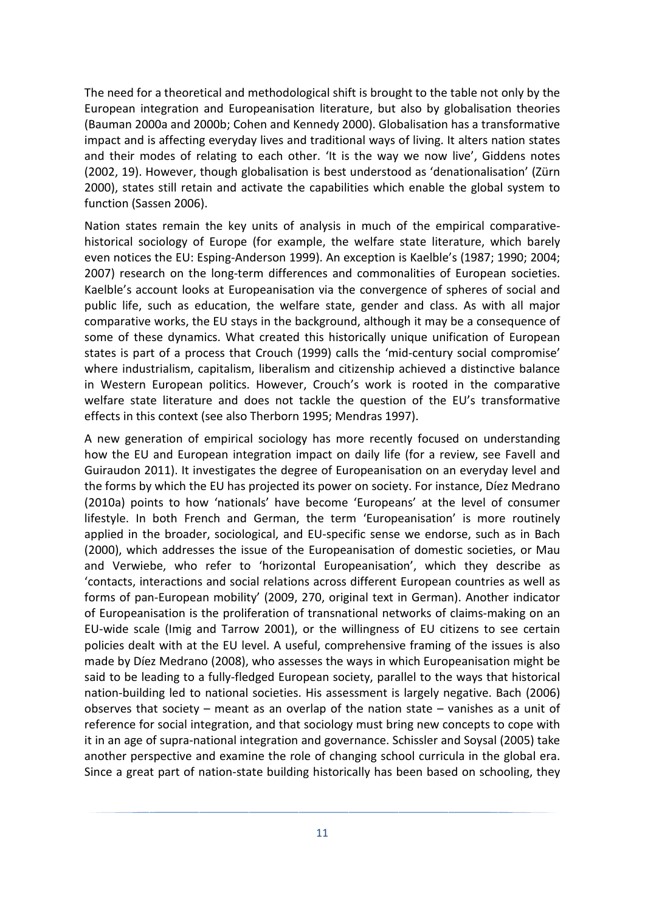The need for a theoretical and methodological shift is brought to the table not only by the European integration and Europeanisation literature, but also by globalisation theories (Bauman 2000a and 2000b; Cohen and Kennedy 2000). Globalisation has a transformative impact and is affecting everyday lives and traditional ways of living. It alters nation states and their modes of relating to each other. 'It is the way we now live', Giddens notes (2002, 19). However, though globalisation is best understood as 'denationalisation' (Zürn 2000), states still retain and activate the capabilities which enable the global system to function (Sassen 2006).

Nation states remain the key units of analysis in much of the empirical comparative-historical sociology of Europe (for example, the welfare state literature, which barely even notices the EU: Esping-Anderson 1999). An exception is Kaelble's (1987; 1990; 2004; 2007) research on the long-term differences and commonalities of European societies. Kaelble's account looks at Europeanisation via the convergence of spheres of social and public life, such as education, the welfare state, gender and class. As with all major comparative works, the EU stays in the background, although it may be a consequence of some of these dynamics. What created this historically unique unification of European states is part of a process that Crouch (1999) calls the 'mid-century social compromise' where industrialism, capitalism, liberalism and citizenship achieved a distinctive balance in Western European politics. However, Crouch's work is rooted in the comparative welfare state literature and does not tackle the question of the EU's transformative effects in this context (see also Therborn 1995; Mendras 1997).

A new generation of empirical sociology has more recently focused on understanding how the EU and European integration impact on daily life (for a review, see Favell and Guiraudon 2011). It investigates the degree of Europeanisation on an everyday level and the forms by which the EU has projected its power on society. For instance, Díez Medrano (2010a) points to how 'nationals' have become 'Europeans' at the level of consumer lifestyle. In both French and German, the term 'Europeanisation' is more routinely applied in the broader, sociological, and EU-specific sense we endorse, such as in Bach (2000), which addresses the issue of the Europeanisation of domestic societies, or Mau and Verwiebe, who refer to 'horizontal Europeanisation', which they describe as 'contacts, interactions and social relations across different European countries as well as forms of pan-European mobility' (2009, 270, original text in German). Another indicator of Europeanisation is the proliferation of transnational networks of claims-making on an EU-wide scale (Imig and Tarrow 2001), or the willingness of EU citizens to see certain policies dealt with at the EU level. A useful, comprehensive framing of the issues is also made by Díez Medrano (2008), who assesses the ways in which Europeanisation might be said to be leading to a fully-fledged European society, parallel to the ways that historical nation-building led to national societies. His assessment is largely negative. Bach (2006) observes that society – meant as an overlap of the nation state – vanishes as a unit of reference for social integration, and that sociology must bring new concepts to cope with it in an age of supra-national integration and governance. Schissler and Soysal (2005) take another perspective and examine the role of changing school curricula in the global era. Since a great part of nation-state building historically has been based on schooling, they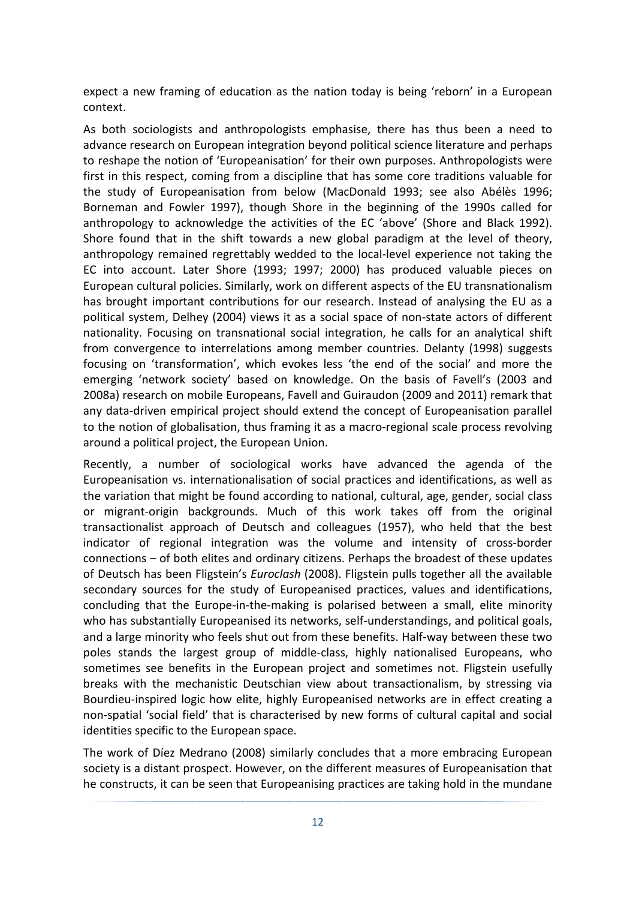expect a new framing of education as the nation today is being 'reborn' in a European context.

As both sociologists and anthropologists emphasise, there has thus been a need to advance research on European integration beyond political science literature and perhaps to reshape the notion of 'Europeanisation' for their own purposes. Anthropologists were first in this respect, coming from a discipline that has some core traditions valuable for the study of Europeanisation from below (MacDonald 1993; see also Abélès 1996; Borneman and Fowler 1997), though Shore in the beginning of the 1990s called for anthropology to acknowledge the activities of the EC 'above' (Shore and Black 1992). Shore found that in the shift towards a new global paradigm at the level of theory, anthropology remained regrettably wedded to the local-level experience not taking the EC into account. Later Shore (1993; 1997; 2000) has produced valuable pieces on European cultural policies. Similarly, work on different aspects of the EU transnationalism has brought important contributions for our research. Instead of analysing the EU as a political system, Delhey (2004) views it as a social space of non-state actors of different nationality. Focusing on transnational social integration, he calls for an analytical shift from convergence to interrelations among member countries. Delanty (1998) suggests focusing on 'transformation', which evokes less 'the end of the social' and more the emerging 'network society' based on knowledge. On the basis of Favell's (2003 and 2008a) research on mobile Europeans, Favell and Guiraudon (2009 and 2011) remark that any data-driven empirical project should extend the concept of Europeanisation parallel to the notion of globalisation, thus framing it as a macro-regional scale process revolving around a political project, the European Union.

Recently, a number of sociological works have advanced the agenda of the Europeanisation vs. internationalisation of social practices and identifications, as well as the variation that might be found according to national, cultural, age, gender, social class or migrant-origin backgrounds. Much of this work takes off from the original transactionalist approach of Deutsch and colleagues (1957), who held that the best indicator of regional integration was the volume and intensity of cross-border connections – of both elites and ordinary citizens. Perhaps the broadest of these updates of Deutsch has been Fligstein's *Euroclash* (2008). Fligstein pulls together all the available secondary sources for the study of Europeanised practices, values and identifications, concluding that the Europe-in-the-making is polarised between a small, elite minority who has substantially Europeanised its networks, self-understandings, and political goals, and a large minority who feels shut out from these benefits. Half-way between these two poles stands the largest group of middle-class, highly nationalised Europeans, who sometimes see benefits in the European project and sometimes not. Fligstein usefully breaks with the mechanistic Deutschian view about transactionalism, by stressing via Bourdieu-inspired logic how elite, highly Europeanised networks are in effect creating a non-spatial 'social field' that is characterised by new forms of cultural capital and social identities specific to the European space.

The work of Díez Medrano (2008) similarly concludes that a more embracing European society is a distant prospect. However, on the different measures of Europeanisation that he constructs, it can be seen that Europeanising practices are taking hold in the mundane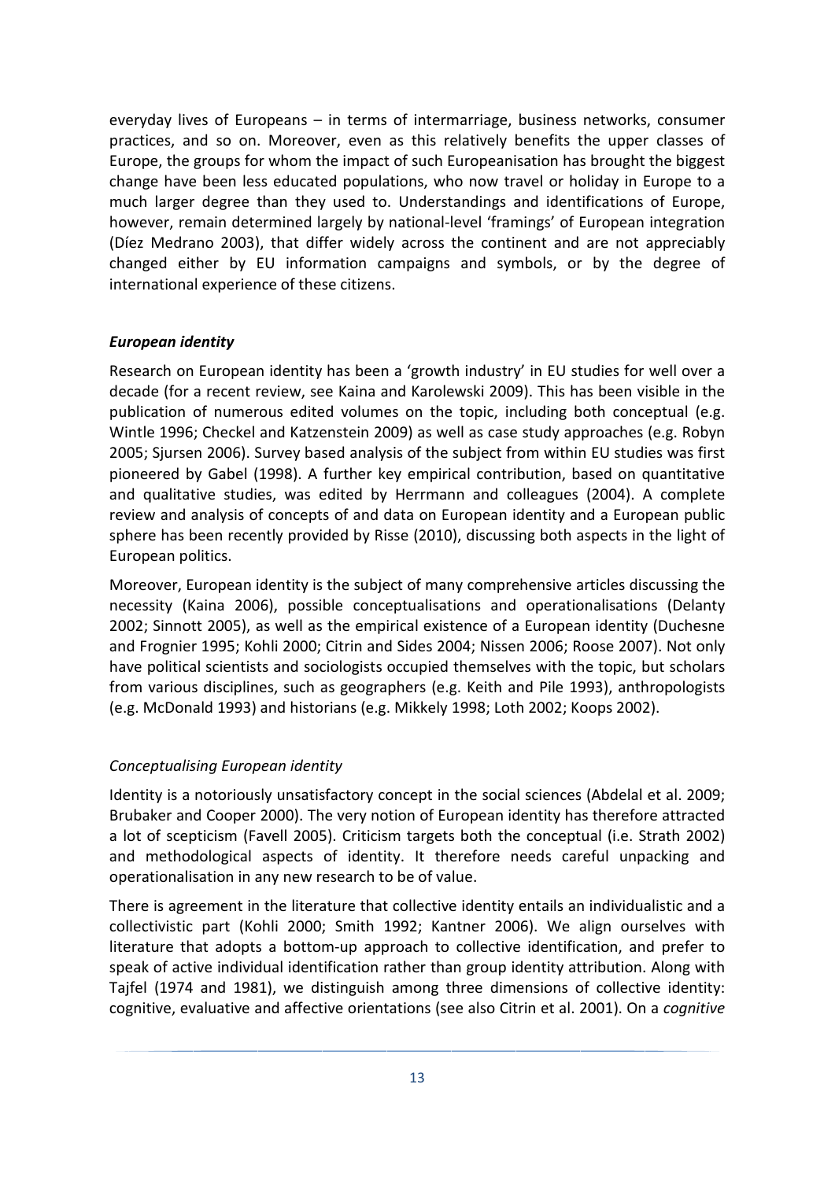everyday lives of Europeans – in terms of intermarriage, business networks, consumer practices, and so on. Moreover, even as this relatively benefits the upper classes of Europe, the groups for whom the impact of such Europeanisation has brought the biggest change have been less educated populations, who now travel or holiday in Europe to a much larger degree than they used to. Understandings and identifications of Europe, however, remain determined largely by national-level 'framings' of European integration (Díez Medrano 2003), that differ widely across the continent and are not appreciably changed either by EU information campaigns and symbols, or by the degree of international experience of these citizens.

### *European identity*

Research on European identity has been a 'growth industry' in EU studies for well over a decade (for a recent review, see Kaina and Karolewski 2009). This has been visible in the publication of numerous edited volumes on the topic, including both conceptual (e.g. Wintle 1996; Checkel and Katzenstein 2009) as well as case study approaches (e.g. Robyn 2005; Sjursen 2006). Survey based analysis of the subject from within EU studies was first pioneered by Gabel (1998). A further key empirical contribution, based on quantitative and qualitative studies, was edited by Herrmann and colleagues (2004). A complete review and analysis of concepts of and data on European identity and a European public sphere has been recently provided by Risse (2010), discussing both aspects in the light of European politics.

Moreover, European identity is the subject of many comprehensive articles discussing the necessity (Kaina 2006), possible conceptualisations and operationalisations (Delanty 2002; Sinnott 2005), as well as the empirical existence of a European identity (Duchesne and Frognier 1995; Kohli 2000; Citrin and Sides 2004; Nissen 2006; Roose 2007). Not only have political scientists and sociologists occupied themselves with the topic, but scholars from various disciplines, such as geographers (e.g. Keith and Pile 1993), anthropologists (e.g. McDonald 1993) and historians (e.g. Mikkely 1998; Loth 2002; Koops 2002).

#### *Conceptualising European identity*

Identity is a notoriously unsatisfactory concept in the social sciences (Abdelal et al. 2009; Brubaker and Cooper 2000). The very notion of European identity has therefore attracted a lot of scepticism (Favell 2005). Criticism targets both the conceptual (i.e. Strath 2002) and methodological aspects of identity. It therefore needs careful unpacking and operationalisation in any new research to be of value.

There is agreement in the literature that collective identity entails an individualistic and a collectivistic part (Kohli 2000; Smith 1992; Kantner 2006). We align ourselves with literature that adopts a bottom-up approach to collective identification, and prefer to speak of active individual identification rather than group identity attribution. Along with Tajfel (1974 and 1981), we distinguish among three dimensions of collective identity: cognitive, evaluative and affective orientations (see also Citrin et al. 2001). On a *cognitive*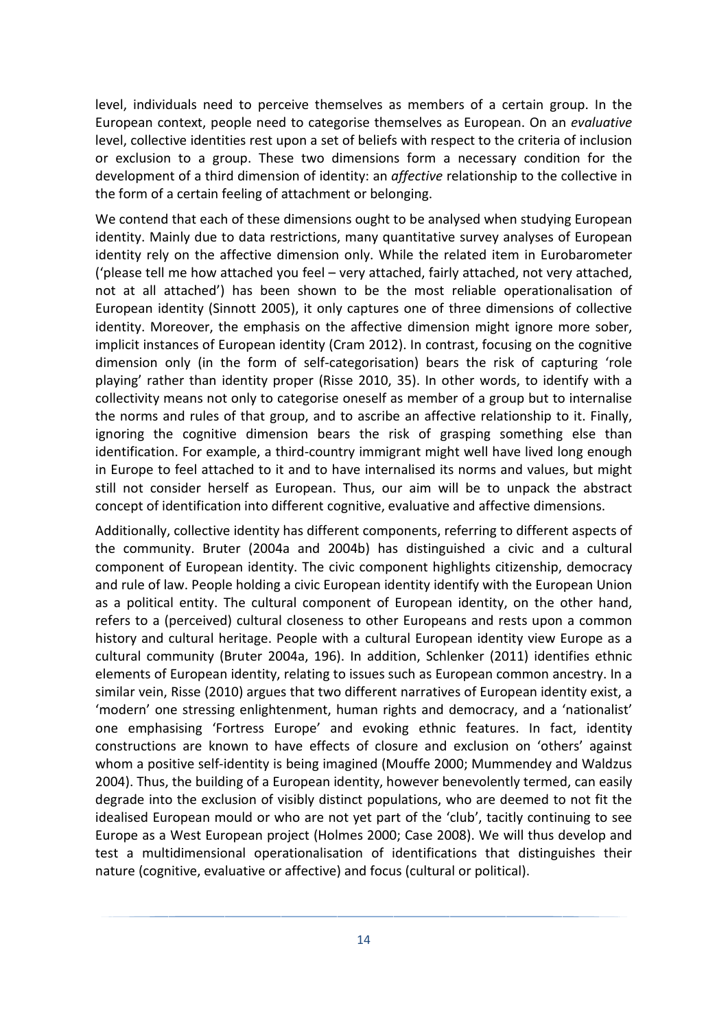level, individuals need to perceive themselves as members of a certain group. In the European context, people need to categorise themselves as European. On an *evaluative* level, collective identities rest upon a set of beliefs with respect to the criteria of inclusion or exclusion to a group. These two dimensions form a necessary condition for the development of a third dimension of identity: an *affective* relationship to the collective in the form of a certain feeling of attachment or belonging.

We contend that each of these dimensions ought to be analysed when studying European identity. Mainly due to data restrictions, many quantitative survey analyses of European identity rely on the affective dimension only. While the related item in Eurobarometer ('please tell me how attached you feel – very attached, fairly attached, not very attached, not at all attached') has been shown to be the most reliable operationalisation of European identity (Sinnott 2005), it only captures one of three dimensions of collective identity. Moreover, the emphasis on the affective dimension might ignore more sober, implicit instances of European identity (Cram 2012). In contrast, focusing on the cognitive dimension only (in the form of self-categorisation) bears the risk of capturing 'role playing' rather than identity proper (Risse 2010, 35). In other words, to identify with a collectivity means not only to categorise oneself as member of a group but to internalise the norms and rules of that group, and to ascribe an affective relationship to it. Finally, ignoring the cognitive dimension bears the risk of grasping something else than identification. For example, a third-country immigrant might well have lived long enough in Europe to feel attached to it and to have internalised its norms and values, but might still not consider herself as European. Thus, our aim will be to unpack the abstract concept of identification into different cognitive, evaluative and affective dimensions.

Additionally, collective identity has different components, referring to different aspects of the community. Bruter (2004a and 2004b) has distinguished a civic and a cultural component of European identity. The civic component highlights citizenship, democracy and rule of law. People holding a civic European identity identify with the European Union as a political entity. The cultural component of European identity, on the other hand, refers to a (perceived) cultural closeness to other Europeans and rests upon a common history and cultural heritage. People with a cultural European identity view Europe as a cultural community (Bruter 2004a, 196). In addition, Schlenker (2011) identifies ethnic elements of European identity, relating to issues such as European common ancestry. In a similar vein, Risse (2010) argues that two different narratives of European identity exist, a 'modern' one stressing enlightenment, human rights and democracy, and a 'nationalist' one emphasising 'Fortress Europe' and evoking ethnic features. In fact, identity constructions are known to have effects of closure and exclusion on 'others' against whom a positive self-identity is being imagined (Mouffe 2000; Mummendey and Waldzus 2004). Thus, the building of a European identity, however benevolently termed, can easily degrade into the exclusion of visibly distinct populations, who are deemed to not fit the idealised European mould or who are not yet part of the 'club', tacitly continuing to see Europe as a West European project (Holmes 2000; Case 2008). We will thus develop and test a multidimensional operationalisation of identifications that distinguishes their nature (cognitive, evaluative or affective) and focus (cultural or political).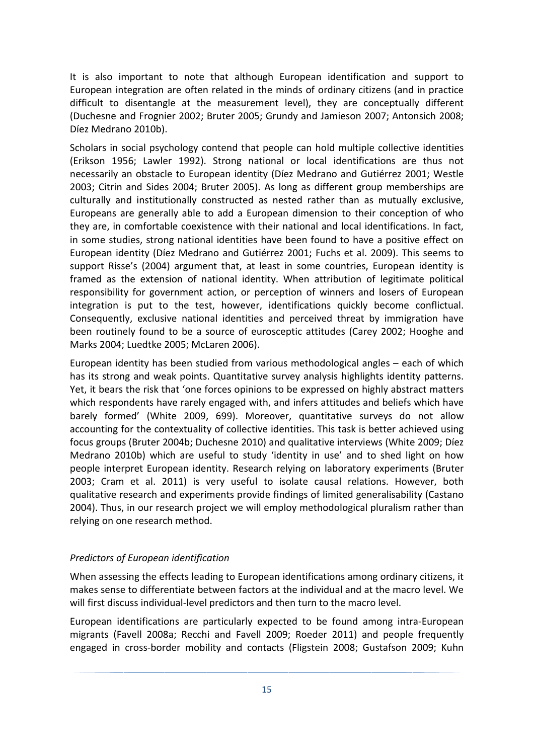It is also important to note that although European identification and support to European integration are often related in the minds of ordinary citizens (and in practice difficult to disentangle at the measurement level), they are conceptually different (Duchesne and Frognier 2002; Bruter 2005; Grundy and Jamieson 2007; Antonsich 2008; Díez Medrano 2010b).

Scholars in social psychology contend that people can hold multiple collective identities (Erikson 1956; Lawler 1992). Strong national or local identifications are thus not necessarily an obstacle to European identity (Díez Medrano and Gutiérrez 2001; Westle 2003; Citrin and Sides 2004; Bruter 2005). As long as different group memberships are culturally and institutionally constructed as nested rather than as mutually exclusive, Europeans are generally able to add a European dimension to their conception of who they are, in comfortable coexistence with their national and local identifications. In fact, in some studies, strong national identities have been found to have a positive effect on European identity (Díez Medrano and Gutiérrez 2001; Fuchs et al. 2009). This seems to support Risse's (2004) argument that, at least in some countries, European identity is framed as the extension of national identity. When attribution of legitimate political responsibility for government action, or perception of winners and losers of European integration is put to the test, however, identifications quickly become conflictual. Consequently, exclusive national identities and perceived threat by immigration have been routinely found to be a source of eurosceptic attitudes (Carey 2002; Hooghe and Marks 2004; Luedtke 2005; McLaren 2006).

European identity has been studied from various methodological angles – each of which has its strong and weak points. Quantitative survey analysis highlights identity patterns. Yet, it bears the risk that 'one forces opinions to be expressed on highly abstract matters which respondents have rarely engaged with, and infers attitudes and beliefs which have barely formed' (White 2009, 699). Moreover, quantitative surveys do not allow accounting for the contextuality of collective identities. This task is better achieved using focus groups (Bruter 2004b; Duchesne 2010) and qualitative interviews (White 2009; Díez Medrano 2010b) which are useful to study 'identity in use' and to shed light on how people interpret European identity. Research relying on laboratory experiments (Bruter 2003; Cram et al. 2011) is very useful to isolate causal relations. However, both qualitative research and experiments provide findings of limited generalisability (Castano 2004). Thus, in our research project we will employ methodological pluralism rather than relying on one research method.

### *Predictors of European identification*

When assessing the effects leading to European identifications among ordinary citizens, it makes sense to differentiate between factors at the individual and at the macro level. We will first discuss individual-level predictors and then turn to the macro level.

European identifications are particularly expected to be found among intra-European migrants (Favell 2008a; Recchi and Favell 2009; Roeder 2011) and people frequently engaged in cross-border mobility and contacts (Fligstein 2008; Gustafson 2009; Kuhn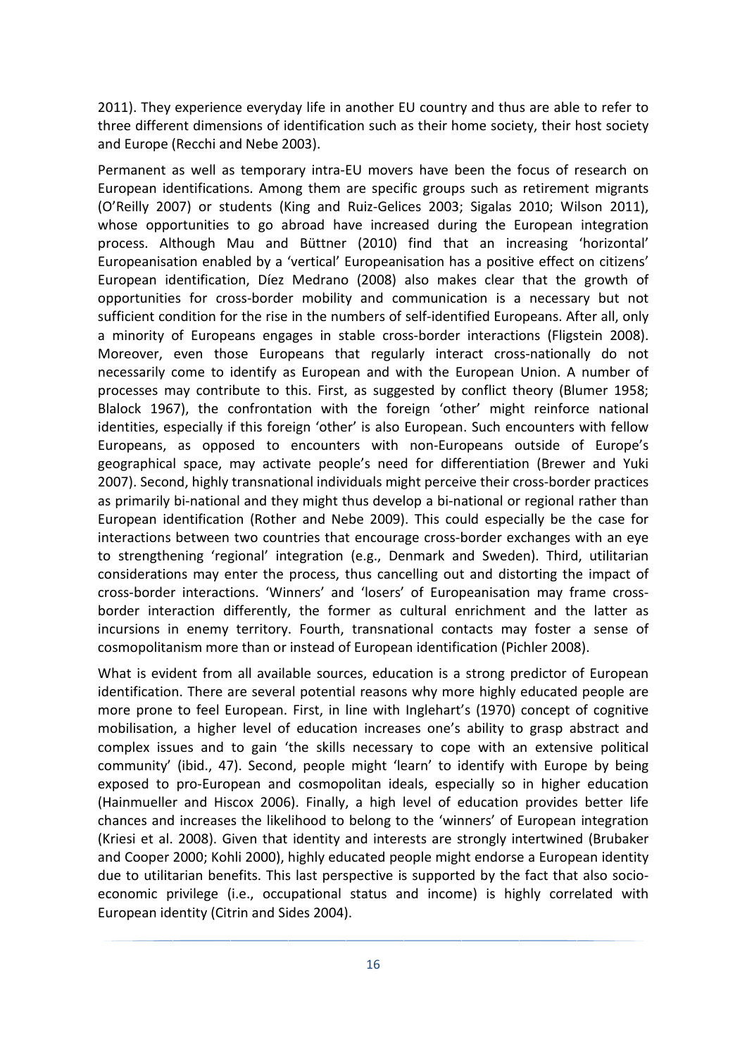2011). They experience everyday life in another EU country and thus are able to refer to three different dimensions of identification such as their home society, their host society and Europe (Recchi and Nebe 2003).

Permanent as well as temporary intra-EU movers have been the focus of research on European identifications. Among them are specific groups such as retirement migrants (O'Reilly 2007) or students (King and Ruiz-Gelices 2003; Sigalas 2010; Wilson 2011), whose opportunities to go abroad have increased during the European integration process. Although Mau and Büttner (2010) find that an increasing 'horizontal' Europeanisation enabled by a 'vertical' Europeanisation has a positive effect on citizens' European identification, Díez Medrano (2008) also makes clear that the growth of opportunities for cross-border mobility and communication is a necessary but not sufficient condition for the rise in the numbers of self-identified Europeans. After all, only a minority of Europeans engages in stable cross-border interactions (Fligstein 2008). Moreover, even those Europeans that regularly interact cross-nationally do not necessarily come to identify as European and with the European Union. A number of processes may contribute to this. First, as suggested by conflict theory (Blumer 1958; Blalock 1967), the confrontation with the foreign 'other' might reinforce national identities, especially if this foreign 'other' is also European. Such encounters with fellow Europeans, as opposed to encounters with non-Europeans outside of Europe's geographical space, may activate people's need for differentiation (Brewer and Yuki 2007). Second, highly transnational individuals might perceive their cross-border practices as primarily bi-national and they might thus develop a bi-national or regional rather than European identification (Rother and Nebe 2009). This could especially be the case for interactions between two countries that encourage cross-border exchanges with an eye to strengthening 'regional' integration (e.g., Denmark and Sweden). Third, utilitarian considerations may enter the process, thus cancelling out and distorting the impact of cross-border interactions. 'Winners' and 'losers' of Europeanisation may frame cross-border interaction differently, the former as cultural enrichment and the latter as incursions in enemy territory. Fourth, transnational contacts may foster a sense of cosmopolitanism more than or instead of European identification (Pichler 2008).

What is evident from all available sources, education is a strong predictor of European identification. There are several potential reasons why more highly educated people are more prone to feel European. First, in line with Inglehart's (1970) concept of cognitive mobilisation, a higher level of education increases one's ability to grasp abstract and complex issues and to gain 'the skills necessary to cope with an extensive political community' (ibid., 47). Second, people might 'learn' to identify with Europe by being exposed to pro-European and cosmopolitan ideals, especially so in higher education (Hainmueller and Hiscox 2006). Finally, a high level of education provides better life chances and increases the likelihood to belong to the 'winners' of European integration (Kriesi et al. 2008). Given that identity and interests are strongly intertwined (Brubaker and Cooper 2000; Kohli 2000), highly educated people might endorse a European identity due to utilitarian benefits. This last perspective is supported by the fact that also socio-economic privilege (i.e., occupational status and income) is highly correlated with European identity (Citrin and Sides 2004).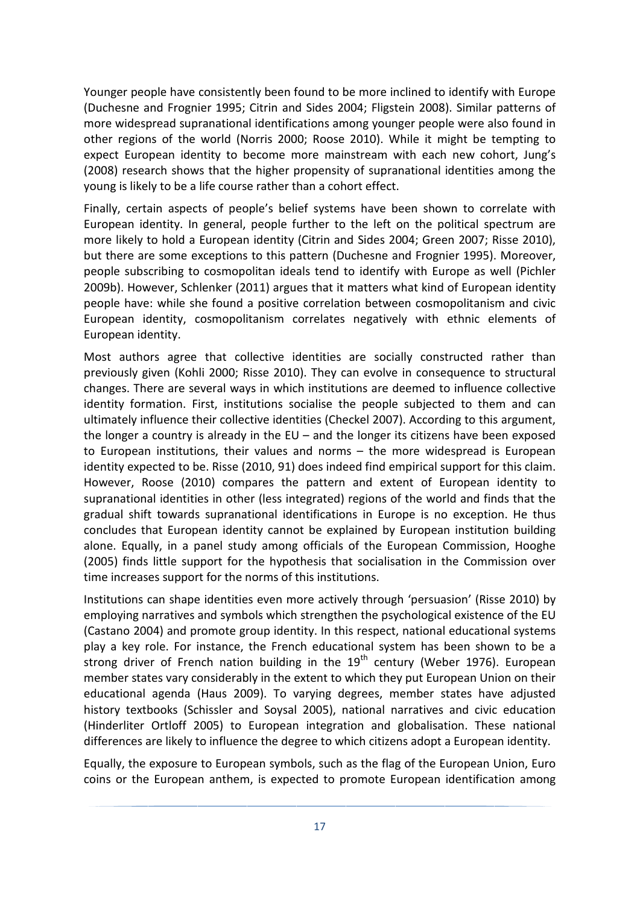Younger people have consistently been found to be more inclined to identify with Europe (Duchesne and Frognier 1995; Citrin and Sides 2004; Fligstein 2008). Similar patterns of more widespread supranational identifications among younger people were also found in other regions of the world (Norris 2000; Roose 2010). While it might be tempting to expect European identity to become more mainstream with each new cohort, Jung's (2008) research shows that the higher propensity of supranational identities among the young is likely to be a life course rather than a cohort effect.

Finally, certain aspects of people's belief systems have been shown to correlate with European identity. In general, people further to the left on the political spectrum are more likely to hold a European identity (Citrin and Sides 2004; Green 2007; Risse 2010), but there are some exceptions to this pattern (Duchesne and Frognier 1995). Moreover, people subscribing to cosmopolitan ideals tend to identify with Europe as well (Pichler 2009b). However, Schlenker (2011) argues that it matters what kind of European identity people have: while she found a positive correlation between cosmopolitanism and civic European identity, cosmopolitanism correlates negatively with ethnic elements of European identity.

Most authors agree that collective identities are socially constructed rather than previously given (Kohli 2000; Risse 2010). They can evolve in consequence to structural changes. There are several ways in which institutions are deemed to influence collective identity formation. First, institutions socialise the people subjected to them and can ultimately influence their collective identities (Checkel 2007). According to this argument, the longer a country is already in the EU – and the longer its citizens have been exposed to European institutions, their values and norms – the more widespread is European identity expected to be. Risse (2010, 91) does indeed find empirical support for this claim. However, Roose (2010) compares the pattern and extent of European identity to supranational identities in other (less integrated) regions of the world and finds that the gradual shift towards supranational identifications in Europe is no exception. He thus concludes that European identity cannot be explained by European institution building alone. Equally, in a panel study among officials of the European Commission, Hooghe (2005) finds little support for the hypothesis that socialisation in the Commission over time increases support for the norms of this institutions.

Institutions can shape identities even more actively through 'persuasion' (Risse 2010) by employing narratives and symbols which strengthen the psychological existence of the EU (Castano 2004) and promote group identity. In this respect, national educational systems play a key role. For instance, the French educational system has been shown to be a strong driver of French nation building in the 19th century (Weber 1976). European member states vary considerably in the extent to which they put European Union on their educational agenda (Haus 2009). To varying degrees, member states have adjusted history textbooks (Schissler and Soysal 2005), national narratives and civic education (Hinderliter Ortloff 2005) to European integration and globalisation. These national differences are likely to influence the degree to which citizens adopt a European identity.

Equally, the exposure to European symbols, such as the flag of the European Union, Euro coins or the European anthem, is expected to promote European identification among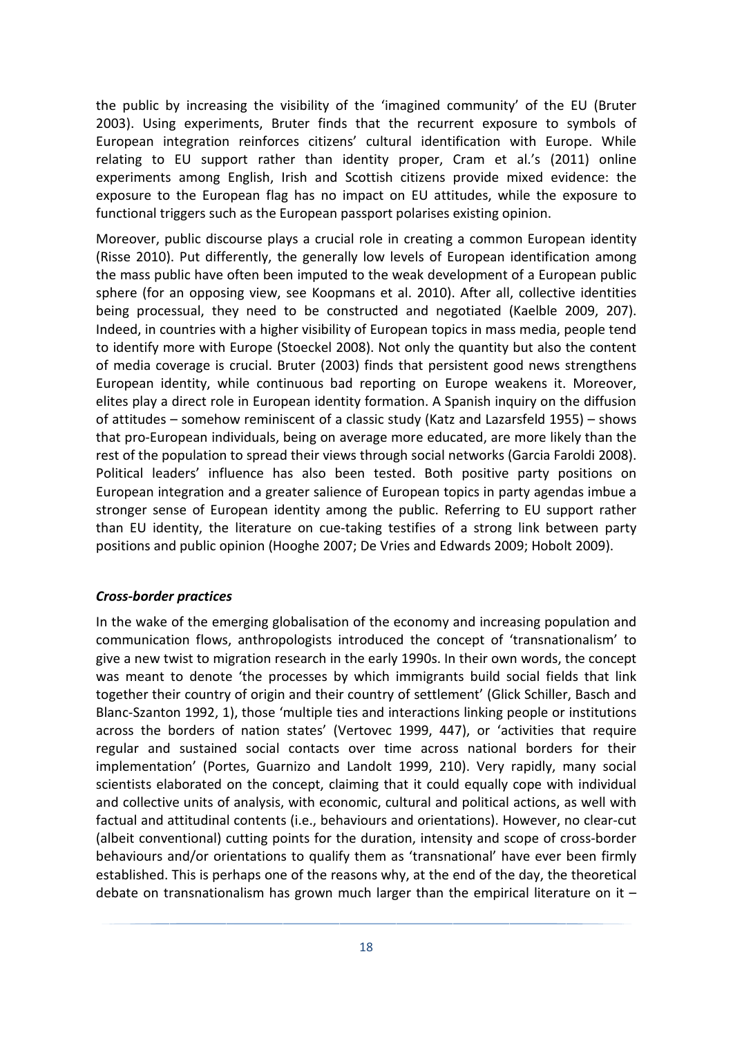the public by increasing the visibility of the 'imagined community' of the EU (Bruter 2003). Using experiments, Bruter finds that the recurrent exposure to symbols of European integration reinforces citizens' cultural identification with Europe. While relating to EU support rather than identity proper, Cram et al.'s (2011) online experiments among English, Irish and Scottish citizens provide mixed evidence: the exposure to the European flag has no impact on EU attitudes, while the exposure to functional triggers such as the European passport polarises existing opinion.

Moreover, public discourse plays a crucial role in creating a common European identity (Risse 2010). Put differently, the generally low levels of European identification among the mass public have often been imputed to the weak development of a European public sphere (for an opposing view, see Koopmans et al. 2010). After all, collective identities being processual, they need to be constructed and negotiated (Kaelble 2009, 207). Indeed, in countries with a higher visibility of European topics in mass media, people tend to identify more with Europe (Stoeckel 2008). Not only the quantity but also the content of media coverage is crucial. Bruter (2003) finds that persistent good news strengthens European identity, while continuous bad reporting on Europe weakens it. Moreover, elites play a direct role in European identity formation. A Spanish inquiry on the diffusion of attitudes – somehow reminiscent of a classic study (Katz and Lazarsfeld 1955) – shows that pro-European individuals, being on average more educated, are more likely than the rest of the population to spread their views through social networks (Garcia Faroldi 2008). Political leaders' influence has also been tested. Both positive party positions on European integration and a greater salience of European topics in party agendas imbue a stronger sense of European identity among the public. Referring to EU support rather than EU identity, the literature on cue-taking testifies of a strong link between party positions and public opinion (Hooghe 2007; De Vries and Edwards 2009; Hobolt 2009).

***Cross-border practices***

In the wake of the emerging globalisation of the economy and increasing population and communication flows, anthropologists introduced the concept of 'transnationalism' to give a new twist to migration research in the early 1990s. In their own words, the concept was meant to denote 'the processes by which immigrants build social fields that link together their country of origin and their country of settlement' (Glick Schiller, Basch and Blanc-Szanton 1992, 1), those 'multiple ties and interactions linking people or institutions across the borders of nation states' (Vertovec 1999, 447), or 'activities that require regular and sustained social contacts over time across national borders for their implementation' (Portes, Guarnizo and Landolt 1999, 210). Very rapidly, many social scientists elaborated on the concept, claiming that it could equally cope with individual and collective units of analysis, with economic, cultural and political actions, as well with factual and attitudinal contents (i.e., behaviours and orientations). However, no clear-cut (albeit conventional) cutting points for the duration, intensity and scope of cross-border behaviours and/or orientations to qualify them as 'transnational' have ever been firmly established. This is perhaps one of the reasons why, at the end of the day, the theoretical debate on transnationalism has grown much larger than the empirical literature on it –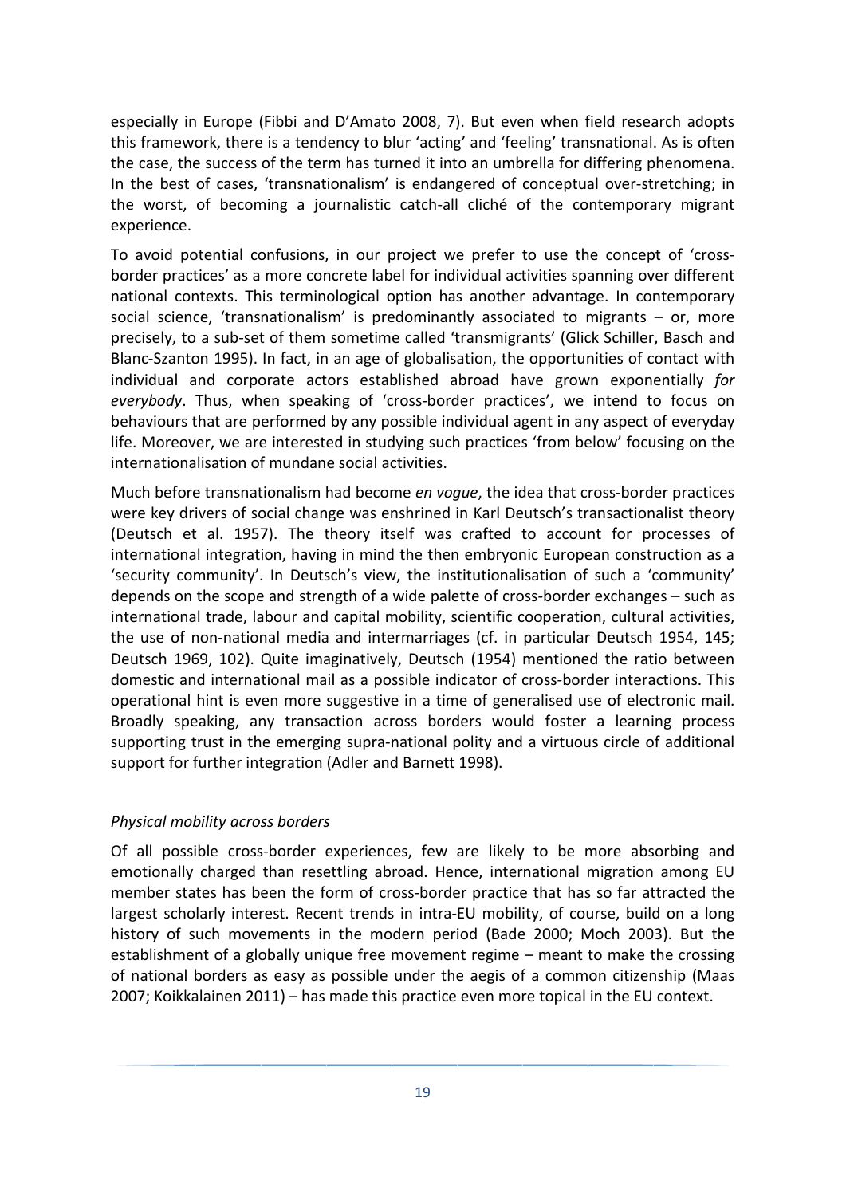especially in Europe (Fibbi and D'Amato 2008, 7). But even when field research adopts this framework, there is a tendency to blur 'acting' and 'feeling' transnational. As is often the case, the success of the term has turned it into an umbrella for differing phenomena. In the best of cases, 'transnationalism' is endangered of conceptual over-stretching; in the worst, of becoming a journalistic catch-all cliché of the contemporary migrant experience.

To avoid potential confusions, in our project we prefer to use the concept of 'cross-border practices' as a more concrete label for individual activities spanning over different national contexts. This terminological option has another advantage. In contemporary social science, 'transnationalism' is predominantly associated to migrants – or, more precisely, to a sub-set of them sometime called 'transmigrants' (Glick Schiller, Basch and Blanc-Szanton 1995). In fact, in an age of globalisation, the opportunities of contact with individual and corporate actors established abroad have grown exponentially *for everybody*. Thus, when speaking of 'cross-border practices', we intend to focus on behaviours that are performed by any possible individual agent in any aspect of everyday life. Moreover, we are interested in studying such practices 'from below' focusing on the internationalisation of mundane social activities.

Much before transnationalism had become *en vogue*, the idea that cross-border practices were key drivers of social change was enshrined in Karl Deutsch's transactionalist theory (Deutsch et al. 1957). The theory itself was crafted to account for processes of international integration, having in mind the then embryonic European construction as a 'security community'. In Deutsch's view, the institutionalisation of such a 'community' depends on the scope and strength of a wide palette of cross-border exchanges – such as international trade, labour and capital mobility, scientific cooperation, cultural activities, the use of non-national media and intermarriages (cf. in particular Deutsch 1954, 145; Deutsch 1969, 102). Quite imaginatively, Deutsch (1954) mentioned the ratio between domestic and international mail as a possible indicator of cross-border interactions. This operational hint is even more suggestive in a time of generalised use of electronic mail. Broadly speaking, any transaction across borders would foster a learning process supporting trust in the emerging supra-national polity and a virtuous circle of additional support for further integration (Adler and Barnett 1998).

*Physical mobility across borders*

Of all possible cross-border experiences, few are likely to be more absorbing and emotionally charged than resettling abroad. Hence, international migration among EU member states has been the form of cross-border practice that has so far attracted the largest scholarly interest. Recent trends in intra-EU mobility, of course, build on a long history of such movements in the modern period (Bade 2000; Moch 2003). But the establishment of a globally unique free movement regime – meant to make the crossing of national borders as easy as possible under the aegis of a common citizenship (Maas 2007; Koikkalainen 2011) – has made this practice even more topical in the EU context.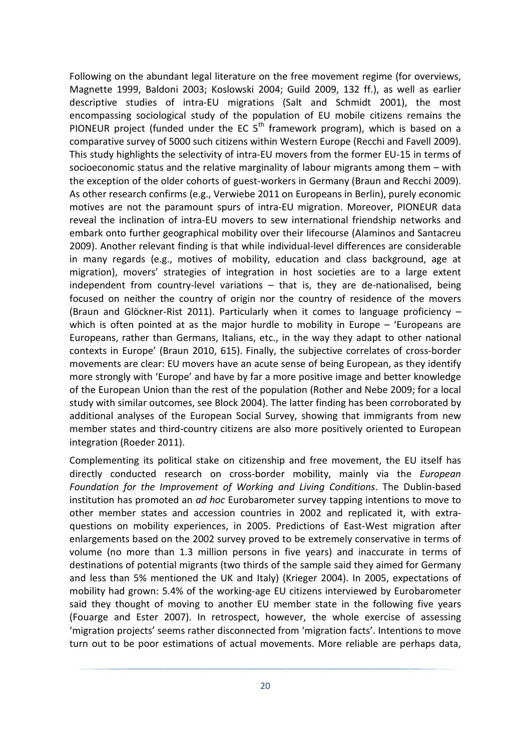Following on the abundant legal literature on the free movement regime (for overviews, Magnette 1999, Baldoni 2003; Koslowski 2004; Guild 2009, 132 ff.), as well as earlier descriptive studies of intra-EU migrations (Salt and Schmidt 2001), the most encompassing sociological study of the population of EU mobile citizens remains the PIONEUR project (funded under the EC 5th framework program), which is based on a comparative survey of 5000 such citizens within Western Europe (Recchi and Favell 2009). This study highlights the selectivity of intra-EU movers from the former EU-15 in terms of socioeconomic status and the relative marginality of labour migrants among them – with the exception of the older cohorts of guest-workers in Germany (Braun and Recchi 2009). As other research confirms (e.g., Verwiebe 2011 on Europeans in Berlin), purely economic motives are not the paramount spurs of intra-EU migration. Moreover, PIONEUR data reveal the inclination of intra-EU movers to sew international friendship networks and embark onto further geographical mobility over their lifecourse (Alaminos and Santacreu 2009). Another relevant finding is that while individual-level differences are considerable in many regards (e.g., motives of mobility, education and class background, age at migration), movers' strategies of integration in host societies are to a large extent independent from country-level variations – that is, they are de-nationalised, being focused on neither the country of origin nor the country of residence of the movers (Braun and Glöckner-Rist 2011). Particularly when it comes to language proficiency – which is often pointed at as the major hurdle to mobility in Europe – 'Europeans are Europeans, rather than Germans, Italians, etc., in the way they adapt to other national contexts in Europe' (Braun 2010, 615). Finally, the subjective correlates of cross-border movements are clear: EU movers have an acute sense of being European, as they identify more strongly with 'Europe' and have by far a more positive image and better knowledge of the European Union than the rest of the population (Rother and Nebe 2009; for a local study with similar outcomes, see Block 2004). The latter finding has been corroborated by additional analyses of the European Social Survey, showing that immigrants from new member states and third-country citizens are also more positively oriented to European integration (Roeder 2011).

Complementing its political stake on citizenship and free movement, the EU itself has directly conducted research on cross-border mobility, mainly via the *European Foundation for the Improvement of Working and Living Conditions*. The Dublin-based institution has promoted an *ad hoc* Eurobarometer survey tapping intentions to move to other member states and accession countries in 2002 and replicated it, with extra-questions on mobility experiences, in 2005. Predictions of East-West migration after enlargements based on the 2002 survey proved to be extremely conservative in terms of volume (no more than 1.3 million persons in five years) and inaccurate in terms of destinations of potential migrants (two thirds of the sample said they aimed for Germany and less than 5% mentioned the UK and Italy) (Krieger 2004). In 2005, expectations of mobility had grown: 5.4% of the working-age EU citizens interviewed by Eurobarometer said they thought of moving to another EU member state in the following five years (Fouarge and Ester 2007). In retrospect, however, the whole exercise of assessing 'migration projects' seems rather disconnected from 'migration facts'. Intentions to move turn out to be poor estimations of actual movements. More reliable are perhaps data,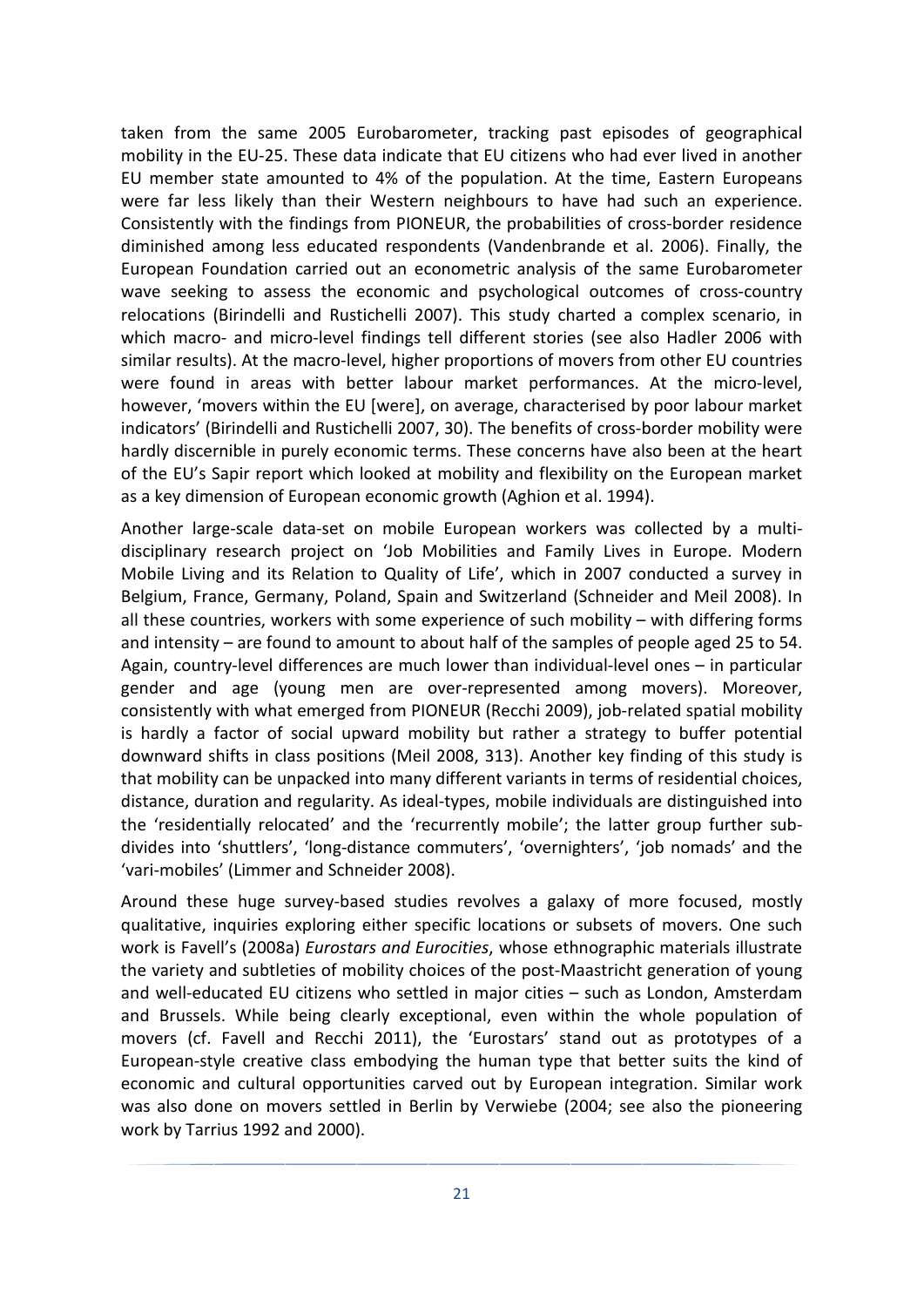taken from the same 2005 Eurobarometer, tracking past episodes of geographical mobility in the EU-25. These data indicate that EU citizens who had ever lived in another EU member state amounted to 4% of the population. At the time, Eastern Europeans were far less likely than their Western neighbours to have had such an experience. Consistently with the findings from PIONEUR, the probabilities of cross-border residence diminished among less educated respondents (Vandenbrande et al. 2006). Finally, the European Foundation carried out an econometric analysis of the same Eurobarometer wave seeking to assess the economic and psychological outcomes of cross-country relocations (Birindelli and Rustichelli 2007). This study charted a complex scenario, in which macro- and micro-level findings tell different stories (see also Hadler 2006 with similar results). At the macro-level, higher proportions of movers from other EU countries were found in areas with better labour market performances. At the micro-level, however, 'movers within the EU [were], on average, characterised by poor labour market indicators' (Birindelli and Rustichelli 2007, 30). The benefits of cross-border mobility were hardly discernible in purely economic terms. These concerns have also been at the heart of the EU's Sapir report which looked at mobility and flexibility on the European market as a key dimension of European economic growth (Aghion et al. 1994).

Another large-scale data-set on mobile European workers was collected by a multi-disciplinary research project on 'Job Mobilities and Family Lives in Europe. Modern Mobile Living and its Relation to Quality of Life', which in 2007 conducted a survey in Belgium, France, Germany, Poland, Spain and Switzerland (Schneider and Meil 2008). In all these countries, workers with some experience of such mobility – with differing forms and intensity – are found to amount to about half of the samples of people aged 25 to 54. Again, country-level differences are much lower than individual-level ones – in particular gender and age (young men are over-represented among movers). Moreover, consistently with what emerged from PIONEUR (Recchi 2009), job-related spatial mobility is hardly a factor of social upward mobility but rather a strategy to buffer potential downward shifts in class positions (Meil 2008, 313). Another key finding of this study is that mobility can be unpacked into many different variants in terms of residential choices, distance, duration and regularity. As ideal-types, mobile individuals are distinguished into the 'residentially relocated' and the 'recurrently mobile'; the latter group further sub-divides into 'shuttlers', 'long-distance commuters', 'overnighters', 'job nomads' and the 'vari-mobiles' (Limmer and Schneider 2008).

Around these huge survey-based studies revolves a galaxy of more focused, mostly qualitative, inquiries exploring either specific locations or subsets of movers. One such work is Favell's (2008a) *Eurostars and Eurocities*, whose ethnographic materials illustrate the variety and subtleties of mobility choices of the post-Maastricht generation of young and well-educated EU citizens who settled in major cities – such as London, Amsterdam and Brussels. While being clearly exceptional, even within the whole population of movers (cf. Favell and Recchi 2011), the 'Eurostars' stand out as prototypes of a European-style creative class embodying the human type that better suits the kind of economic and cultural opportunities carved out by European integration. Similar work was also done on movers settled in Berlin by Verwiebe (2004; see also the pioneering work by Tarrius 1992 and 2000).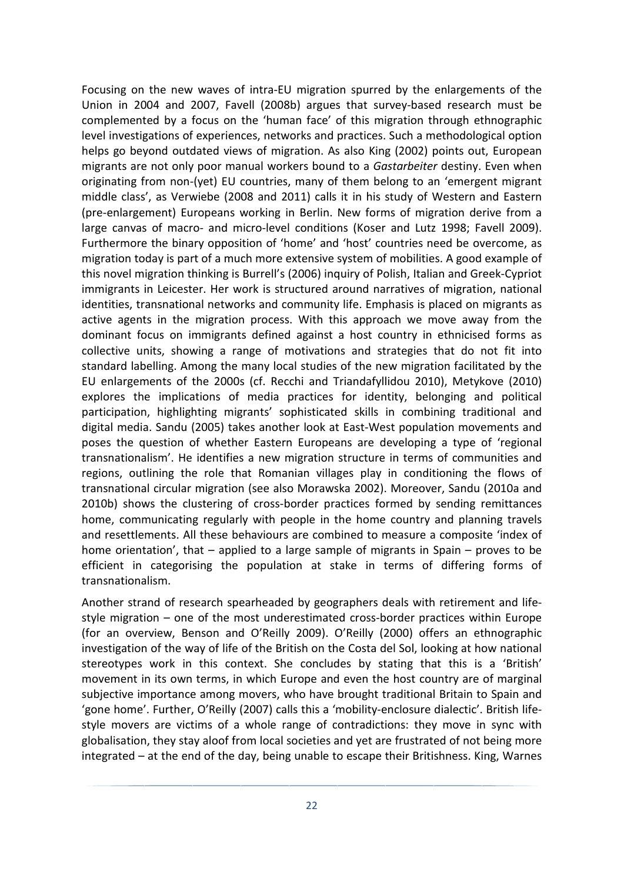Focusing on the new waves of intra-EU migration spurred by the enlargements of the Union in 2004 and 2007, Favell (2008b) argues that survey-based research must be complemented by a focus on the 'human face' of this migration through ethnographic level investigations of experiences, networks and practices. Such a methodological option helps go beyond outdated views of migration. As also King (2002) points out, European migrants are not only poor manual workers bound to a *Gastarbeiter* destiny. Even when originating from non-(yet) EU countries, many of them belong to an 'emergent migrant middle class', as Verwiebe (2008 and 2011) calls it in his study of Western and Eastern (pre-enlargement) Europeans working in Berlin. New forms of migration derive from a large canvas of macro- and micro-level conditions (Koser and Lutz 1998; Favell 2009). Furthermore the binary opposition of 'home' and 'host' countries need be overcome, as migration today is part of a much more extensive system of mobilities. A good example of this novel migration thinking is Burrell's (2006) inquiry of Polish, Italian and Greek-Cypriot immigrants in Leicester. Her work is structured around narratives of migration, national identities, transnational networks and community life. Emphasis is placed on migrants as active agents in the migration process. With this approach we move away from the dominant focus on immigrants defined against a host country in ethnicised forms as collective units, showing a range of motivations and strategies that do not fit into standard labelling. Among the many local studies of the new migration facilitated by the EU enlargements of the 2000s (cf. Recchi and Triandafyllidou 2010), Metykove (2010) explores the implications of media practices for identity, belonging and political participation, highlighting migrants' sophisticated skills in combining traditional and digital media. Sandu (2005) takes another look at East-West population movements and poses the question of whether Eastern Europeans are developing a type of 'regional transnationalism'. He identifies a new migration structure in terms of communities and regions, outlining the role that Romanian villages play in conditioning the flows of transnational circular migration (see also Morawska 2002). Moreover, Sandu (2010a and 2010b) shows the clustering of cross-border practices formed by sending remittances home, communicating regularly with people in the home country and planning travels and resettlements. All these behaviours are combined to measure a composite 'index of home orientation', that – applied to a large sample of migrants in Spain – proves to be efficient in categorising the population at stake in terms of differing forms of transnationalism.

Another strand of research spearheaded by geographers deals with retirement and life-style migration – one of the most underestimated cross-border practices within Europe (for an overview, Benson and O'Reilly 2009). O'Reilly (2000) offers an ethnographic investigation of the way of life of the British on the Costa del Sol, looking at how national stereotypes work in this context. She concludes by stating that this is a 'British' movement in its own terms, in which Europe and even the host country are of marginal subjective importance among movers, who have brought traditional Britain to Spain and 'gone home'. Further, O'Reilly (2007) calls this a 'mobility-enclosure dialectic'. British life-style movers are victims of a whole range of contradictions: they move in sync with globalisation, they stay aloof from local societies and yet are frustrated of not being more integrated – at the end of the day, being unable to escape their Britishness. King, Warnes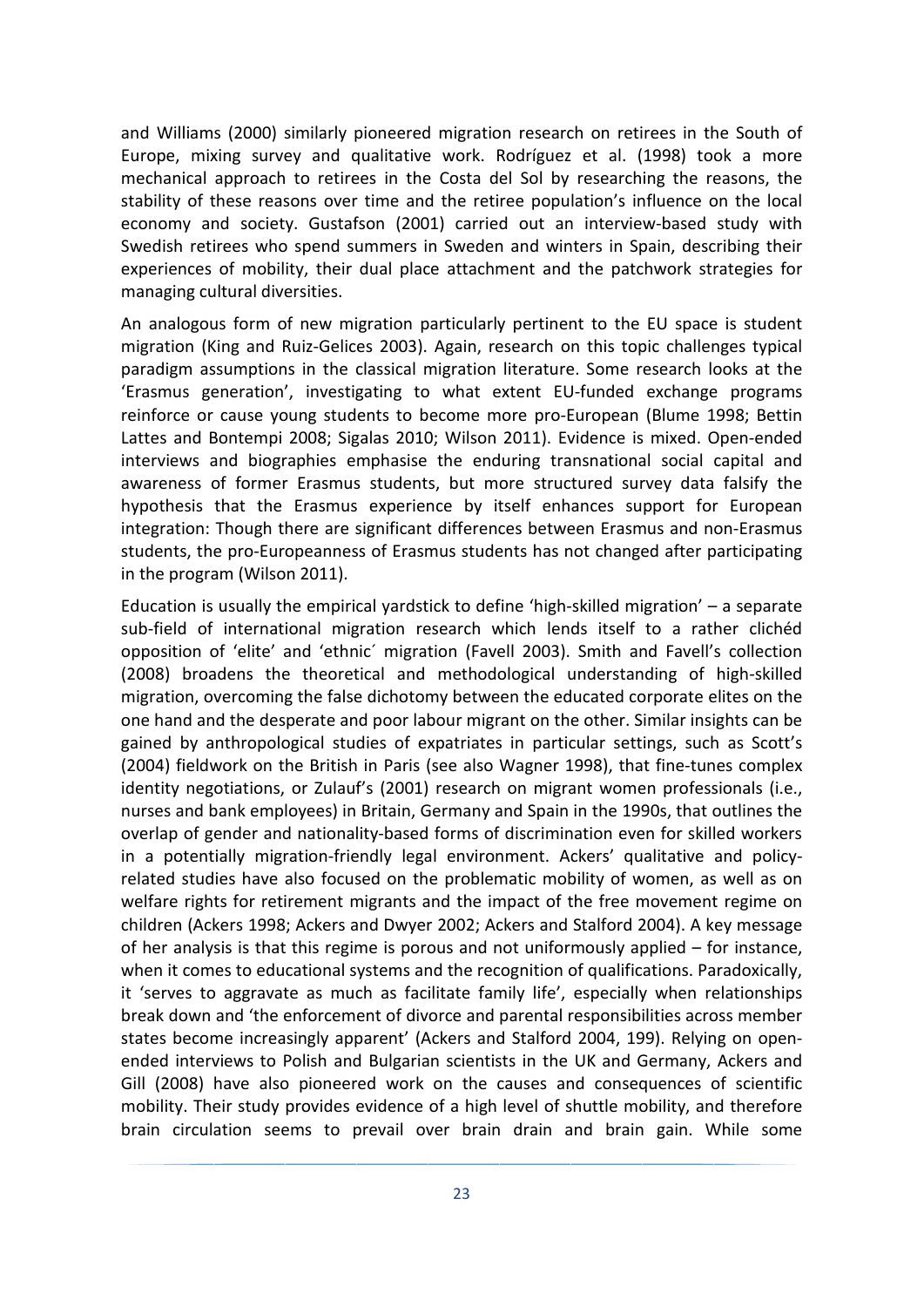and Williams (2000) similarly pioneered migration research on retirees in the South of Europe, mixing survey and qualitative work. Rodríguez et al. (1998) took a more mechanical approach to retirees in the Costa del Sol by researching the reasons, the stability of these reasons over time and the retiree population's influence on the local economy and society. Gustafson (2001) carried out an interview-based study with Swedish retirees who spend summers in Sweden and winters in Spain, describing their experiences of mobility, their dual place attachment and the patchwork strategies for managing cultural diversities.

An analogous form of new migration particularly pertinent to the EU space is student migration (King and Ruiz-Gelices 2003). Again, research on this topic challenges typical paradigm assumptions in the classical migration literature. Some research looks at the 'Erasmus generation', investigating to what extent EU-funded exchange programs reinforce or cause young students to become more pro-European (Blume 1998; Bettin Lattes and Bontempi 2008; Sigalas 2010; Wilson 2011). Evidence is mixed. Open-ended interviews and biographies emphasise the enduring transnational social capital and awareness of former Erasmus students, but more structured survey data falsify the hypothesis that the Erasmus experience by itself enhances support for European integration: Though there are significant differences between Erasmus and non-Erasmus students, the pro-Europeanness of Erasmus students has not changed after participating in the program (Wilson 2011).

Education is usually the empirical yardstick to define 'high-skilled migration' – a separate sub-field of international migration research which lends itself to a rather clichéd opposition of 'elite' and 'ethnic´ migration (Favell 2003). Smith and Favell's collection (2008) broadens the theoretical and methodological understanding of high-skilled migration, overcoming the false dichotomy between the educated corporate elites on the one hand and the desperate and poor labour migrant on the other. Similar insights can be gained by anthropological studies of expatriates in particular settings, such as Scott's (2004) fieldwork on the British in Paris (see also Wagner 1998), that fine-tunes complex identity negotiations, or Zulauf's (2001) research on migrant women professionals (i.e., nurses and bank employees) in Britain, Germany and Spain in the 1990s, that outlines the overlap of gender and nationality-based forms of discrimination even for skilled workers in a potentially migration-friendly legal environment. Ackers' qualitative and policy-related studies have also focused on the problematic mobility of women, as well as on welfare rights for retirement migrants and the impact of the free movement regime on children (Ackers 1998; Ackers and Dwyer 2002; Ackers and Stalford 2004). A key message of her analysis is that this regime is porous and not uniformously applied – for instance, when it comes to educational systems and the recognition of qualifications. Paradoxically, it 'serves to aggravate as much as facilitate family life', especially when relationships break down and 'the enforcement of divorce and parental responsibilities across member states become increasingly apparent' (Ackers and Stalford 2004, 199). Relying on open-ended interviews to Polish and Bulgarian scientists in the UK and Germany, Ackers and Gill (2008) have also pioneered work on the causes and consequences of scientific mobility. Their study provides evidence of a high level of shuttle mobility, and therefore brain circulation seems to prevail over brain drain and brain gain. While some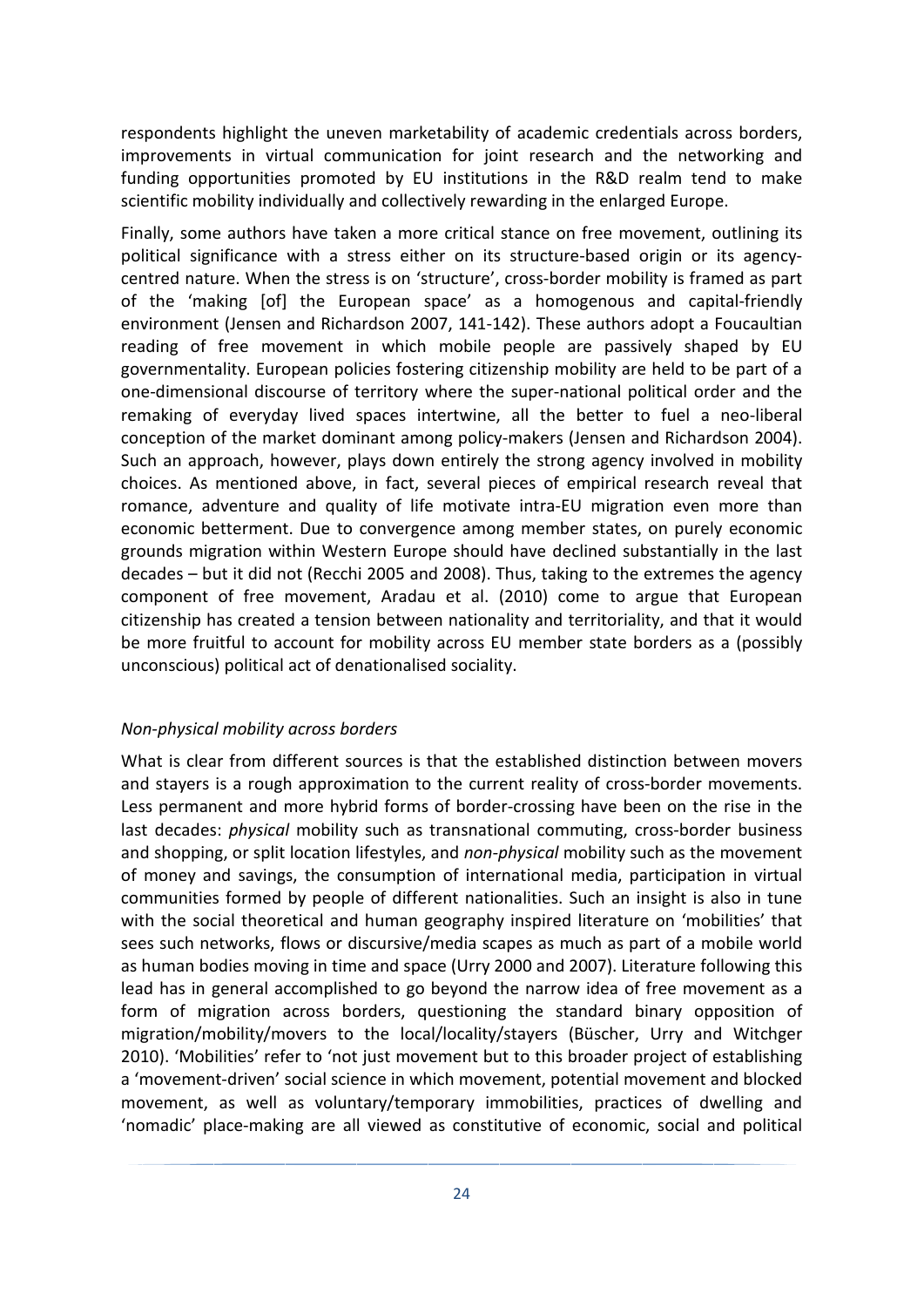respondents highlight the uneven marketability of academic credentials across borders, improvements in virtual communication for joint research and the networking and funding opportunities promoted by EU institutions in the R&D realm tend to make scientific mobility individually and collectively rewarding in the enlarged Europe.

Finally, some authors have taken a more critical stance on free movement, outlining its political significance with a stress either on its structure-based origin or its agency-centred nature. When the stress is on 'structure', cross-border mobility is framed as part of the 'making [of] the European space' as a homogenous and capital-friendly environment (Jensen and Richardson 2007, 141-142). These authors adopt a Foucaultian reading of free movement in which mobile people are passively shaped by EU governmentality. European policies fostering citizenship mobility are held to be part of a one-dimensional discourse of territory where the super-national political order and the remaking of everyday lived spaces intertwine, all the better to fuel a neo-liberal conception of the market dominant among policy-makers (Jensen and Richardson 2004). Such an approach, however, plays down entirely the strong agency involved in mobility choices. As mentioned above, in fact, several pieces of empirical research reveal that romance, adventure and quality of life motivate intra-EU migration even more than economic betterment. Due to convergence among member states, on purely economic grounds migration within Western Europe should have declined substantially in the last decades – but it did not (Recchi 2005 and 2008). Thus, taking to the extremes the agency component of free movement, Aradau et al. (2010) come to argue that European citizenship has created a tension between nationality and territoriality, and that it would be more fruitful to account for mobility across EU member state borders as a (possibly unconscious) political act of denationalised sociality.

*Non-physical mobility across borders*

What is clear from different sources is that the established distinction between movers and stayers is a rough approximation to the current reality of cross-border movements. Less permanent and more hybrid forms of border-crossing have been on the rise in the last decades: *physical* mobility such as transnational commuting, cross-border business and shopping, or split location lifestyles, and *non-physical* mobility such as the movement of money and savings, the consumption of international media, participation in virtual communities formed by people of different nationalities. Such an insight is also in tune with the social theoretical and human geography inspired literature on 'mobilities' that sees such networks, flows or discursive/media scapes as much as part of a mobile world as human bodies moving in time and space (Urry 2000 and 2007). Literature following this lead has in general accomplished to go beyond the narrow idea of free movement as a form of migration across borders, questioning the standard binary opposition of migration/mobility/movers to the local/locality/stayers (Büscher, Urry and Witchger 2010). 'Mobilities' refer to 'not just movement but to this broader project of establishing a 'movement-driven' social science in which movement, potential movement and blocked movement, as well as voluntary/temporary immobilities, practices of dwelling and 'nomadic' place-making are all viewed as constitutive of economic, social and political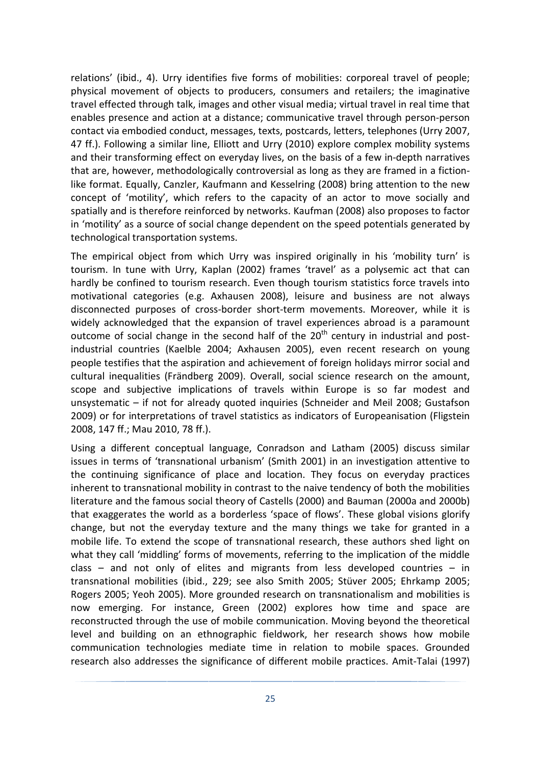relations' (ibid., 4). Urry identifies five forms of mobilities: corporeal travel of people; physical movement of objects to producers, consumers and retailers; the imaginative travel effected through talk, images and other visual media; virtual travel in real time that enables presence and action at a distance; communicative travel through person-person contact via embodied conduct, messages, texts, postcards, letters, telephones (Urry 2007, 47 ff.). Following a similar line, Elliott and Urry (2010) explore complex mobility systems and their transforming effect on everyday lives, on the basis of a few in-depth narratives that are, however, methodologically controversial as long as they are framed in a fiction-like format. Equally, Canzler, Kaufmann and Kesselring (2008) bring attention to the new concept of 'motility', which refers to the capacity of an actor to move socially and spatially and is therefore reinforced by networks. Kaufman (2008) also proposes to factor in 'motility' as a source of social change dependent on the speed potentials generated by technological transportation systems.

The empirical object from which Urry was inspired originally in his 'mobility turn' is tourism. In tune with Urry, Kaplan (2002) frames 'travel' as a polysemic act that can hardly be confined to tourism research. Even though tourism statistics force travels into motivational categories (e.g. Axhausen 2008), leisure and business are not always disconnected purposes of cross-border short-term movements. Moreover, while it is widely acknowledged that the expansion of travel experiences abroad is a paramount outcome of social change in the second half of the 20th century in industrial and post-industrial countries (Kaelble 2004; Axhausen 2005), even recent research on young people testifies that the aspiration and achievement of foreign holidays mirror social and cultural inequalities (Frändberg 2009). Overall, social science research on the amount, scope and subjective implications of travels within Europe is so far modest and unsystematic – if not for already quoted inquiries (Schneider and Meil 2008; Gustafson 2009) or for interpretations of travel statistics as indicators of Europeanisation (Fligstein 2008, 147 ff.; Mau 2010, 78 ff.).

Using a different conceptual language, Conradson and Latham (2005) discuss similar issues in terms of 'transnational urbanism' (Smith 2001) in an investigation attentive to the continuing significance of place and location. They focus on everyday practices inherent to transnational mobility in contrast to the naive tendency of both the mobilities literature and the famous social theory of Castells (2000) and Bauman (2000a and 2000b) that exaggerates the world as a borderless 'space of flows'. These global visions glorify change, but not the everyday texture and the many things we take for granted in a mobile life. To extend the scope of transnational research, these authors shed light on what they call 'middling' forms of movements, referring to the implication of the middle class – and not only of elites and migrants from less developed countries – in transnational mobilities (ibid., 229; see also Smith 2005; Stüver 2005; Ehrkamp 2005; Rogers 2005; Yeoh 2005). More grounded research on transnationalism and mobilities is now emerging. For instance, Green (2002) explores how time and space are reconstructed through the use of mobile communication. Moving beyond the theoretical level and building on an ethnographic fieldwork, her research shows how mobile communication technologies mediate time in relation to mobile spaces. Grounded research also addresses the significance of different mobile practices. Amit-Talai (1997)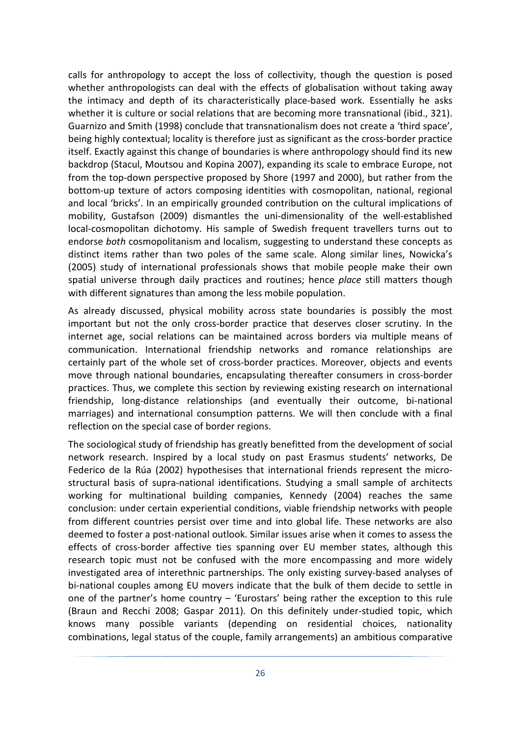calls for anthropology to accept the loss of collectivity, though the question is posed whether anthropologists can deal with the effects of globalisation without taking away the intimacy and depth of its characteristically place-based work. Essentially he asks whether it is culture or social relations that are becoming more transnational (ibid., 321). Guarnizo and Smith (1998) conclude that transnationalism does not create a 'third space', being highly contextual; locality is therefore just as significant as the cross-border practice itself. Exactly against this change of boundaries is where anthropology should find its new backdrop (Stacul, Moutsou and Kopina 2007), expanding its scale to embrace Europe, not from the top-down perspective proposed by Shore (1997 and 2000), but rather from the bottom-up texture of actors composing identities with cosmopolitan, national, regional and local 'bricks'. In an empirically grounded contribution on the cultural implications of mobility, Gustafson (2009) dismantles the uni-dimensionality of the well-established local-cosmopolitan dichotomy. His sample of Swedish frequent travellers turns out to endorse *both* cosmopolitanism and localism, suggesting to understand these concepts as distinct items rather than two poles of the same scale. Along similar lines, Nowicka's (2005) study of international professionals shows that mobile people make their own spatial universe through daily practices and routines; hence *place* still matters though with different signatures than among the less mobile population.

As already discussed, physical mobility across state boundaries is possibly the most important but not the only cross-border practice that deserves closer scrutiny. In the internet age, social relations can be maintained across borders via multiple means of communication. International friendship networks and romance relationships are certainly part of the whole set of cross-border practices. Moreover, objects and events move through national boundaries, encapsulating thereafter consumers in cross-border practices. Thus, we complete this section by reviewing existing research on international friendship, long-distance relationships (and eventually their outcome, bi-national marriages) and international consumption patterns. We will then conclude with a final reflection on the special case of border regions.

The sociological study of friendship has greatly benefitted from the development of social network research. Inspired by a local study on past Erasmus students' networks, De Federico de la Rúa (2002) hypothesises that international friends represent the micro-structural basis of supra-national identifications. Studying a small sample of architects working for multinational building companies, Kennedy (2004) reaches the same conclusion: under certain experiential conditions, viable friendship networks with people from different countries persist over time and into global life. These networks are also deemed to foster a post-national outlook. Similar issues arise when it comes to assess the effects of cross-border affective ties spanning over EU member states, although this research topic must not be confused with the more encompassing and more widely investigated area of interethnic partnerships. The only existing survey-based analyses of bi-national couples among EU movers indicate that the bulk of them decide to settle in one of the partner's home country – 'Eurostars' being rather the exception to this rule (Braun and Recchi 2008; Gaspar 2011). On this definitely under-studied topic, which knows many possible variants (depending on residential choices, nationality combinations, legal status of the couple, family arrangements) an ambitious comparative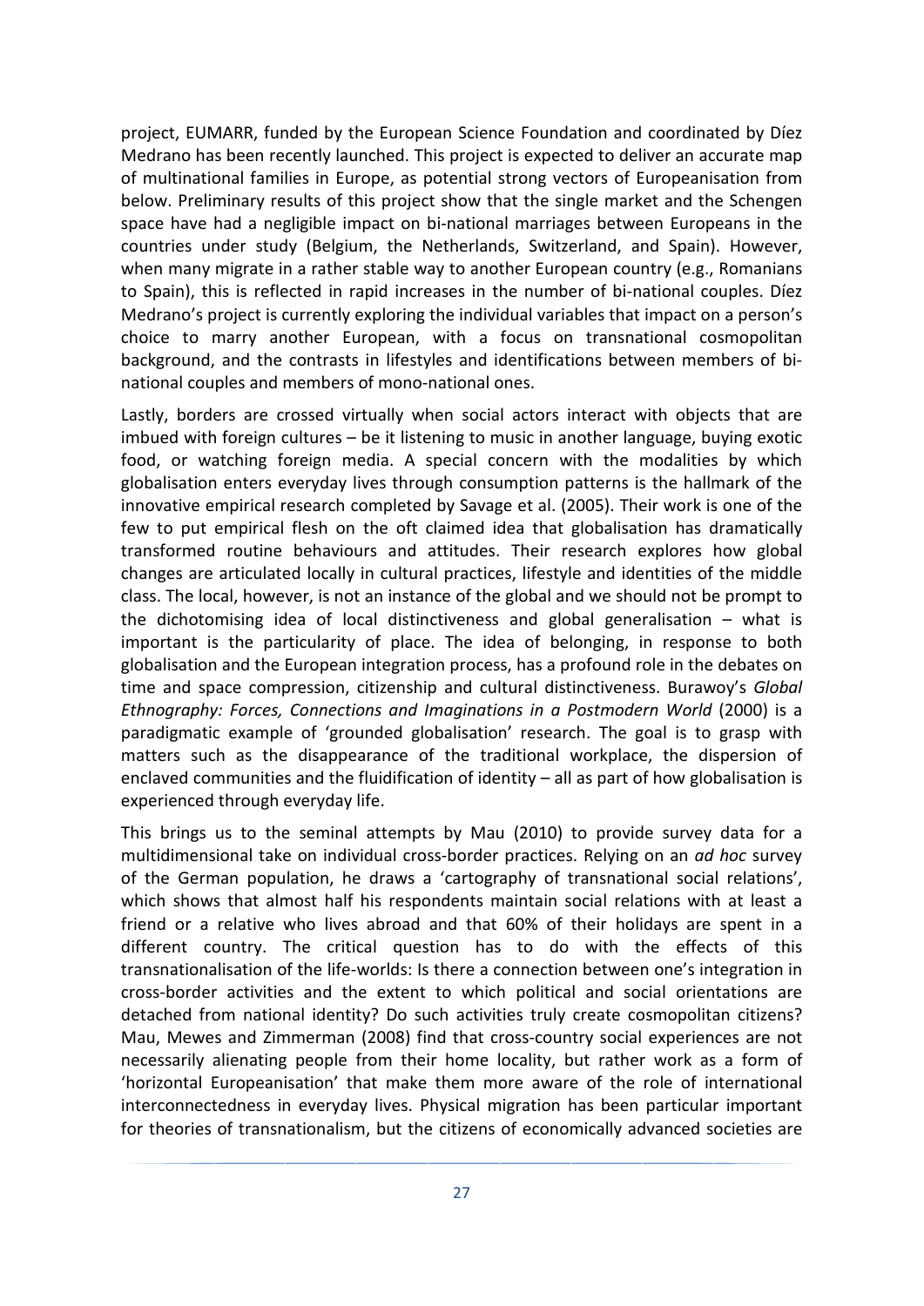project, EUMARR, funded by the European Science Foundation and coordinated by Díez Medrano has been recently launched. This project is expected to deliver an accurate map of multinational families in Europe, as potential strong vectors of Europeanisation from below. Preliminary results of this project show that the single market and the Schengen space have had a negligible impact on bi-national marriages between Europeans in the countries under study (Belgium, the Netherlands, Switzerland, and Spain). However, when many migrate in a rather stable way to another European country (e.g., Romanians to Spain), this is reflected in rapid increases in the number of bi-national couples. Díez Medrano's project is currently exploring the individual variables that impact on a person's choice to marry another European, with a focus on transnational cosmopolitan background, and the contrasts in lifestyles and identifications between members of bi-national couples and members of mono-national ones.

Lastly, borders are crossed virtually when social actors interact with objects that are imbued with foreign cultures – be it listening to music in another language, buying exotic food, or watching foreign media. A special concern with the modalities by which globalisation enters everyday lives through consumption patterns is the hallmark of the innovative empirical research completed by Savage et al. (2005). Their work is one of the few to put empirical flesh on the oft claimed idea that globalisation has dramatically transformed routine behaviours and attitudes. Their research explores how global changes are articulated locally in cultural practices, lifestyle and identities of the middle class. The local, however, is not an instance of the global and we should not be prompt to the dichotomising idea of local distinctiveness and global generalisation – what is important is the particularity of place. The idea of belonging, in response to both globalisation and the European integration process, has a profound role in the debates on time and space compression, citizenship and cultural distinctiveness. Burawoy's *Global Ethnography: Forces, Connections and Imaginations in a Postmodern World* (2000) is a paradigmatic example of 'grounded globalisation' research. The goal is to grasp with matters such as the disappearance of the traditional workplace, the dispersion of enclaved communities and the fluidification of identity – all as part of how globalisation is experienced through everyday life.

This brings us to the seminal attempts by Mau (2010) to provide survey data for a multidimensional take on individual cross-border practices. Relying on an *ad hoc* survey of the German population, he draws a 'cartography of transnational social relations', which shows that almost half his respondents maintain social relations with at least a friend or a relative who lives abroad and that 60% of their holidays are spent in a different country. The critical question has to do with the effects of this transnationalisation of the life-worlds: Is there a connection between one's integration in cross-border activities and the extent to which political and social orientations are detached from national identity? Do such activities truly create cosmopolitan citizens? Mau, Mewes and Zimmerman (2008) find that cross-country social experiences are not necessarily alienating people from their home locality, but rather work as a form of 'horizontal Europeanisation' that make them more aware of the role of international interconnectedness in everyday lives. Physical migration has been particular important for theories of transnationalism, but the citizens of economically advanced societies are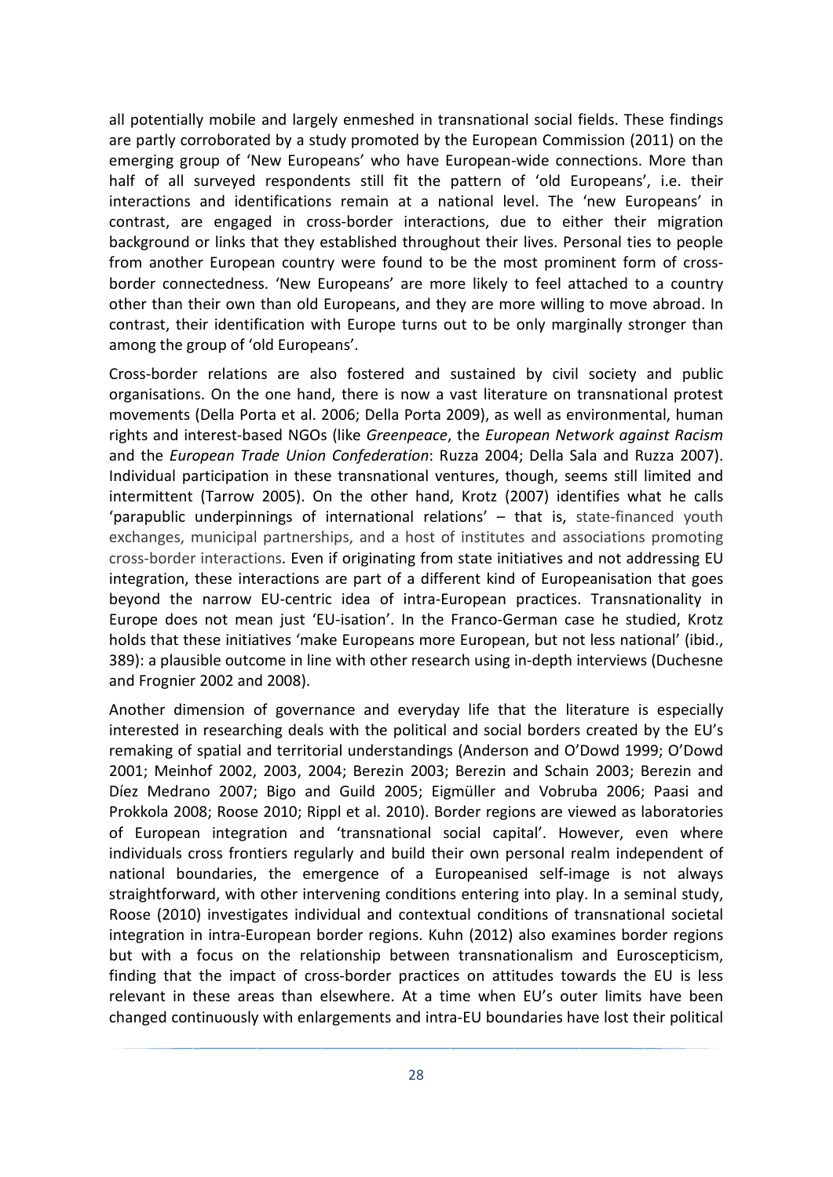all potentially mobile and largely enmeshed in transnational social fields. These findings are partly corroborated by a study promoted by the European Commission (2011) on the emerging group of 'New Europeans' who have European-wide connections. More than half of all surveyed respondents still fit the pattern of 'old Europeans', i.e. their interactions and identifications remain at a national level. The 'new Europeans' in contrast, are engaged in cross-border interactions, due to either their migration background or links that they established throughout their lives. Personal ties to people from another European country were found to be the most prominent form of cross-border connectedness. 'New Europeans' are more likely to feel attached to a country other than their own than old Europeans, and they are more willing to move abroad. In contrast, their identification with Europe turns out to be only marginally stronger than among the group of 'old Europeans'.

Cross-border relations are also fostered and sustained by civil society and public organisations. On the one hand, there is now a vast literature on transnational protest movements (Della Porta et al. 2006; Della Porta 2009), as well as environmental, human rights and interest-based NGOs (like *Greenpeace*, the *European Network against Racism* and the *European Trade Union Confederation*: Ruzza 2004; Della Sala and Ruzza 2007). Individual participation in these transnational ventures, though, seems still limited and intermittent (Tarrow 2005). On the other hand, Krotz (2007) identifies what he calls 'parapublic underpinnings of international relations' – that is, state-financed youth exchanges, municipal partnerships, and a host of institutes and associations promoting cross-border interactions. Even if originating from state initiatives and not addressing EU integration, these interactions are part of a different kind of Europeanisation that goes beyond the narrow EU-centric idea of intra-European practices. Transnationality in Europe does not mean just 'EU-isation'. In the Franco-German case he studied, Krotz holds that these initiatives 'make Europeans more European, but not less national' (ibid., 389): a plausible outcome in line with other research using in-depth interviews (Duchesne and Frognier 2002 and 2008).

Another dimension of governance and everyday life that the literature is especially interested in researching deals with the political and social borders created by the EU's remaking of spatial and territorial understandings (Anderson and O'Dowd 1999; O'Dowd 2001; Meinhof 2002, 2003, 2004; Berezin 2003; Berezin and Schain 2003; Berezin and Díez Medrano 2007; Bigo and Guild 2005; Eigmüller and Vobruba 2006; Paasi and Prokkola 2008; Roose 2010; Rippl et al. 2010). Border regions are viewed as laboratories of European integration and 'transnational social capital'. However, even where individuals cross frontiers regularly and build their own personal realm independent of national boundaries, the emergence of a Europeanised self-image is not always straightforward, with other intervening conditions entering into play. In a seminal study, Roose (2010) investigates individual and contextual conditions of transnational societal integration in intra-European border regions. Kuhn (2012) also examines border regions but with a focus on the relationship between transnationalism and Euroscepticism, finding that the impact of cross-border practices on attitudes towards the EU is less relevant in these areas than elsewhere. At a time when EU's outer limits have been changed continuously with enlargements and intra-EU boundaries have lost their political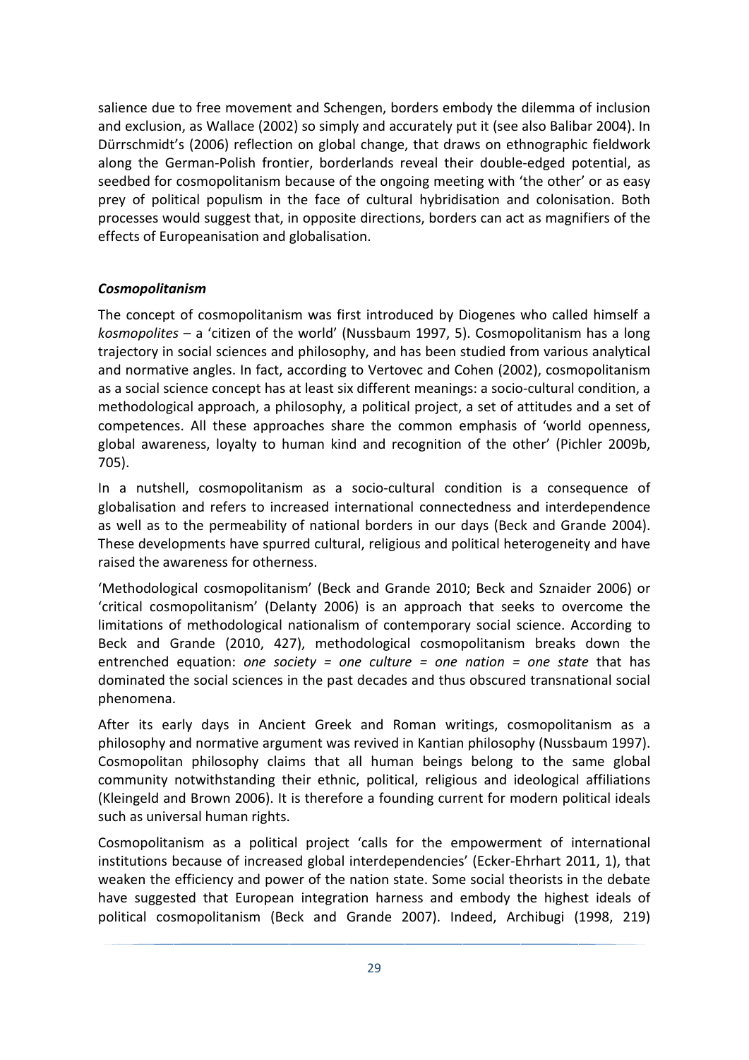salience due to free movement and Schengen, borders embody the dilemma of inclusion and exclusion, as Wallace (2002) so simply and accurately put it (see also Balibar 2004). In Dürrschmidt's (2006) reflection on global change, that draws on ethnographic fieldwork along the German-Polish frontier, borderlands reveal their double-edged potential, as seedbed for cosmopolitanism because of the ongoing meeting with 'the other' or as easy prey of political populism in the face of cultural hybridisation and colonisation. Both processes would suggest that, in opposite directions, borders can act as magnifiers of the effects of Europeanisation and globalisation.

### *Cosmopolitanism*

The concept of cosmopolitanism was first introduced by Diogenes who called himself a *kosmopolites* – a 'citizen of the world' (Nussbaum 1997, 5). Cosmopolitanism has a long trajectory in social sciences and philosophy, and has been studied from various analytical and normative angles. In fact, according to Vertovec and Cohen (2002), cosmopolitanism as a social science concept has at least six different meanings: a socio-cultural condition, a methodological approach, a philosophy, a political project, a set of attitudes and a set of competences. All these approaches share the common emphasis of 'world openness, global awareness, loyalty to human kind and recognition of the other' (Pichler 2009b, 705).

In a nutshell, cosmopolitanism as a socio-cultural condition is a consequence of globalisation and refers to increased international connectedness and interdependence as well as to the permeability of national borders in our days (Beck and Grande 2004). These developments have spurred cultural, religious and political heterogeneity and have raised the awareness for otherness.

'Methodological cosmopolitanism' (Beck and Grande 2010; Beck and Sznaider 2006) or 'critical cosmopolitanism' (Delanty 2006) is an approach that seeks to overcome the limitations of methodological nationalism of contemporary social science. According to Beck and Grande (2010, 427), methodological cosmopolitanism breaks down the entrenched equation: *one society = one culture = one nation = one state* that has dominated the social sciences in the past decades and thus obscured transnational social phenomena.

After its early days in Ancient Greek and Roman writings, cosmopolitanism as a philosophy and normative argument was revived in Kantian philosophy (Nussbaum 1997). Cosmopolitan philosophy claims that all human beings belong to the same global community notwithstanding their ethnic, political, religious and ideological affiliations (Kleingeld and Brown 2006). It is therefore a founding current for modern political ideals such as universal human rights.

Cosmopolitanism as a political project 'calls for the empowerment of international institutions because of increased global interdependencies' (Ecker-Ehrhart 2011, 1), that weaken the efficiency and power of the nation state. Some social theorists in the debate have suggested that European integration harness and embody the highest ideals of political cosmopolitanism (Beck and Grande 2007). Indeed, Archibugi (1998, 219)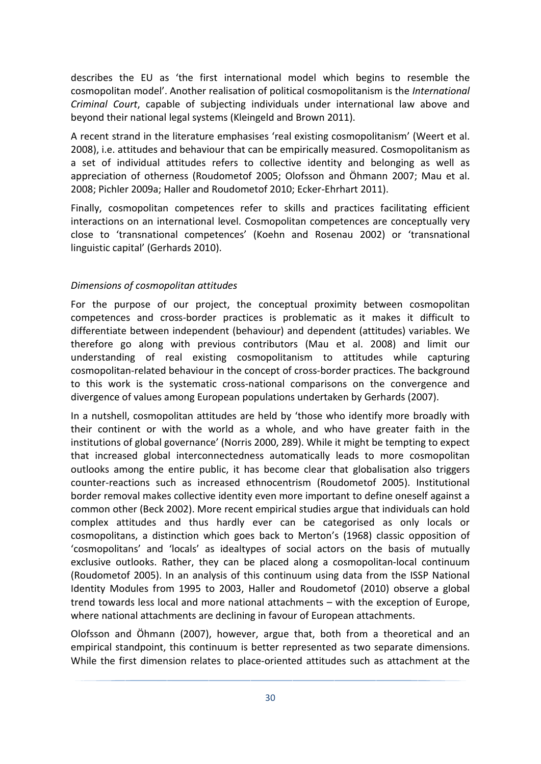describes the EU as 'the first international model which begins to resemble the cosmopolitan model'. Another realisation of political cosmopolitanism is the *International Criminal Court*, capable of subjecting individuals under international law above and beyond their national legal systems (Kleingeld and Brown 2011).

A recent strand in the literature emphasises 'real existing cosmopolitanism' (Weert et al. 2008), i.e. attitudes and behaviour that can be empirically measured. Cosmopolitanism as a set of individual attitudes refers to collective identity and belonging as well as appreciation of otherness (Roudometof 2005; Olofsson and Öhmann 2007; Mau et al. 2008; Pichler 2009a; Haller and Roudometof 2010; Ecker-Ehrhart 2011).

Finally, cosmopolitan competences refer to skills and practices facilitating efficient interactions on an international level. Cosmopolitan competences are conceptually very close to 'transnational competences' (Koehn and Rosenau 2002) or 'transnational linguistic capital' (Gerhards 2010).

*Dimensions of cosmopolitan attitudes*

For the purpose of our project, the conceptual proximity between cosmopolitan competences and cross-border practices is problematic as it makes it difficult to differentiate between independent (behaviour) and dependent (attitudes) variables. We therefore go along with previous contributors (Mau et al. 2008) and limit our understanding of real existing cosmopolitanism to attitudes while capturing cosmopolitan-related behaviour in the concept of cross-border practices. The background to this work is the systematic cross-national comparisons on the convergence and divergence of values among European populations undertaken by Gerhards (2007).

In a nutshell, cosmopolitan attitudes are held by 'those who identify more broadly with their continent or with the world as a whole, and who have greater faith in the institutions of global governance' (Norris 2000, 289). While it might be tempting to expect that increased global interconnectedness automatically leads to more cosmopolitan outlooks among the entire public, it has become clear that globalisation also triggers counter-reactions such as increased ethnocentrism (Roudometof 2005). Institutional border removal makes collective identity even more important to define oneself against a common other (Beck 2002). More recent empirical studies argue that individuals can hold complex attitudes and thus hardly ever can be categorised as only locals or cosmopolitans, a distinction which goes back to Merton's (1968) classic opposition of 'cosmopolitans' and 'locals' as idealtypes of social actors on the basis of mutually exclusive outlooks. Rather, they can be placed along a cosmopolitan-local continuum (Roudometof 2005). In an analysis of this continuum using data from the ISSP National Identity Modules from 1995 to 2003, Haller and Roudometof (2010) observe a global trend towards less local and more national attachments – with the exception of Europe, where national attachments are declining in favour of European attachments.

Olofsson and Öhmann (2007), however, argue that, both from a theoretical and an empirical standpoint, this continuum is better represented as two separate dimensions. While the first dimension relates to place-oriented attitudes such as attachment at the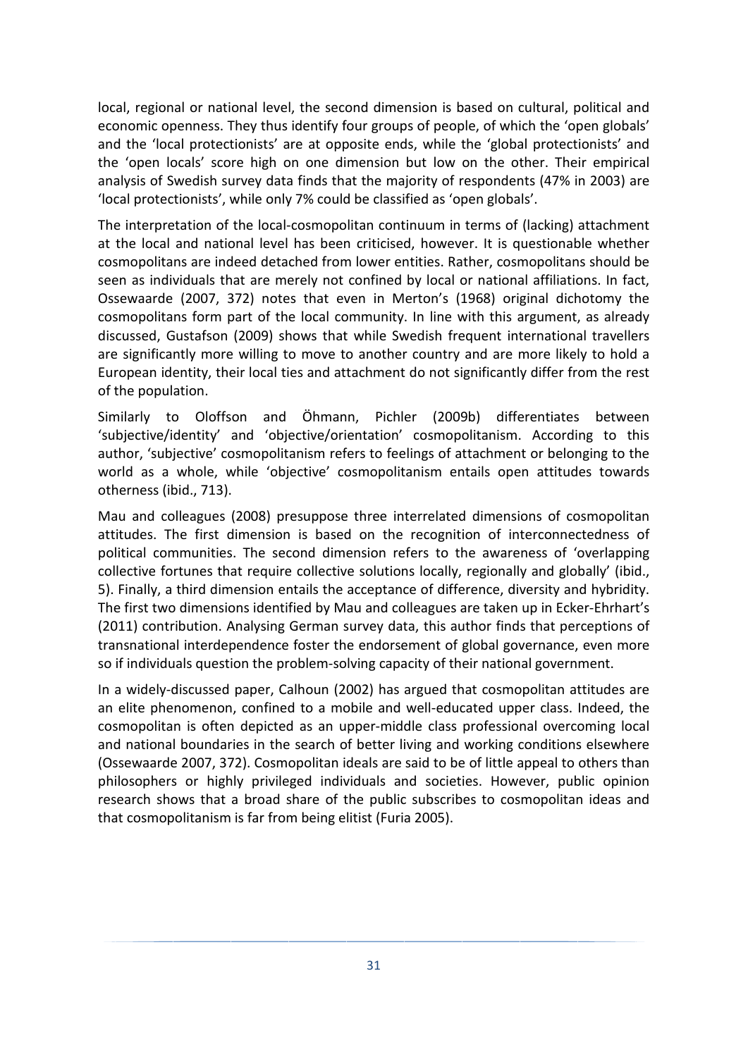local, regional or national level, the second dimension is based on cultural, political and economic openness. They thus identify four groups of people, of which the 'open globals' and the 'local protectionists' are at opposite ends, while the 'global protectionists' and the 'open locals' score high on one dimension but low on the other. Their empirical analysis of Swedish survey data finds that the majority of respondents (47% in 2003) are 'local protectionists', while only 7% could be classified as 'open globals'.

The interpretation of the local-cosmopolitan continuum in terms of (lacking) attachment at the local and national level has been criticised, however. It is questionable whether cosmopolitans are indeed detached from lower entities. Rather, cosmopolitans should be seen as individuals that are merely not confined by local or national affiliations. In fact, Ossewaarde (2007, 372) notes that even in Merton's (1968) original dichotomy the cosmopolitans form part of the local community. In line with this argument, as already discussed, Gustafson (2009) shows that while Swedish frequent international travellers are significantly more willing to move to another country and are more likely to hold a European identity, their local ties and attachment do not significantly differ from the rest of the population.

Similarly to Oloffson and Öhmann, Pichler (2009b) differentiates between 'subjective/identity' and 'objective/orientation' cosmopolitanism. According to this author, 'subjective' cosmopolitanism refers to feelings of attachment or belonging to the world as a whole, while 'objective' cosmopolitanism entails open attitudes towards otherness (ibid., 713).

Mau and colleagues (2008) presuppose three interrelated dimensions of cosmopolitan attitudes. The first dimension is based on the recognition of interconnectedness of political communities. The second dimension refers to the awareness of 'overlapping collective fortunes that require collective solutions locally, regionally and globally' (ibid., 5). Finally, a third dimension entails the acceptance of difference, diversity and hybridity. The first two dimensions identified by Mau and colleagues are taken up in Ecker-Ehrhart's (2011) contribution. Analysing German survey data, this author finds that perceptions of transnational interdependence foster the endorsement of global governance, even more so if individuals question the problem-solving capacity of their national government.

In a widely-discussed paper, Calhoun (2002) has argued that cosmopolitan attitudes are an elite phenomenon, confined to a mobile and well-educated upper class. Indeed, the cosmopolitan is often depicted as an upper-middle class professional overcoming local and national boundaries in the search of better living and working conditions elsewhere (Ossewaarde 2007, 372). Cosmopolitan ideals are said to be of little appeal to others than philosophers or highly privileged individuals and societies. However, public opinion research shows that a broad share of the public subscribes to cosmopolitan ideas and that cosmopolitanism is far from being elitist (Furia 2005).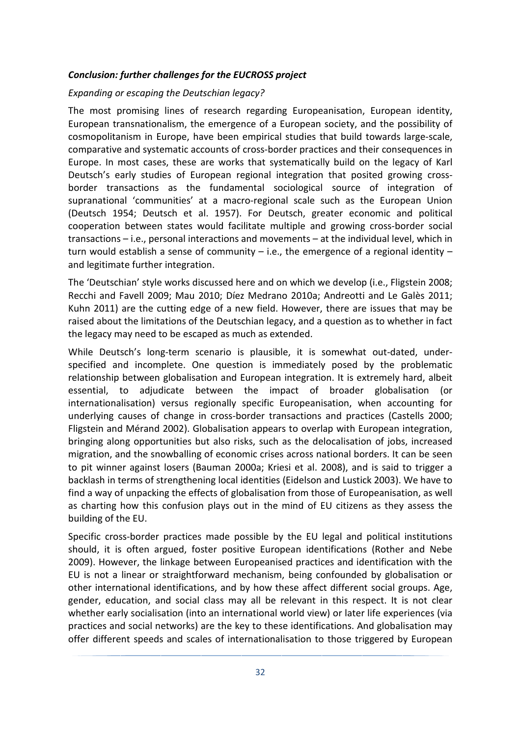### ***Conclusion: further challenges for the EUCROSS project***

*Expanding or escaping the Deutschian legacy?*

The most promising lines of research regarding Europeanisation, European identity, European transnationalism, the emergence of a European society, and the possibility of cosmopolitanism in Europe, have been empirical studies that build towards large-scale, comparative and systematic accounts of cross-border practices and their consequences in Europe. In most cases, these are works that systematically build on the legacy of Karl Deutsch's early studies of European regional integration that posited growing cross-border transactions as the fundamental sociological source of integration of supranational 'communities' at a macro-regional scale such as the European Union (Deutsch 1954; Deutsch et al. 1957). For Deutsch, greater economic and political cooperation between states would facilitate multiple and growing cross-border social transactions – i.e., personal interactions and movements – at the individual level, which in turn would establish a sense of community – i.e., the emergence of a regional identity – and legitimate further integration.

The 'Deutschian' style works discussed here and on which we develop (i.e., Fligstein 2008; Recchi and Favell 2009; Mau 2010; Díez Medrano 2010a; Andreotti and Le Galès 2011; Kuhn 2011) are the cutting edge of a new field. However, there are issues that may be raised about the limitations of the Deutschian legacy, and a question as to whether in fact the legacy may need to be escaped as much as extended.

While Deutsch's long-term scenario is plausible, it is somewhat out-dated, under-specified and incomplete. One question is immediately posed by the problematic relationship between globalisation and European integration. It is extremely hard, albeit essential, to adjudicate between the impact of broader globalisation (or internationalisation) versus regionally specific Europeanisation, when accounting for underlying causes of change in cross-border transactions and practices (Castells 2000; Fligstein and Mérand 2002). Globalisation appears to overlap with European integration, bringing along opportunities but also risks, such as the delocalisation of jobs, increased migration, and the snowballing of economic crises across national borders. It can be seen to pit winner against losers (Bauman 2000a; Kriesi et al. 2008), and is said to trigger a backlash in terms of strengthening local identities (Eidelson and Lustick 2003). We have to find a way of unpacking the effects of globalisation from those of Europeanisation, as well as charting how this confusion plays out in the mind of EU citizens as they assess the building of the EU.

Specific cross-border practices made possible by the EU legal and political institutions should, it is often argued, foster positive European identifications (Rother and Nebe 2009). However, the linkage between Europeanised practices and identification with the EU is not a linear or straightforward mechanism, being confounded by globalisation or other international identifications, and by how these affect different social groups. Age, gender, education, and social class may all be relevant in this respect. It is not clear whether early socialisation (into an international world view) or later life experiences (via practices and social networks) are the key to these identifications. And globalisation may offer different speeds and scales of internationalisation to those triggered by European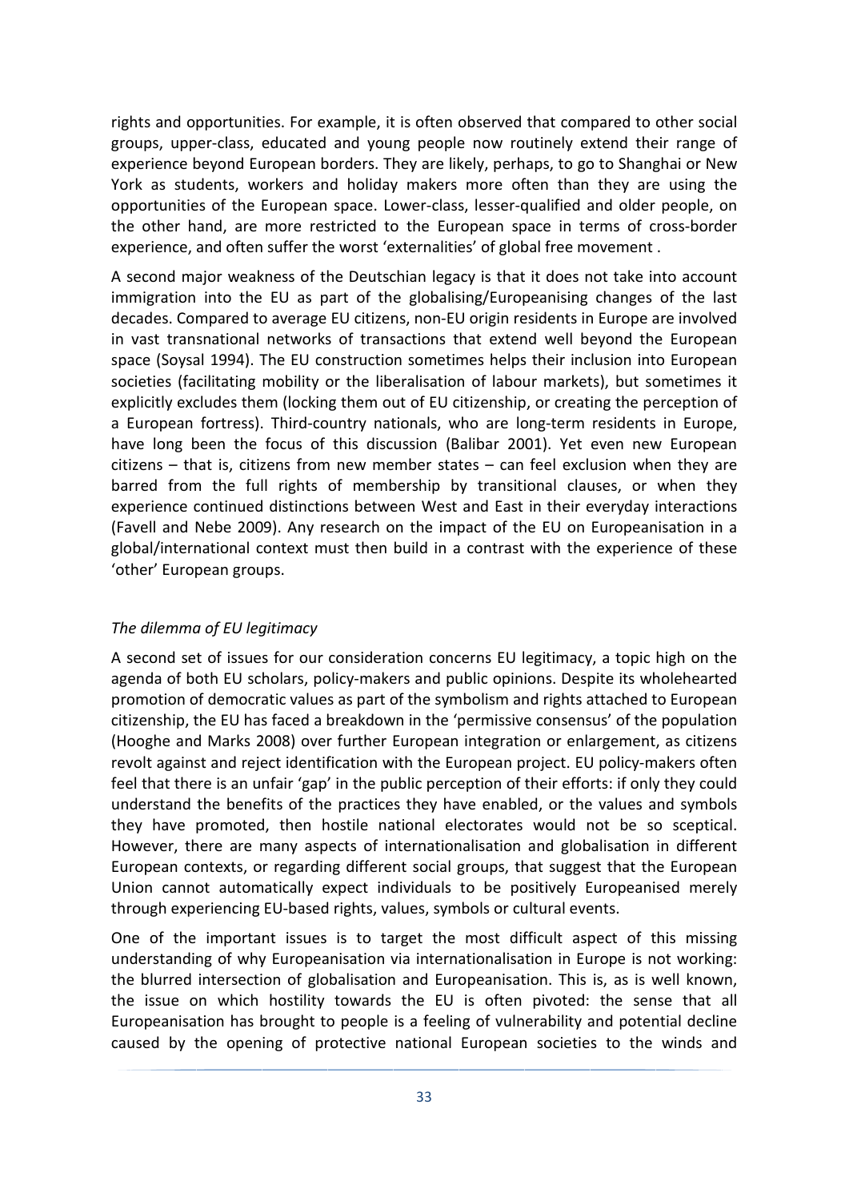rights and opportunities. For example, it is often observed that compared to other social groups, upper-class, educated and young people now routinely extend their range of experience beyond European borders. They are likely, perhaps, to go to Shanghai or New York as students, workers and holiday makers more often than they are using the opportunities of the European space. Lower-class, lesser-qualified and older people, on the other hand, are more restricted to the European space in terms of cross-border experience, and often suffer the worst 'externalities' of global free movement .

A second major weakness of the Deutschian legacy is that it does not take into account immigration into the EU as part of the globalising/Europeanising changes of the last decades. Compared to average EU citizens, non-EU origin residents in Europe are involved in vast transnational networks of transactions that extend well beyond the European space (Soysal 1994). The EU construction sometimes helps their inclusion into European societies (facilitating mobility or the liberalisation of labour markets), but sometimes it explicitly excludes them (locking them out of EU citizenship, or creating the perception of a European fortress). Third-country nationals, who are long-term residents in Europe, have long been the focus of this discussion (Balibar 2001). Yet even new European citizens – that is, citizens from new member states – can feel exclusion when they are barred from the full rights of membership by transitional clauses, or when they experience continued distinctions between West and East in their everyday interactions (Favell and Nebe 2009). Any research on the impact of the EU on Europeanisation in a global/international context must then build in a contrast with the experience of these 'other' European groups.

*The dilemma of EU legitimacy*

A second set of issues for our consideration concerns EU legitimacy, a topic high on the agenda of both EU scholars, policy-makers and public opinions. Despite its wholehearted promotion of democratic values as part of the symbolism and rights attached to European citizenship, the EU has faced a breakdown in the 'permissive consensus' of the population (Hooghe and Marks 2008) over further European integration or enlargement, as citizens revolt against and reject identification with the European project. EU policy-makers often feel that there is an unfair 'gap' in the public perception of their efforts: if only they could understand the benefits of the practices they have enabled, or the values and symbols they have promoted, then hostile national electorates would not be so sceptical. However, there are many aspects of internationalisation and globalisation in different European contexts, or regarding different social groups, that suggest that the European Union cannot automatically expect individuals to be positively Europeanised merely through experiencing EU-based rights, values, symbols or cultural events.

One of the important issues is to target the most difficult aspect of this missing understanding of why Europeanisation via internationalisation in Europe is not working: the blurred intersection of globalisation and Europeanisation. This is, as is well known, the issue on which hostility towards the EU is often pivoted: the sense that all Europeanisation has brought to people is a feeling of vulnerability and potential decline caused by the opening of protective national European societies to the winds and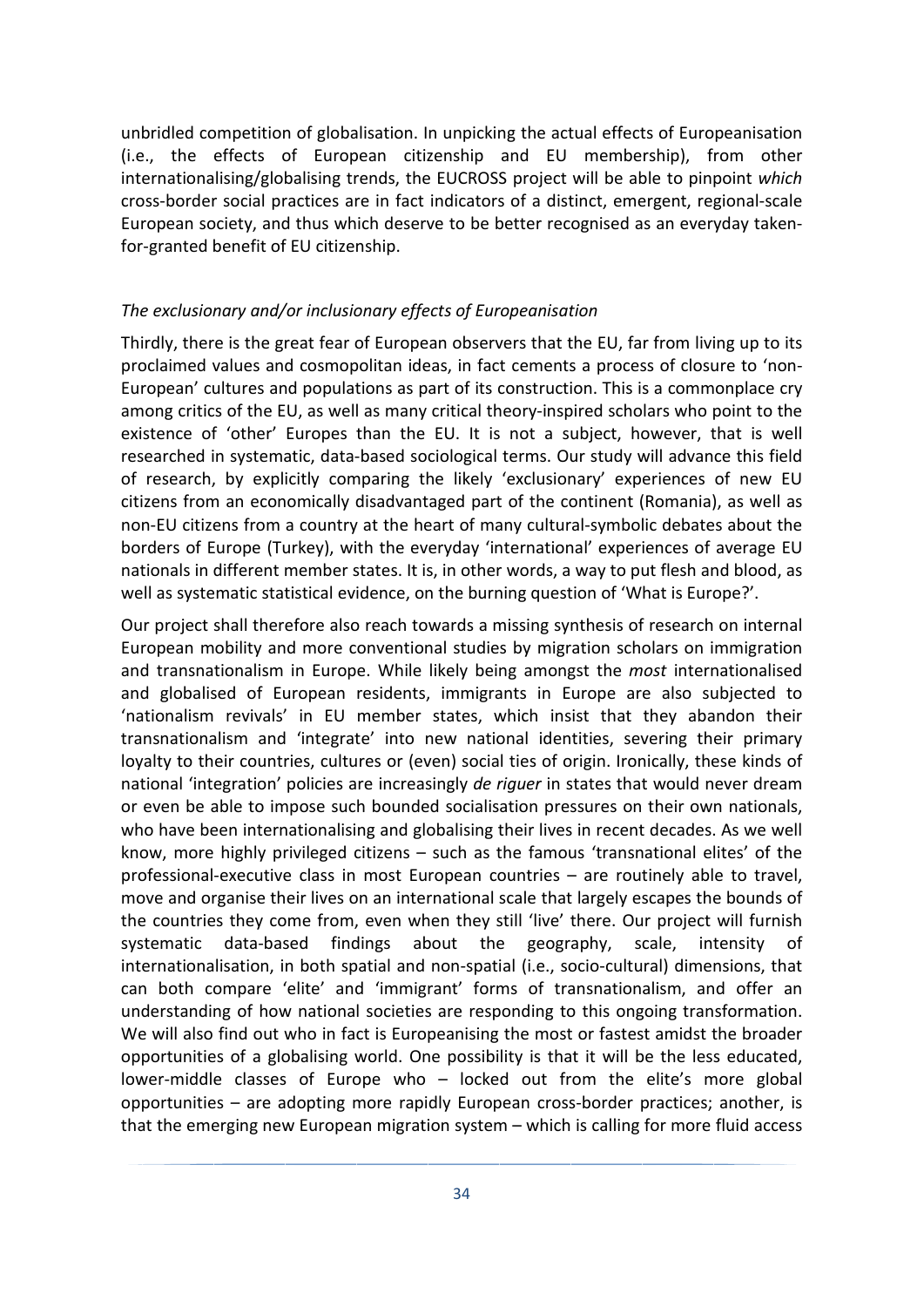unbridled competition of globalisation. In unpicking the actual effects of Europeanisation (i.e., the effects of European citizenship and EU membership), from other internationalising/globalising trends, the EUCROSS project will be able to pinpoint *which* cross-border social practices are in fact indicators of a distinct, emergent, regional-scale European society, and thus which deserve to be better recognised as an everyday taken-for-granted benefit of EU citizenship.

### *The exclusionary and/or inclusionary effects of Europeanisation*

Thirdly, there is the great fear of European observers that the EU, far from living up to its proclaimed values and cosmopolitan ideas, in fact cements a process of closure to 'non-European' cultures and populations as part of its construction. This is a commonplace cry among critics of the EU, as well as many critical theory-inspired scholars who point to the existence of 'other' Europes than the EU. It is not a subject, however, that is well researched in systematic, data-based sociological terms. Our study will advance this field of research, by explicitly comparing the likely 'exclusionary' experiences of new EU citizens from an economically disadvantaged part of the continent (Romania), as well as non-EU citizens from a country at the heart of many cultural-symbolic debates about the borders of Europe (Turkey), with the everyday 'international' experiences of average EU nationals in different member states. It is, in other words, a way to put flesh and blood, as well as systematic statistical evidence, on the burning question of 'What is Europe?'.

Our project shall therefore also reach towards a missing synthesis of research on internal European mobility and more conventional studies by migration scholars on immigration and transnationalism in Europe. While likely being amongst the *most* internationalised and globalised of European residents, immigrants in Europe are also subjected to 'nationalism revivals' in EU member states, which insist that they abandon their transnationalism and 'integrate' into new national identities, severing their primary loyalty to their countries, cultures or (even) social ties of origin. Ironically, these kinds of national 'integration' policies are increasingly *de riguer* in states that would never dream or even be able to impose such bounded socialisation pressures on their own nationals, who have been internationalising and globalising their lives in recent decades. As we well know, more highly privileged citizens – such as the famous 'transnational elites' of the professional-executive class in most European countries – are routinely able to travel, move and organise their lives on an international scale that largely escapes the bounds of the countries they come from, even when they still 'live' there. Our project will furnish systematic data-based findings about the geography, scale, intensity of internationalisation, in both spatial and non-spatial (i.e., socio-cultural) dimensions, that can both compare 'elite' and 'immigrant' forms of transnationalism, and offer an understanding of how national societies are responding to this ongoing transformation. We will also find out who in fact is Europeanising the most or fastest amidst the broader opportunities of a globalising world. One possibility is that it will be the less educated, lower-middle classes of Europe who – locked out from the elite's more global opportunities – are adopting more rapidly European cross-border practices; another, is that the emerging new European migration system – which is calling for more fluid access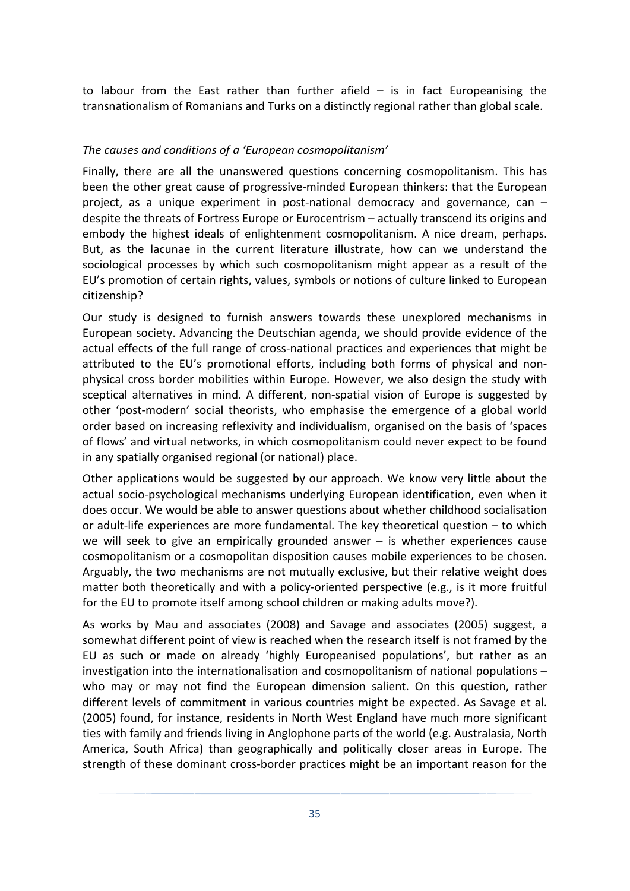to labour from the East rather than further afield – is in fact Europeanising the transnationalism of Romanians and Turks on a distinctly regional rather than global scale.

*The causes and conditions of a 'European cosmopolitanism'*

Finally, there are all the unanswered questions concerning cosmopolitanism. This has been the other great cause of progressive-minded European thinkers: that the European project, as a unique experiment in post-national democracy and governance, can – despite the threats of Fortress Europe or Eurocentrism – actually transcend its origins and embody the highest ideals of enlightenment cosmopolitanism. A nice dream, perhaps. But, as the lacunae in the current literature illustrate, how can we understand the sociological processes by which such cosmopolitanism might appear as a result of the EU's promotion of certain rights, values, symbols or notions of culture linked to European citizenship?

Our study is designed to furnish answers towards these unexplored mechanisms in European society. Advancing the Deutschian agenda, we should provide evidence of the actual effects of the full range of cross-national practices and experiences that might be attributed to the EU's promotional efforts, including both forms of physical and non-physical cross border mobilities within Europe. However, we also design the study with sceptical alternatives in mind. A different, non-spatial vision of Europe is suggested by other 'post-modern' social theorists, who emphasise the emergence of a global world order based on increasing reflexivity and individualism, organised on the basis of 'spaces of flows' and virtual networks, in which cosmopolitanism could never expect to be found in any spatially organised regional (or national) place.

Other applications would be suggested by our approach. We know very little about the actual socio-psychological mechanisms underlying European identification, even when it does occur. We would be able to answer questions about whether childhood socialisation or adult-life experiences are more fundamental. The key theoretical question – to which we will seek to give an empirically grounded answer – is whether experiences cause cosmopolitanism or a cosmopolitan disposition causes mobile experiences to be chosen. Arguably, the two mechanisms are not mutually exclusive, but their relative weight does matter both theoretically and with a policy-oriented perspective (e.g., is it more fruitful for the EU to promote itself among school children or making adults move?).

As works by Mau and associates (2008) and Savage and associates (2005) suggest, a somewhat different point of view is reached when the research itself is not framed by the EU as such or made on already 'highly Europeanised populations', but rather as an investigation into the internationalisation and cosmopolitanism of national populations – who may or may not find the European dimension salient. On this question, rather different levels of commitment in various countries might be expected. As Savage et al. (2005) found, for instance, residents in North West England have much more significant ties with family and friends living in Anglophone parts of the world (e.g. Australasia, North America, South Africa) than geographically and politically closer areas in Europe. The strength of these dominant cross-border practices might be an important reason for the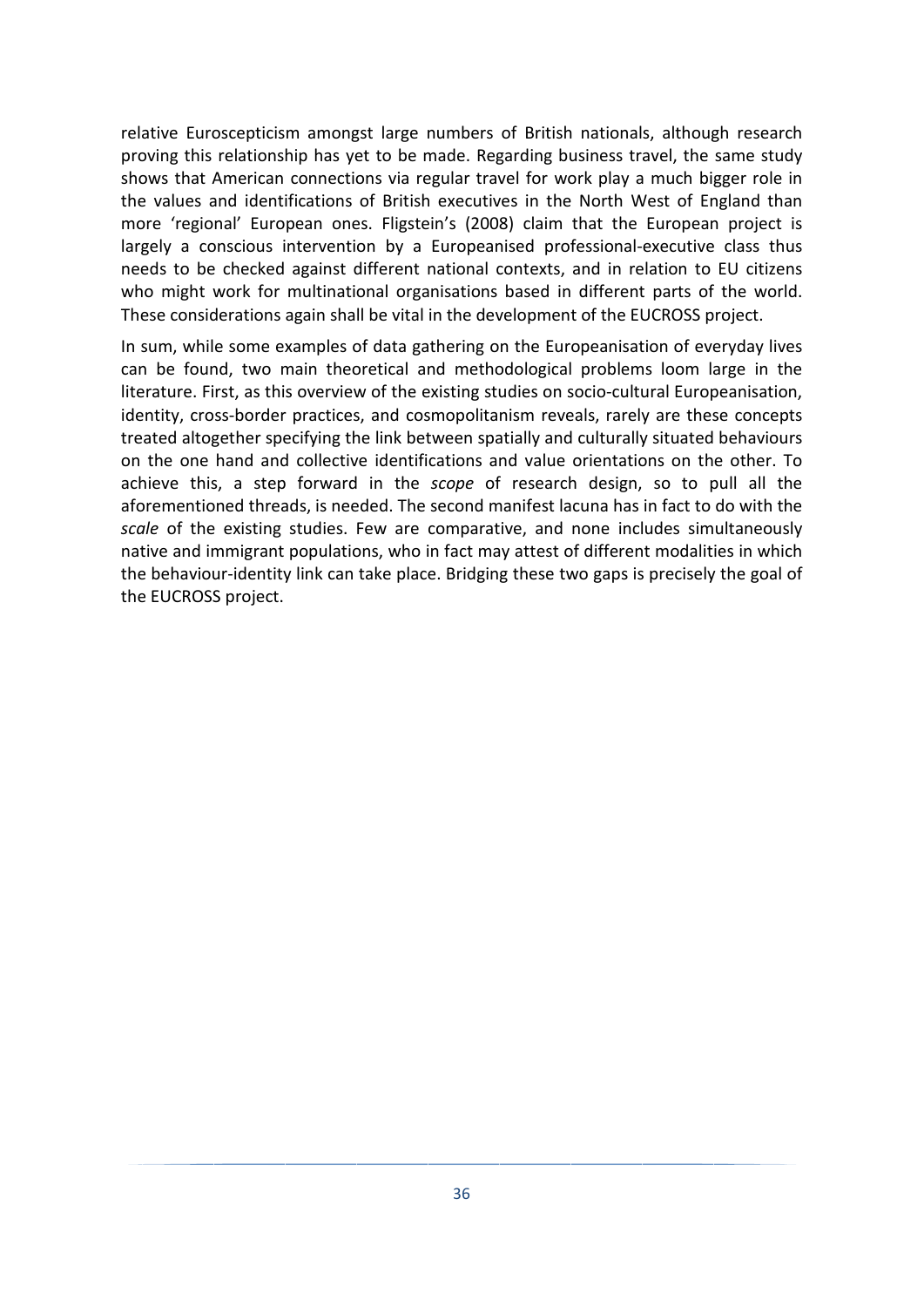relative Euroscepticism amongst large numbers of British nationals, although research proving this relationship has yet to be made. Regarding business travel, the same study shows that American connections via regular travel for work play a much bigger role in the values and identifications of British executives in the North West of England than more 'regional' European ones. Fligstein's (2008) claim that the European project is largely a conscious intervention by a Europeanised professional-executive class thus needs to be checked against different national contexts, and in relation to EU citizens who might work for multinational organisations based in different parts of the world. These considerations again shall be vital in the development of the EUCROSS project.

In sum, while some examples of data gathering on the Europeanisation of everyday lives can be found, two main theoretical and methodological problems loom large in the literature. First, as this overview of the existing studies on socio-cultural Europeanisation, identity, cross-border practices, and cosmopolitanism reveals, rarely are these concepts treated altogether specifying the link between spatially and culturally situated behaviours on the one hand and collective identifications and value orientations on the other. To achieve this, a step forward in the *scope* of research design, so to pull all the aforementioned threads, is needed. The second manifest lacuna has in fact to do with the *scale* of the existing studies. Few are comparative, and none includes simultaneously native and immigrant populations, who in fact may attest of different modalities in which the behaviour-identity link can take place. Bridging these two gaps is precisely the goal of the EUCROSS project.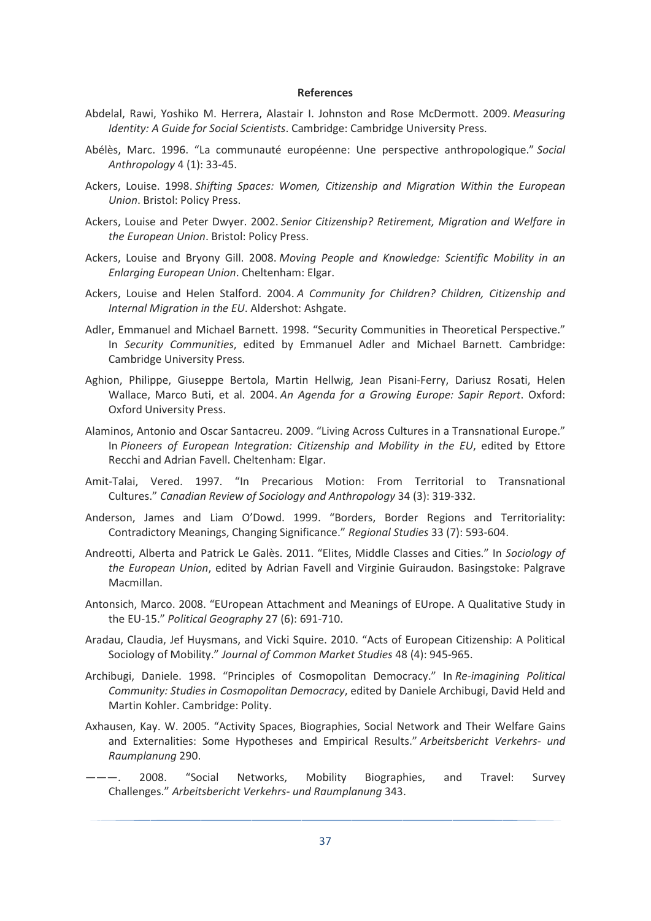## References

Abdelal, Rawi, Yoshiko M. Herrera, Alastair I. Johnston and Rose McDermott. 2009. *Measuring Identity: A Guide for Social Scientists*. Cambridge: Cambridge University Press.

Abélès, Marc. 1996. "La communauté européenne: Une perspective anthropologique." *Social Anthropology* 4 (1): 33-45.

Ackers, Louise. 1998. *Shifting Spaces: Women, Citizenship and Migration Within the European Union*. Bristol: Policy Press.

Ackers, Louise and Peter Dwyer. 2002. *Senior Citizenship? Retirement, Migration and Welfare in the European Union*. Bristol: Policy Press.

Ackers, Louise and Bryony Gill. 2008. *Moving People and Knowledge: Scientific Mobility in an Enlarging European Union*. Cheltenham: Elgar.

Ackers, Louise and Helen Stalford. 2004. *A Community for Children? Children, Citizenship and Internal Migration in the EU*. Aldershot: Ashgate.

Adler, Emmanuel and Michael Barnett. 1998. "Security Communities in Theoretical Perspective." In *Security Communities*, edited by Emmanuel Adler and Michael Barnett. Cambridge: Cambridge University Press.

Aghion, Philippe, Giuseppe Bertola, Martin Hellwig, Jean Pisani-Ferry, Dariusz Rosati, Helen Wallace, Marco Buti, et al. 2004. *An Agenda for a Growing Europe: Sapir Report*. Oxford: Oxford University Press.

Alaminos, Antonio and Oscar Santacreu. 2009. "Living Across Cultures in a Transnational Europe." In *Pioneers of European Integration: Citizenship and Mobility in the EU*, edited by Ettore Recchi and Adrian Favell. Cheltenham: Elgar.

Amit-Talai, Vered. 1997. "In Precarious Motion: From Territorial to Transnational Cultures." *Canadian Review of Sociology and Anthropology* 34 (3): 319-332.

Anderson, James and Liam O'Dowd. 1999. "Borders, Border Regions and Territoriality: Contradictory Meanings, Changing Significance." *Regional Studies* 33 (7): 593-604.

Andreotti, Alberta and Patrick Le Galès. 2011. "Elites, Middle Classes and Cities." In *Sociology of the European Union*, edited by Adrian Favell and Virginie Guiraudon. Basingstoke: Palgrave Macmillan.

Antonsich, Marco. 2008. "EUropean Attachment and Meanings of EUrope. A Qualitative Study in the EU-15." *Political Geography* 27 (6): 691-710.

Aradau, Claudia, Jef Huysmans, and Vicki Squire. 2010. "Acts of European Citizenship: A Political Sociology of Mobility." *Journal of Common Market Studies* 48 (4): 945-965.

Archibugi, Daniele. 1998. "Principles of Cosmopolitan Democracy." In *Re-imagining Political Community: Studies in Cosmopolitan Democracy*, edited by Daniele Archibugi, David Held and Martin Kohler. Cambridge: Polity.

Axhausen, Kay. W. 2005. "Activity Spaces, Biographies, Social Network and Their Welfare Gains and Externalities: Some Hypotheses and Empirical Results." *Arbeitsbericht Verkehrs- und Raumplanung* 290.

———. 2008. "Social Networks, Mobility Biographies, and Travel: Survey Challenges." *Arbeitsbericht Verkehrs- und Raumplanung* 343.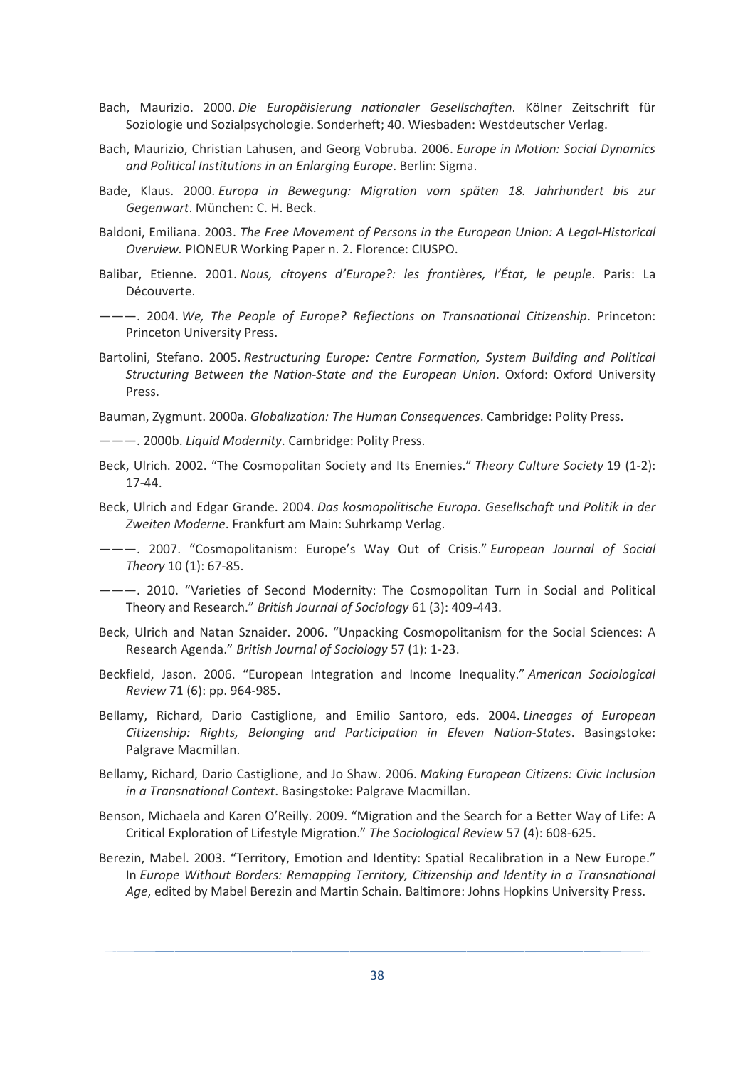Bach, Maurizio. 2000. *Die Europäisierung nationaler Gesellschaften*. Kölner Zeitschrift für Soziologie und Sozialpsychologie. Sonderheft; 40. Wiesbaden: Westdeutscher Verlag.

Bach, Maurizio, Christian Lahusen, and Georg Vobruba. 2006. *Europe in Motion: Social Dynamics and Political Institutions in an Enlarging Europe*. Berlin: Sigma.

Bade, Klaus. 2000. *Europa in Bewegung: Migration vom späten 18. Jahrhundert bis zur Gegenwart*. München: C. H. Beck.

Baldoni, Emiliana. 2003. *The Free Movement of Persons in the European Union: A Legal-Historical Overview.* PIONEUR Working Paper n. 2. Florence: CIUSPO.

Balibar, Etienne. 2001. *Nous, citoyens d'Europe?: les frontières, l'État, le peuple*. Paris: La Découverte.

———. 2004. *We, The People of Europe? Reflections on Transnational Citizenship*. Princeton: Princeton University Press.

Bartolini, Stefano. 2005. *Restructuring Europe: Centre Formation, System Building and Political Structuring Between the Nation-State and the European Union*. Oxford: Oxford University Press.

Bauman, Zygmunt. 2000a. *Globalization: The Human Consequences*. Cambridge: Polity Press.

———. 2000b. *Liquid Modernity*. Cambridge: Polity Press.

Beck, Ulrich. 2002. "The Cosmopolitan Society and Its Enemies." *Theory Culture Society* 19 (1-2): 17-44.

Beck, Ulrich and Edgar Grande. 2004. *Das kosmopolitische Europa. Gesellschaft und Politik in der Zweiten Moderne*. Frankfurt am Main: Suhrkamp Verlag.

———. 2007. "Cosmopolitanism: Europe's Way Out of Crisis." *European Journal of Social Theory* 10 (1): 67-85.

———. 2010. "Varieties of Second Modernity: The Cosmopolitan Turn in Social and Political Theory and Research." *British Journal of Sociology* 61 (3): 409-443.

Beck, Ulrich and Natan Sznaider. 2006. "Unpacking Cosmopolitanism for the Social Sciences: A Research Agenda." *British Journal of Sociology* 57 (1): 1-23.

Beckfield, Jason. 2006. "European Integration and Income Inequality." *American Sociological Review* 71 (6): pp. 964-985.

Bellamy, Richard, Dario Castiglione, and Emilio Santoro, eds. 2004. *Lineages of European Citizenship: Rights, Belonging and Participation in Eleven Nation-States*. Basingstoke: Palgrave Macmillan.

Bellamy, Richard, Dario Castiglione, and Jo Shaw. 2006. *Making European Citizens: Civic Inclusion in a Transnational Context*. Basingstoke: Palgrave Macmillan.

Benson, Michaela and Karen O'Reilly. 2009. "Migration and the Search for a Better Way of Life: A Critical Exploration of Lifestyle Migration." *The Sociological Review* 57 (4): 608-625.

Berezin, Mabel. 2003. "Territory, Emotion and Identity: Spatial Recalibration in a New Europe." In *Europe Without Borders: Remapping Territory, Citizenship and Identity in a Transnational Age*, edited by Mabel Berezin and Martin Schain. Baltimore: Johns Hopkins University Press.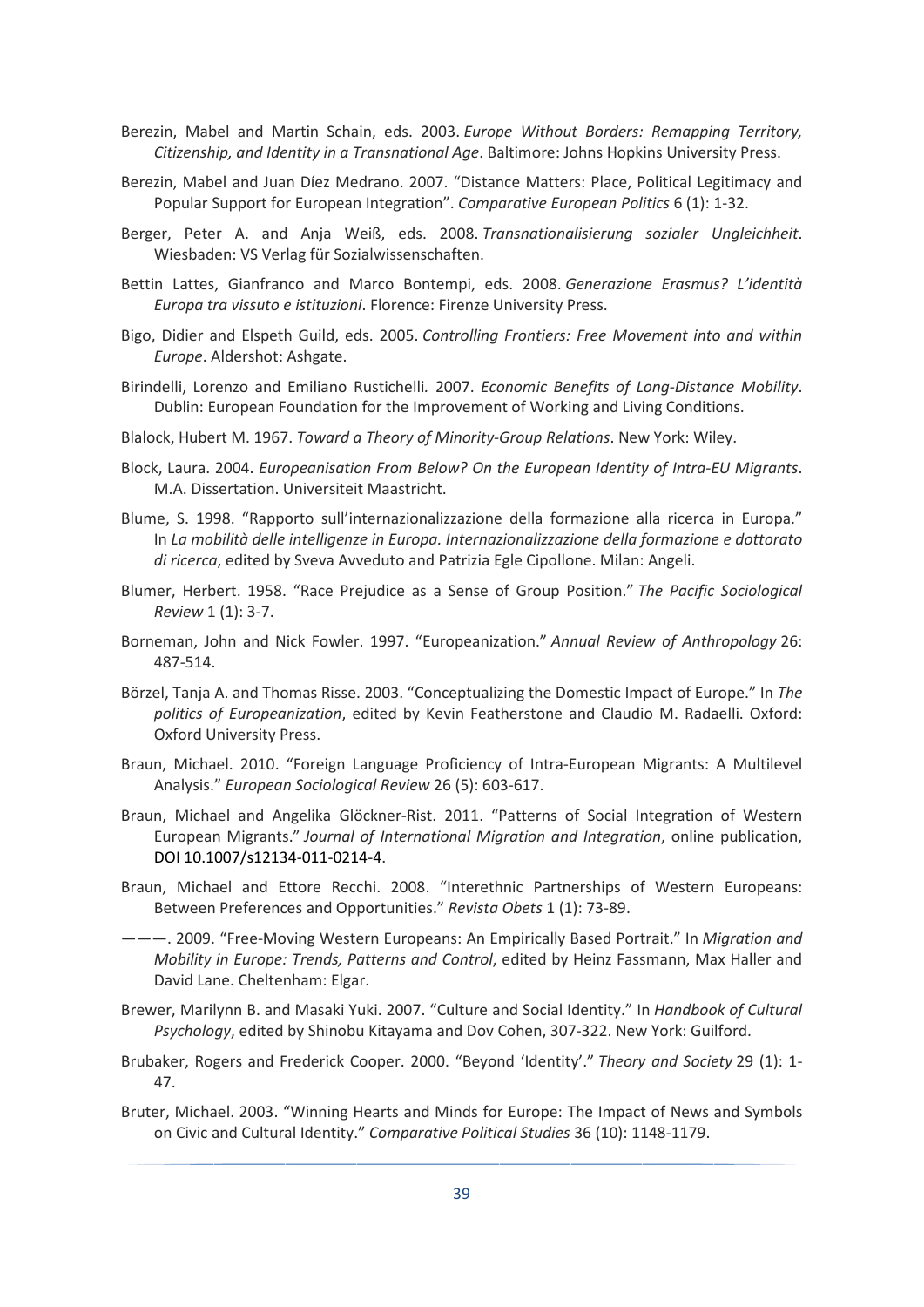Berezin, Mabel and Martin Schain, eds. 2003. *Europe Without Borders: Remapping Territory, Citizenship, and Identity in a Transnational Age*. Baltimore: Johns Hopkins University Press.

Berezin, Mabel and Juan Díez Medrano. 2007. "Distance Matters: Place, Political Legitimacy and Popular Support for European Integration". *Comparative European Politics* 6 (1): 1-32.

Berger, Peter A. and Anja Weiß, eds. 2008. *Transnationalisierung sozialer Ungleichheit*. Wiesbaden: VS Verlag für Sozialwissenschaften.

Bettin Lattes, Gianfranco and Marco Bontempi, eds. 2008. *Generazione Erasmus? L'identità Europa tra vissuto e istituzioni*. Florence: Firenze University Press.

Bigo, Didier and Elspeth Guild, eds. 2005. *Controlling Frontiers: Free Movement into and within Europe*. Aldershot: Ashgate.

Birindelli, Lorenzo and Emiliano Rustichelli. 2007. *Economic Benefits of Long-Distance Mobility*. Dublin: European Foundation for the Improvement of Working and Living Conditions.

Blalock, Hubert M. 1967. *Toward a Theory of Minority-Group Relations*. New York: Wiley.

Block, Laura. 2004. *Europeanisation From Below? On the European Identity of Intra-EU Migrants*. M.A. Dissertation. Universiteit Maastricht.

Blume, S. 1998. "Rapporto sull'internazionalizzazione della formazione alla ricerca in Europa." In *La mobilità delle intelligenze in Europa. Internazionalizzazione della formazione e dottorato di ricerca*, edited by Sveva Avveduto and Patrizia Egle Cipollone. Milan: Angeli.

Blumer, Herbert. 1958. "Race Prejudice as a Sense of Group Position." *The Pacific Sociological Review* 1 (1): 3-7.

Borneman, John and Nick Fowler. 1997. "Europeanization." *Annual Review of Anthropology* 26: 487-514.

Börzel, Tanja A. and Thomas Risse. 2003. "Conceptualizing the Domestic Impact of Europe." In *The politics of Europeanization*, edited by Kevin Featherstone and Claudio M. Radaelli. Oxford: Oxford University Press.

Braun, Michael. 2010. "Foreign Language Proficiency of Intra-European Migrants: A Multilevel Analysis." *European Sociological Review* 26 (5): 603-617.

Braun, Michael and Angelika Glöckner-Rist. 2011. "Patterns of Social Integration of Western European Migrants." *Journal of International Migration and Integration*, online publication, DOI 10.1007/s12134-011-0214-4.

Braun, Michael and Ettore Recchi. 2008. "Interethnic Partnerships of Western Europeans: Between Preferences and Opportunities." *Revista Obets* 1 (1): 73-89.

———. 2009. "Free-Moving Western Europeans: An Empirically Based Portrait." In *Migration and Mobility in Europe: Trends, Patterns and Control*, edited by Heinz Fassmann, Max Haller and David Lane. Cheltenham: Elgar.

Brewer, Marilynn B. and Masaki Yuki. 2007. "Culture and Social Identity." In *Handbook of Cultural Psychology*, edited by Shinobu Kitayama and Dov Cohen, 307-322. New York: Guilford.

Brubaker, Rogers and Frederick Cooper. 2000. "Beyond 'Identity'." *Theory and Society* 29 (1): 1-47.

Bruter, Michael. 2003. "Winning Hearts and Minds for Europe: The Impact of News and Symbols on Civic and Cultural Identity." *Comparative Political Studies* 36 (10): 1148-1179.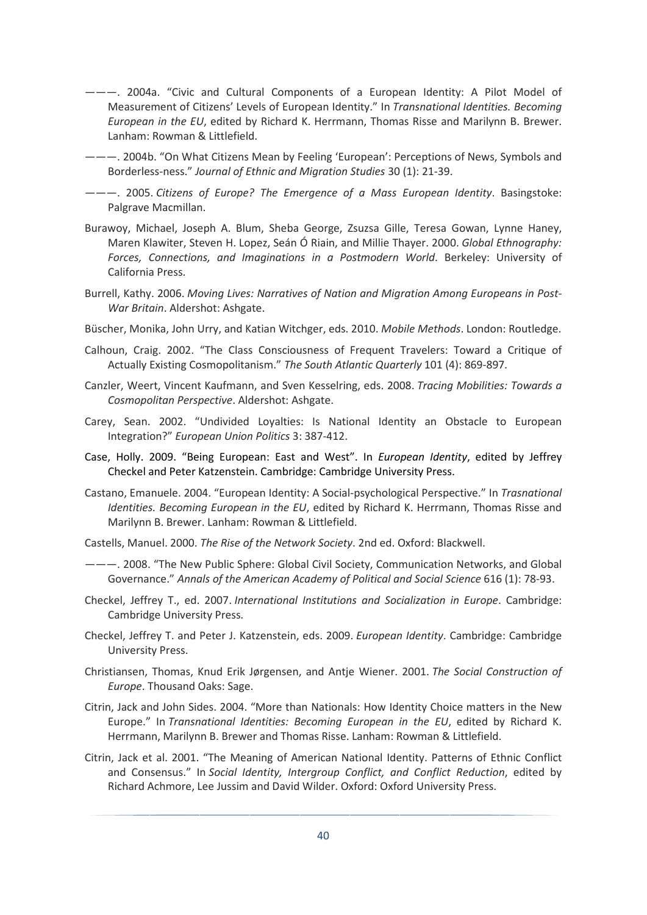———. 2004a. "Civic and Cultural Components of a European Identity: A Pilot Model of Measurement of Citizens' Levels of European Identity." In *Transnational Identities. Becoming European in the EU*, edited by Richard K. Herrmann, Thomas Risse and Marilynn B. Brewer. Lanham: Rowman & Littlefield.

———. 2004b. "On What Citizens Mean by Feeling 'European': Perceptions of News, Symbols and Borderless-ness." *Journal of Ethnic and Migration Studies* 30 (1): 21-39.

———. 2005. *Citizens of Europe? The Emergence of a Mass European Identity*. Basingstoke: Palgrave Macmillan.

Burawoy, Michael, Joseph A. Blum, Sheba George, Zsuzsa Gille, Teresa Gowan, Lynne Haney, Maren Klawiter, Steven H. Lopez, Seán Ó Riain, and Millie Thayer. 2000. *Global Ethnography: Forces, Connections, and Imaginations in a Postmodern World*. Berkeley: University of California Press.

Burrell, Kathy. 2006. *Moving Lives: Narratives of Nation and Migration Among Europeans in Post-War Britain*. Aldershot: Ashgate.

Büscher, Monika, John Urry, and Katian Witchger, eds. 2010. *Mobile Methods*. London: Routledge.

Calhoun, Craig. 2002. "The Class Consciousness of Frequent Travelers: Toward a Critique of Actually Existing Cosmopolitanism." *The South Atlantic Quarterly* 101 (4): 869-897.

Canzler, Weert, Vincent Kaufmann, and Sven Kesselring, eds. 2008. *Tracing Mobilities: Towards a Cosmopolitan Perspective*. Aldershot: Ashgate.

Carey, Sean. 2002. "Undivided Loyalties: Is National Identity an Obstacle to European Integration?" *European Union Politics* 3: 387-412.

Case, Holly. 2009. "Being European: East and West". In *European Identity*, edited by Jeffrey Checkel and Peter Katzenstein. Cambridge: Cambridge University Press.

Castano, Emanuele. 2004. "European Identity: A Social-psychological Perspective." In *Trasnational Identities. Becoming European in the EU*, edited by Richard K. Herrmann, Thomas Risse and Marilynn B. Brewer. Lanham: Rowman & Littlefield.

Castells, Manuel. 2000. *The Rise of the Network Society*. 2nd ed. Oxford: Blackwell.

———. 2008. "The New Public Sphere: Global Civil Society, Communication Networks, and Global Governance." *Annals of the American Academy of Political and Social Science* 616 (1): 78-93.

Checkel, Jeffrey T., ed. 2007. *International Institutions and Socialization in Europe*. Cambridge: Cambridge University Press.

Checkel, Jeffrey T. and Peter J. Katzenstein, eds. 2009. *European Identity*. Cambridge: Cambridge University Press.

Christiansen, Thomas, Knud Erik Jørgensen, and Antje Wiener. 2001. *The Social Construction of Europe*. Thousand Oaks: Sage.

Citrin, Jack and John Sides. 2004. "More than Nationals: How Identity Choice matters in the New Europe." In *Transnational Identities: Becoming European in the EU*, edited by Richard K. Herrmann, Marilynn B. Brewer and Thomas Risse. Lanham: Rowman & Littlefield.

Citrin, Jack et al. 2001. "The Meaning of American National Identity. Patterns of Ethnic Conflict and Consensus." In *Social Identity, Intergroup Conflict, and Conflict Reduction*, edited by Richard Achmore, Lee Jussim and David Wilder. Oxford: Oxford University Press.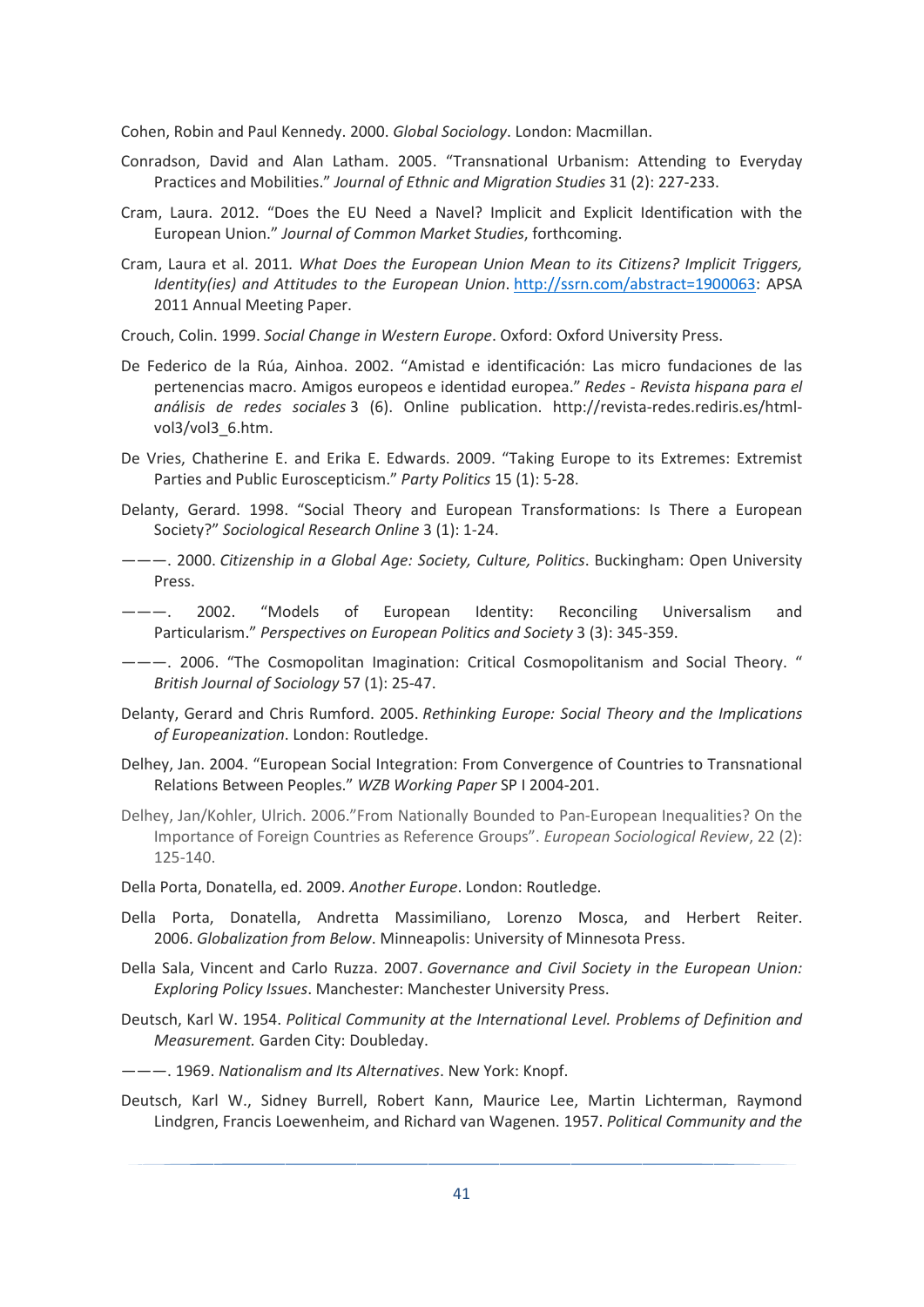Cohen, Robin and Paul Kennedy. 2000. *Global Sociology*. London: Macmillan.

Conradson, David and Alan Latham. 2005. "Transnational Urbanism: Attending to Everyday Practices and Mobilities." *Journal of Ethnic and Migration Studies* 31 (2): 227-233.

Cram, Laura. 2012. "Does the EU Need a Navel? Implicit and Explicit Identification with the European Union." *Journal of Common Market Studies*, forthcoming.

Cram, Laura et al. 2011. *What Does the European Union Mean to its Citizens? Implicit Triggers, Identity(ies) and Attitudes to the European Union*. http://ssrn.com/abstract=1900063: APSA 2011 Annual Meeting Paper.

Crouch, Colin. 1999. *Social Change in Western Europe*. Oxford: Oxford University Press.

De Federico de la Rúa, Ainhoa. 2002. "Amistad e identificación: Las micro fundaciones de las pertenencias macro. Amigos europeos e identidad europea." *Redes - Revista hispana para el análisis de redes sociales* 3 (6). Online publication. http://revista-redes.rediris.es/html-vol3/vol3_6.htm.

De Vries, Chatherine E. and Erika E. Edwards. 2009. "Taking Europe to its Extremes: Extremist Parties and Public Euroscepticism." *Party Politics* 15 (1): 5-28.

Delanty, Gerard. 1998. "Social Theory and European Transformations: Is There a European Society?" *Sociological Research Online* 3 (1): 1-24.

———. 2000. *Citizenship in a Global Age: Society, Culture, Politics*. Buckingham: Open University Press.

———. 2002. "Models of European Identity: Reconciling Universalism and Particularism." *Perspectives on European Politics and Society* 3 (3): 345-359.

———. 2006. "The Cosmopolitan Imagination: Critical Cosmopolitanism and Social Theory. " *British Journal of Sociology* 57 (1): 25-47.

Delanty, Gerard and Chris Rumford. 2005. *Rethinking Europe: Social Theory and the Implications of Europeanization*. London: Routledge.

Delhey, Jan. 2004. "European Social Integration: From Convergence of Countries to Transnational Relations Between Peoples." *WZB Working Paper* SP I 2004-201.

Delhey, Jan/Kohler, Ulrich. 2006."From Nationally Bounded to Pan-European Inequalities? On the Importance of Foreign Countries as Reference Groups". *European Sociological Review*, 22 (2): 125-140.

Della Porta, Donatella, ed. 2009. *Another Europe*. London: Routledge.

Della Porta, Donatella, Andretta Massimiliano, Lorenzo Mosca, and Herbert Reiter. 2006. *Globalization from Below*. Minneapolis: University of Minnesota Press.

Della Sala, Vincent and Carlo Ruzza. 2007. *Governance and Civil Society in the European Union: Exploring Policy Issues*. Manchester: Manchester University Press.

Deutsch, Karl W. 1954. *Political Community at the International Level. Problems of Definition and Measurement.* Garden City: Doubleday.

———. 1969. *Nationalism and Its Alternatives*. New York: Knopf.

Deutsch, Karl W., Sidney Burrell, Robert Kann, Maurice Lee, Martin Lichterman, Raymond Lindgren, Francis Loewenheim, and Richard van Wagenen. 1957. *Political Community and the*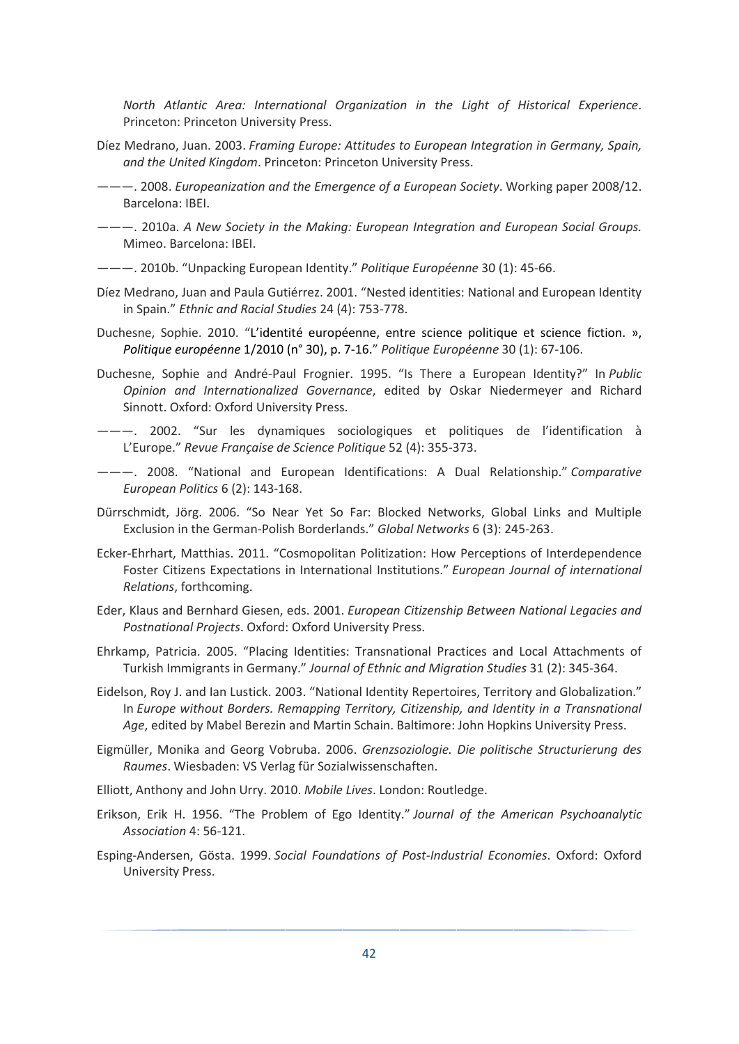*North Atlantic Area: International Organization in the Light of Historical Experience*. Princeton: Princeton University Press.

Díez Medrano, Juan. 2003. *Framing Europe: Attitudes to European Integration in Germany, Spain, and the United Kingdom*. Princeton: Princeton University Press.

———. 2008. *Europeanization and the Emergence of a European Society*. Working paper 2008/12. Barcelona: IBEI.

———. 2010a. *A New Society in the Making: European Integration and European Social Groups.* Mimeo. Barcelona: IBEI.

———. 2010b. "Unpacking European Identity." *Politique Européenne* 30 (1): 45-66.

Díez Medrano, Juan and Paula Gutiérrez. 2001. "Nested identities: National and European Identity in Spain." *Ethnic and Racial Studies* 24 (4): 753-778.

Duchesne, Sophie. 2010. "L'identité européenne, entre science politique et science fiction. », *Politique européenne* 1/2010 (n° 30), p. 7-16." *Politique Européenne* 30 (1): 67-106.

Duchesne, Sophie and André-Paul Frognier. 1995. "Is There a European Identity?" In *Public Opinion and Internationalized Governance*, edited by Oskar Niedermeyer and Richard Sinnott. Oxford: Oxford University Press.

———. 2002. "Sur les dynamiques sociologiques et politiques de l'identification à L'Europe." *Revue Française de Science Politique* 52 (4): 355-373.

———. 2008. "National and European Identifications: A Dual Relationship." *Comparative European Politics* 6 (2): 143-168.

Dürrschmidt, Jörg. 2006. "So Near Yet So Far: Blocked Networks, Global Links and Multiple Exclusion in the German-Polish Borderlands." *Global Networks* 6 (3): 245-263.

Ecker-Ehrhart, Matthias. 2011. "Cosmopolitan Politization: How Perceptions of Interdependence Foster Citizens Expectations in International Institutions." *European Journal of international Relations*, forthcoming.

Eder, Klaus and Bernhard Giesen, eds. 2001. *European Citizenship Between National Legacies and Postnational Projects*. Oxford: Oxford University Press.

Ehrkamp, Patricia. 2005. "Placing Identities: Transnational Practices and Local Attachments of Turkish Immigrants in Germany." *Journal of Ethnic and Migration Studies* 31 (2): 345-364.

Eidelson, Roy J. and Ian Lustick. 2003. "National Identity Repertoires, Territory and Globalization." In *Europe without Borders. Remapping Territory, Citizenship, and Identity in a Transnational Age*, edited by Mabel Berezin and Martin Schain. Baltimore: John Hopkins University Press.

Eigmüller, Monika and Georg Vobruba. 2006. *Grenzsoziologie. Die politische Structurierung des Raumes*. Wiesbaden: VS Verlag für Sozialwissenschaften.

Elliott, Anthony and John Urry. 2010. *Mobile Lives*. London: Routledge.

Erikson, Erik H. 1956. "The Problem of Ego Identity." *Journal of the American Psychoanalytic Association* 4: 56-121.

Esping-Andersen, Gösta. 1999. *Social Foundations of Post-Industrial Economies*. Oxford: Oxford University Press.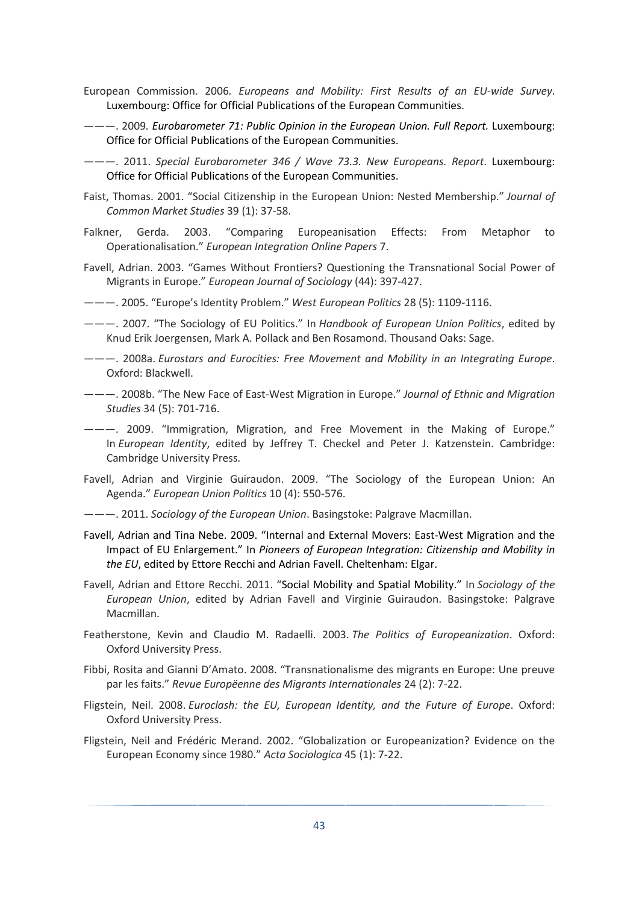European Commission. 2006. *Europeans and Mobility: First Results of an EU-wide Survey*. Luxembourg: Office for Official Publications of the European Communities.

———. 2009. *Eurobarometer 71: Public Opinion in the European Union. Full Report.* Luxembourg: Office for Official Publications of the European Communities.

———. 2011. *Special Eurobarometer 346 / Wave 73.3. New Europeans. Report*. Luxembourg: Office for Official Publications of the European Communities.

Faist, Thomas. 2001. "Social Citizenship in the European Union: Nested Membership." *Journal of Common Market Studies* 39 (1): 37-58.

Falkner, Gerda. 2003. "Comparing Europeanisation Effects: From Metaphor to Operationalisation." *European Integration Online Papers* 7.

Favell, Adrian. 2003. "Games Without Frontiers? Questioning the Transnational Social Power of Migrants in Europe." *European Journal of Sociology* (44): 397-427.

———. 2005. "Europe's Identity Problem." *West European Politics* 28 (5): 1109-1116.

———. 2007. "The Sociology of EU Politics." In *Handbook of European Union Politics*, edited by Knud Erik Joergensen, Mark A. Pollack and Ben Rosamond. Thousand Oaks: Sage.

———. 2008a. *Eurostars and Eurocities: Free Movement and Mobility in an Integrating Europe*. Oxford: Blackwell.

———. 2008b. "The New Face of East-West Migration in Europe." *Journal of Ethnic and Migration Studies* 34 (5): 701-716.

———. 2009. "Immigration, Migration, and Free Movement in the Making of Europe." In *European Identity*, edited by Jeffrey T. Checkel and Peter J. Katzenstein. Cambridge: Cambridge University Press.

Favell, Adrian and Virginie Guiraudon. 2009. "The Sociology of the European Union: An Agenda." *European Union Politics* 10 (4): 550-576.

———. 2011. *Sociology of the European Union*. Basingstoke: Palgrave Macmillan.

Favell, Adrian and Tina Nebe. 2009. "Internal and External Movers: East-West Migration and the Impact of EU Enlargement." In *Pioneers of European Integration: Citizenship and Mobility in the EU*, edited by Ettore Recchi and Adrian Favell. Cheltenham: Elgar.

Favell, Adrian and Ettore Recchi. 2011. "Social Mobility and Spatial Mobility." In *Sociology of the European Union*, edited by Adrian Favell and Virginie Guiraudon. Basingstoke: Palgrave Macmillan.

Featherstone, Kevin and Claudio M. Radaelli. 2003. *The Politics of Europeanization*. Oxford: Oxford University Press.

Fibbi, Rosita and Gianni D'Amato. 2008. "Transnationalisme des migrants en Europe: Une preuve par les faits." *Revue Europëenne des Migrants Internationales* 24 (2): 7-22.

Fligstein, Neil. 2008. *Euroclash: the EU, European Identity, and the Future of Europe*. Oxford: Oxford University Press.

Fligstein, Neil and Frédéric Merand. 2002. "Globalization or Europeanization? Evidence on the European Economy since 1980." *Acta Sociologica* 45 (1): 7-22.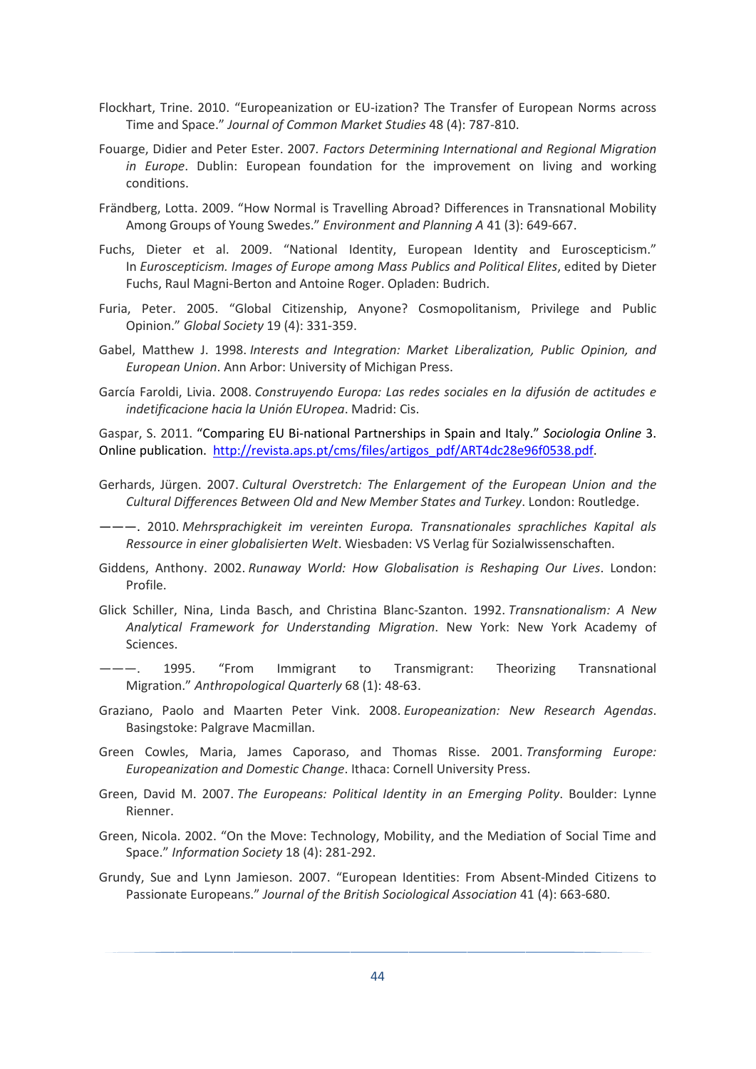Flockhart, Trine. 2010. "Europeanization or EU-ization? The Transfer of European Norms across Time and Space." *Journal of Common Market Studies* 48 (4): 787-810.

Fouarge, Didier and Peter Ester. 2007. *Factors Determining International and Regional Migration in Europe*. Dublin: European foundation for the improvement on living and working conditions.

Frändberg, Lotta. 2009. "How Normal is Travelling Abroad? Differences in Transnational Mobility Among Groups of Young Swedes." *Environment and Planning A* 41 (3): 649-667.

Fuchs, Dieter et al. 2009. "National Identity, European Identity and Euroscepticism." In *Euroscepticism. Images of Europe among Mass Publics and Political Elites*, edited by Dieter Fuchs, Raul Magni-Berton and Antoine Roger. Opladen: Budrich.

Furia, Peter. 2005. "Global Citizenship, Anyone? Cosmopolitanism, Privilege and Public Opinion." *Global Society* 19 (4): 331-359.

Gabel, Matthew J. 1998. *Interests and Integration: Market Liberalization, Public Opinion, and European Union*. Ann Arbor: University of Michigan Press.

García Faroldi, Livia. 2008. *Construyendo Europa: Las redes sociales en la difusión de actitudes e indetificacione hacia la Unión EUropea*. Madrid: Cis.

Gaspar, S. 2011. "Comparing EU Bi-national Partnerships in Spain and Italy." *Sociologia Online* 3. Online publication. http://revista.aps.pt/cms/files/artigos_pdf/ART4dc28e96f0538.pdf.

Gerhards, Jürgen. 2007. *Cultural Overstretch: The Enlargement of the European Union and the Cultural Differences Between Old and New Member States and Turkey*. London: Routledge.

———. 2010. *Mehrsprachigkeit im vereinten Europa. Transnationales sprachliches Kapital als Ressource in einer globalisierten Welt*. Wiesbaden: VS Verlag für Sozialwissenschaften.

Giddens, Anthony. 2002. *Runaway World: How Globalisation is Reshaping Our Lives*. London: Profile.

Glick Schiller, Nina, Linda Basch, and Christina Blanc-Szanton. 1992. *Transnationalism: A New Analytical Framework for Understanding Migration*. New York: New York Academy of Sciences.

———. 1995. "From Immigrant to Transmigrant: Theorizing Transnational Migration." *Anthropological Quarterly* 68 (1): 48-63.

Graziano, Paolo and Maarten Peter Vink. 2008. *Europeanization: New Research Agendas.* Basingstoke: Palgrave Macmillan.

Green Cowles, Maria, James Caporaso, and Thomas Risse. 2001. *Transforming Europe: Europeanization and Domestic Change*. Ithaca: Cornell University Press.

Green, David M. 2007. *The Europeans: Political Identity in an Emerging Polity*. Boulder: Lynne Rienner.

Green, Nicola. 2002. "On the Move: Technology, Mobility, and the Mediation of Social Time and Space." *Information Society* 18 (4): 281-292.

Grundy, Sue and Lynn Jamieson. 2007. "European Identities: From Absent-Minded Citizens to Passionate Europeans." *Journal of the British Sociological Association* 41 (4): 663-680.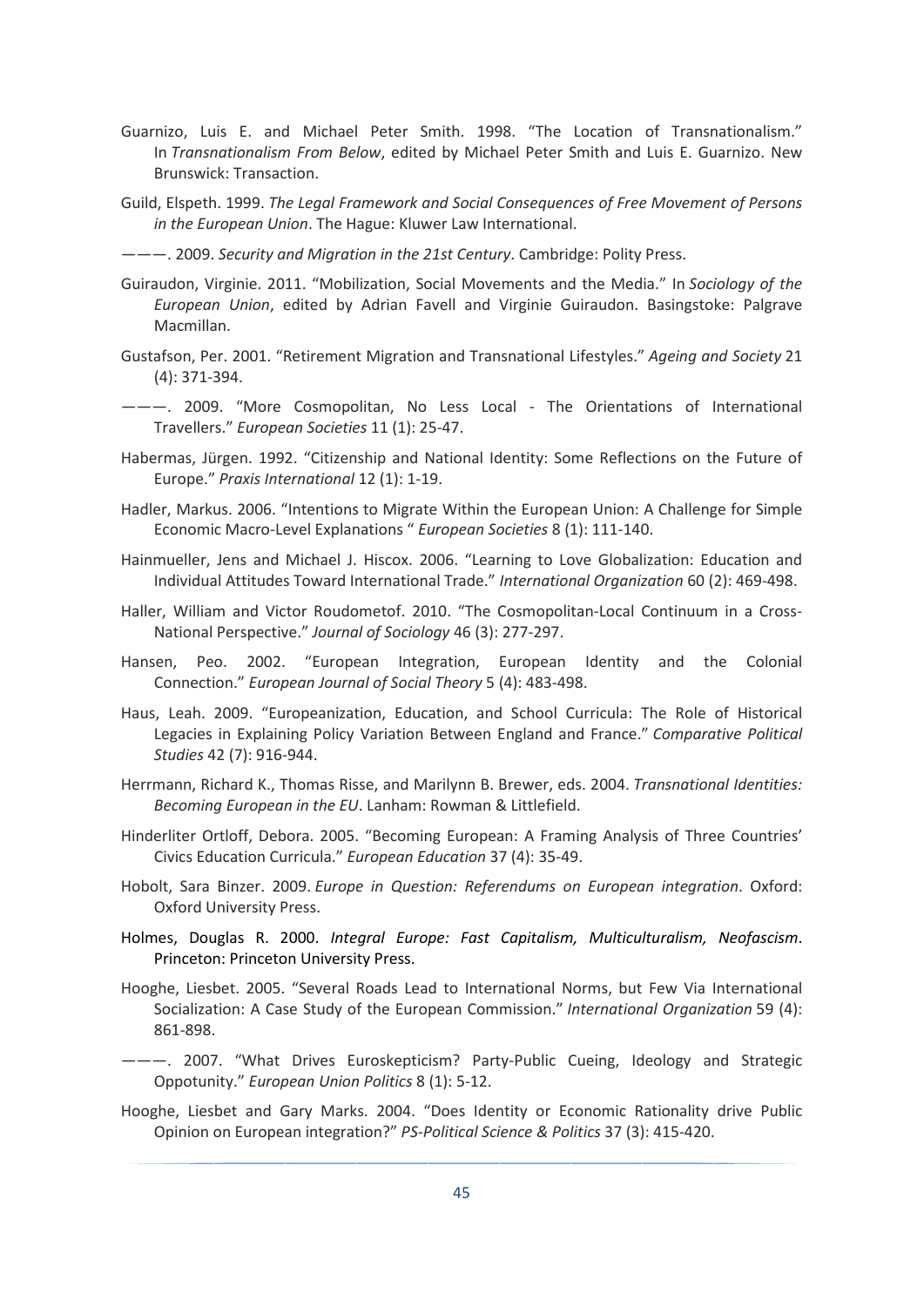Guarnizo, Luis E. and Michael Peter Smith. 1998. "The Location of Transnationalism." In *Transnationalism From Below*, edited by Michael Peter Smith and Luis E. Guarnizo. New Brunswick: Transaction.

Guild, Elspeth. 1999. *The Legal Framework and Social Consequences of Free Movement of Persons in the European Union*. The Hague: Kluwer Law International.

———. 2009. *Security and Migration in the 21st Century*. Cambridge: Polity Press.

Guiraudon, Virginie. 2011. "Mobilization, Social Movements and the Media." In *Sociology of the European Union*, edited by Adrian Favell and Virginie Guiraudon. Basingstoke: Palgrave Macmillan.

Gustafson, Per. 2001. "Retirement Migration and Transnational Lifestyles." *Ageing and Society* 21 (4): 371-394.

———. 2009. "More Cosmopolitan, No Less Local - The Orientations of International Travellers." *European Societies* 11 (1): 25-47.

Habermas, Jürgen. 1992. "Citizenship and National Identity: Some Reflections on the Future of Europe." *Praxis International* 12 (1): 1-19.

Hadler, Markus. 2006. "Intentions to Migrate Within the European Union: A Challenge for Simple Economic Macro-Level Explanations " *European Societies* 8 (1): 111-140.

Hainmueller, Jens and Michael J. Hiscox. 2006. "Learning to Love Globalization: Education and Individual Attitudes Toward International Trade." *International Organization* 60 (2): 469-498.

Haller, William and Victor Roudometof. 2010. "The Cosmopolitan-Local Continuum in a Cross-National Perspective." *Journal of Sociology* 46 (3): 277-297.

Hansen, Peo. 2002. "European Integration, European Identity and the Colonial Connection." *European Journal of Social Theory* 5 (4): 483-498.

Haus, Leah. 2009. "Europeanization, Education, and School Curricula: The Role of Historical Legacies in Explaining Policy Variation Between England and France." *Comparative Political Studies* 42 (7): 916-944.

Herrmann, Richard K., Thomas Risse, and Marilynn B. Brewer, eds. 2004. *Transnational Identities: Becoming European in the EU*. Lanham: Rowman & Littlefield.

Hinderliter Ortloff, Debora. 2005. "Becoming European: A Framing Analysis of Three Countries' Civics Education Curricula." *European Education* 37 (4): 35-49.

Hobolt, Sara Binzer. 2009. *Europe in Question: Referendums on European integration*. Oxford: Oxford University Press.

Holmes, Douglas R. 2000. *Integral Europe: Fast Capitalism, Multiculturalism, Neofascism*. Princeton: Princeton University Press.

Hooghe, Liesbet. 2005. "Several Roads Lead to International Norms, but Few Via International Socialization: A Case Study of the European Commission." *International Organization* 59 (4): 861-898.

———. 2007. "What Drives Euroskepticism? Party-Public Cueing, Ideology and Strategic Oppotunity." *European Union Politics* 8 (1): 5-12.

Hooghe, Liesbet and Gary Marks. 2004. "Does Identity or Economic Rationality drive Public Opinion on European integration?" *PS-Political Science & Politics* 37 (3): 415-420.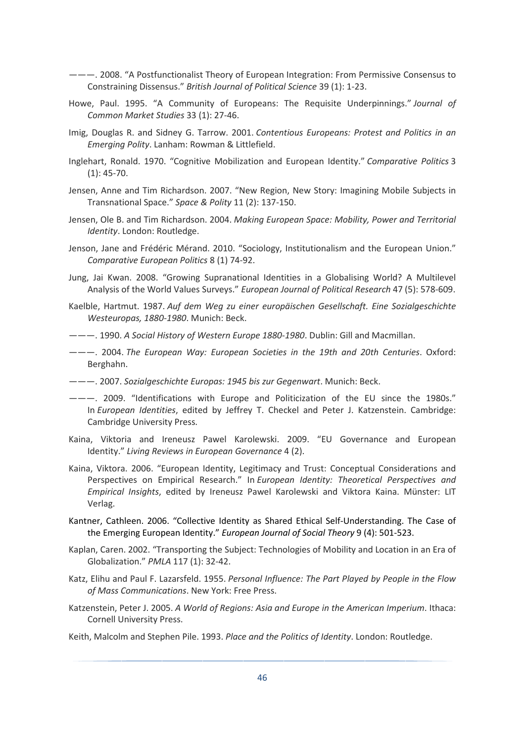———. 2008. "A Postfunctionalist Theory of European Integration: From Permissive Consensus to Constraining Dissensus." *British Journal of Political Science* 39 (1): 1-23.

Howe, Paul. 1995. "A Community of Europeans: The Requisite Underpinnings." *Journal of Common Market Studies* 33 (1): 27-46.

Imig, Douglas R. and Sidney G. Tarrow. 2001. *Contentious Europeans: Protest and Politics in an Emerging Polity*. Lanham: Rowman & Littlefield.

Inglehart, Ronald. 1970. "Cognitive Mobilization and European Identity." *Comparative Politics* 3 (1): 45-70.

Jensen, Anne and Tim Richardson. 2007. "New Region, New Story: Imagining Mobile Subjects in Transnational Space." *Space & Polity* 11 (2): 137-150.

Jensen, Ole B. and Tim Richardson. 2004. *Making European Space: Mobility, Power and Territorial Identity*. London: Routledge.

Jenson, Jane and Frédéric Mérand. 2010. "Sociology, Institutionalism and the European Union." *Comparative European Politics* 8 (1) 74-92.

Jung, Jai Kwan. 2008. "Growing Supranational Identities in a Globalising World? A Multilevel Analysis of the World Values Surveys." *European Journal of Political Research* 47 (5): 578-609.

Kaelble, Hartmut. 1987. *Auf dem Weg zu einer europäischen Gesellschaft. Eine Sozialgeschichte Westeuropas, 1880-1980*. Munich: Beck.

———. 1990. *A Social History of Western Europe 1880-1980*. Dublin: Gill and Macmillan.

———. 2004. *The European Way: European Societies in the 19th and 20th Centuries*. Oxford: Berghahn.

———. 2007. *Sozialgeschichte Europas: 1945 bis zur Gegenwart*. Munich: Beck.

———. 2009. "Identifications with Europe and Politicization of the EU since the 1980s." In *European Identities*, edited by Jeffrey T. Checkel and Peter J. Katzenstein. Cambridge: Cambridge University Press.

Kaina, Viktoria and Ireneusz Pawel Karolewski. 2009. "EU Governance and European Identity." *Living Reviews in European Governance* 4 (2).

Kaina, Viktora. 2006. "European Identity, Legitimacy and Trust: Conceptual Considerations and Perspectives on Empirical Research." In *European Identity: Theoretical Perspectives and Empirical Insights*, edited by Ireneusz Pawel Karolewski and Viktora Kaina. Münster: LIT Verlag.

Kantner, Cathleen. 2006. "Collective Identity as Shared Ethical Self-Understanding. The Case of the Emerging European Identity." *European Journal of Social Theory* 9 (4): 501-523.

Kaplan, Caren. 2002. "Transporting the Subject: Technologies of Mobility and Location in an Era of Globalization." *PMLA* 117 (1): 32-42.

Katz, Elihu and Paul F. Lazarsfeld. 1955. *Personal Influence: The Part Played by People in the Flow of Mass Communications*. New York: Free Press.

Katzenstein, Peter J. 2005. *A World of Regions: Asia and Europe in the American Imperium*. Ithaca: Cornell University Press.

Keith, Malcolm and Stephen Pile. 1993. *Place and the Politics of Identity*. London: Routledge.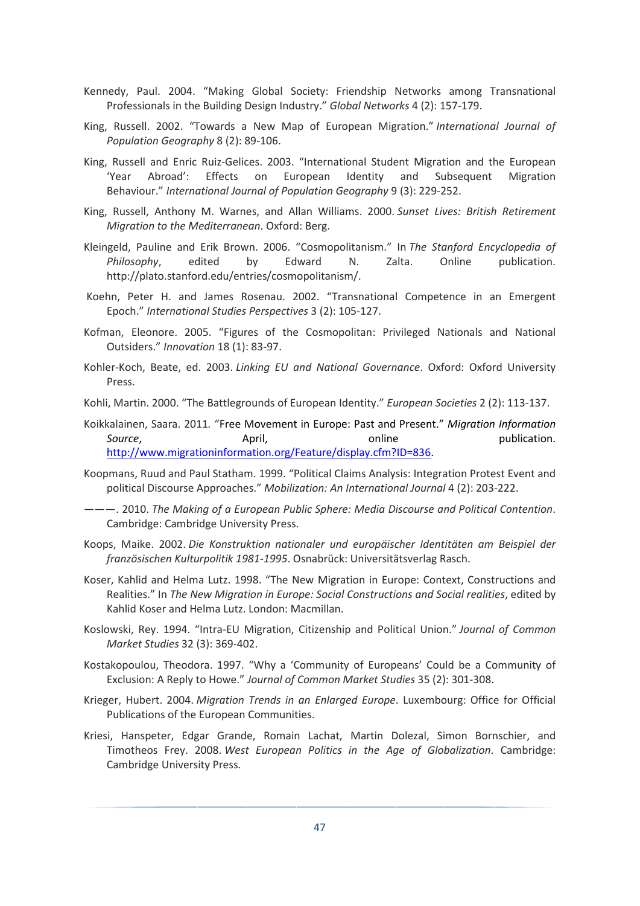Kennedy, Paul. 2004. "Making Global Society: Friendship Networks among Transnational Professionals in the Building Design Industry." *Global Networks* 4 (2): 157-179.

King, Russell. 2002. "Towards a New Map of European Migration." *International Journal of Population Geography* 8 (2): 89-106.

King, Russell and Enric Ruiz-Gelices. 2003. "International Student Migration and the European 'Year Abroad': Effects on European Identity and Subsequent Migration Behaviour." *International Journal of Population Geography* 9 (3): 229-252.

King, Russell, Anthony M. Warnes, and Allan Williams. 2000. *Sunset Lives: British Retirement Migration to the Mediterranean*. Oxford: Berg.

Kleingeld, Pauline and Erik Brown. 2006. "Cosmopolitanism." In *The Stanford Encyclopedia of Philosophy*, edited by Edward N. Zalta. Online publication. http://plato.stanford.edu/entries/cosmopolitanism/.

Koehn, Peter H. and James Rosenau. 2002. "Transnational Competence in an Emergent Epoch." *International Studies Perspectives* 3 (2): 105-127.

Kofman, Eleonore. 2005. "Figures of the Cosmopolitan: Privileged Nationals and National Outsiders." *Innovation* 18 (1): 83-97.

Kohler-Koch, Beate, ed. 2003. *Linking EU and National Governance*. Oxford: Oxford University Press.

Kohli, Martin. 2000. "The Battlegrounds of European Identity." *European Societies* 2 (2): 113-137.

Koikkalainen, Saara. 2011. "Free Movement in Europe: Past and Present." *Migration Information Source*, April, online publication. http://www.migrationinformation.org/Feature/display.cfm?ID=836.

Koopmans, Ruud and Paul Statham. 1999. "Political Claims Analysis: Integration Protest Event and political Discourse Approaches." *Mobilization: An International Journal* 4 (2): 203-222.

———. 2010. *The Making of a European Public Sphere: Media Discourse and Political Contention*. Cambridge: Cambridge University Press.

Koops, Maike. 2002. *Die Konstruktion nationaler und europäischer Identitäten am Beispiel der französischen Kulturpolitik 1981-1995*. Osnabrück: Universitätsverlag Rasch.

Koser, Kahlid and Helma Lutz. 1998. "The New Migration in Europe: Context, Constructions and Realities." In *The New Migration in Europe: Social Constructions and Social realities*, edited by Kahlid Koser and Helma Lutz. London: Macmillan.

Koslowski, Rey. 1994. "Intra-EU Migration, Citizenship and Political Union." *Journal of Common Market Studies* 32 (3): 369-402.

Kostakopoulou, Theodora. 1997. "Why a 'Community of Europeans' Could be a Community of Exclusion: A Reply to Howe." *Journal of Common Market Studies* 35 (2): 301-308.

Krieger, Hubert. 2004. *Migration Trends in an Enlarged Europe*. Luxembourg: Office for Official Publications of the European Communities.

Kriesi, Hanspeter, Edgar Grande, Romain Lachat, Martin Dolezal, Simon Bornschier, and Timotheos Frey. 2008. *West European Politics in the Age of Globalization*. Cambridge: Cambridge University Press.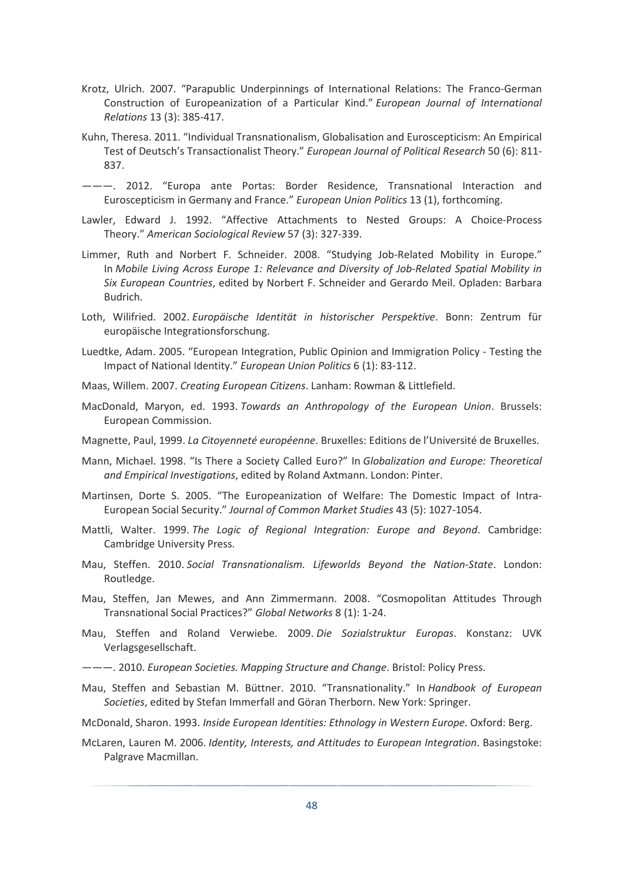Krotz, Ulrich. 2007. "Parapublic Underpinnings of International Relations: The Franco-German Construction of Europeanization of a Particular Kind." *European Journal of International Relations* 13 (3): 385-417.

Kuhn, Theresa. 2011. "Individual Transnationalism, Globalisation and Euroscepticism: An Empirical Test of Deutsch's Transactionalist Theory." *European Journal of Political Research* 50 (6): 811-837.

———. 2012. "Europa ante Portas: Border Residence, Transnational Interaction and Euroscepticism in Germany and France." *European Union Politics* 13 (1), forthcoming.

Lawler, Edward J. 1992. "Affective Attachments to Nested Groups: A Choice-Process Theory." *American Sociological Review* 57 (3): 327-339.

Limmer, Ruth and Norbert F. Schneider. 2008. "Studying Job-Related Mobility in Europe." In *Mobile Living Across Europe 1: Relevance and Diversity of Job-Related Spatial Mobility in Six European Countries*, edited by Norbert F. Schneider and Gerardo Meil. Opladen: Barbara Budrich.

Loth, Wilifried. 2002. *Europäische Identität in historischer Perspektive*. Bonn: Zentrum für europäische Integrationsforschung.

Luedtke, Adam. 2005. "European Integration, Public Opinion and Immigration Policy - Testing the Impact of National Identity." *European Union Politics* 6 (1): 83-112.

Maas, Willem. 2007. *Creating European Citizens*. Lanham: Rowman & Littlefield.

MacDonald, Maryon, ed. 1993. *Towards an Anthropology of the European Union*. Brussels: European Commission.

Magnette, Paul, 1999. *La Citoyenneté européenne*. Bruxelles: Editions de l'Université de Bruxelles.

Mann, Michael. 1998. "Is There a Society Called Euro?" In *Globalization and Europe: Theoretical and Empirical Investigations*, edited by Roland Axtmann. London: Pinter.

Martinsen, Dorte S. 2005. "The Europeanization of Welfare: The Domestic Impact of Intra-European Social Security." *Journal of Common Market Studies* 43 (5): 1027-1054.

Mattli, Walter. 1999. *The Logic of Regional Integration: Europe and Beyond*. Cambridge: Cambridge University Press.

Mau, Steffen. 2010. *Social Transnationalism. Lifeworlds Beyond the Nation-State*. London: Routledge.

Mau, Steffen, Jan Mewes, and Ann Zimmermann. 2008. "Cosmopolitan Attitudes Through Transnational Social Practices?" *Global Networks* 8 (1): 1-24.

Mau, Steffen and Roland Verwiebe. 2009. *Die Sozialstruktur Europas*. Konstanz: UVK Verlagsgesellschaft.

———. 2010. *European Societies. Mapping Structure and Change*. Bristol: Policy Press.

Mau, Steffen and Sebastian M. Büttner. 2010. "Transnationality." In *Handbook of European Societies*, edited by Stefan Immerfall and Göran Therborn. New York: Springer.

McDonald, Sharon. 1993. *Inside European Identities: Ethnology in Western Europe*. Oxford: Berg.

McLaren, Lauren M. 2006. *Identity, Interests, and Attitudes to European Integration*. Basingstoke: Palgrave Macmillan.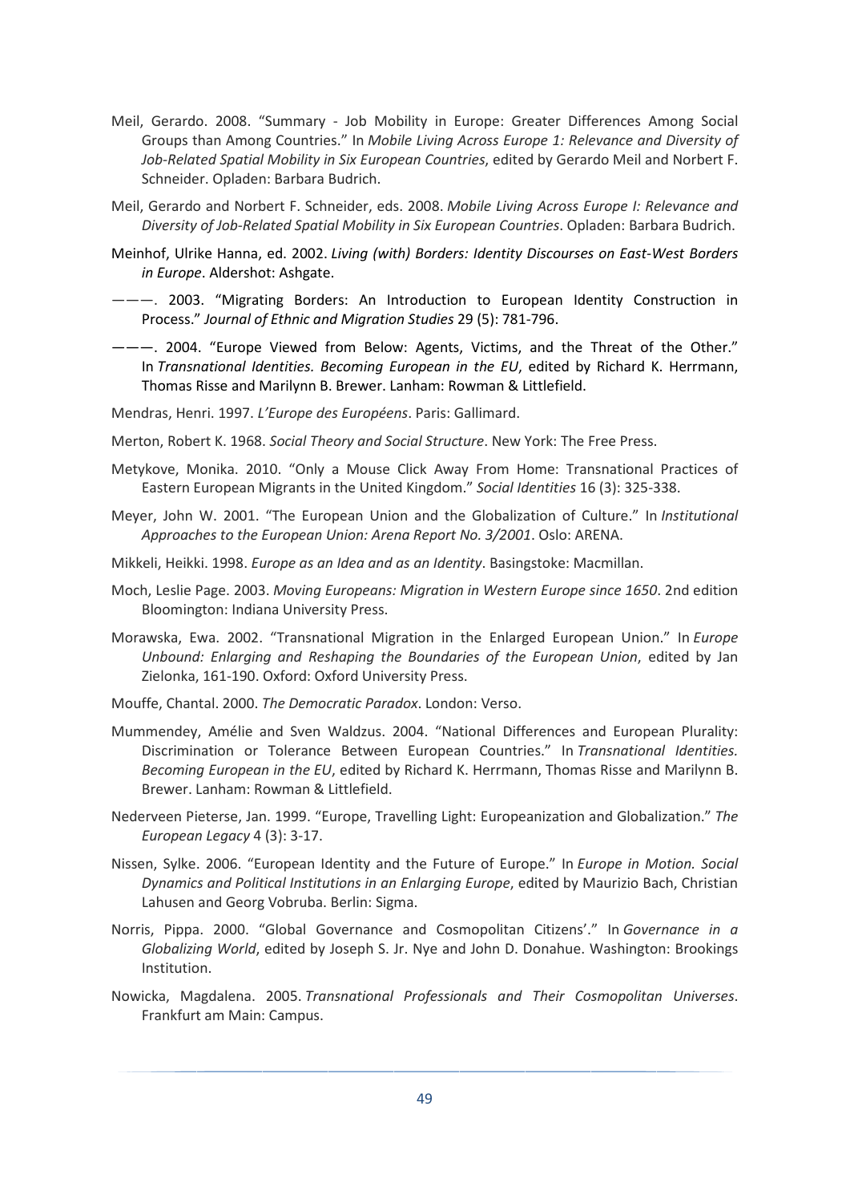Meil, Gerardo. 2008. "Summary - Job Mobility in Europe: Greater Differences Among Social Groups than Among Countries." In *Mobile Living Across Europe 1: Relevance and Diversity of Job-Related Spatial Mobility in Six European Countries*, edited by Gerardo Meil and Norbert F. Schneider. Opladen: Barbara Budrich.

Meil, Gerardo and Norbert F. Schneider, eds. 2008. *Mobile Living Across Europe I: Relevance and Diversity of Job-Related Spatial Mobility in Six European Countries*. Opladen: Barbara Budrich.

Meinhof, Ulrike Hanna, ed. 2002. *Living (with) Borders: Identity Discourses on East-West Borders in Europe*. Aldershot: Ashgate.

———. 2003. "Migrating Borders: An Introduction to European Identity Construction in Process." *Journal of Ethnic and Migration Studies* 29 (5): 781-796.

———. 2004. "Europe Viewed from Below: Agents, Victims, and the Threat of the Other." In *Transnational Identities. Becoming European in the EU*, edited by Richard K. Herrmann, Thomas Risse and Marilynn B. Brewer. Lanham: Rowman & Littlefield.

Mendras, Henri. 1997. *L'Europe des Européens*. Paris: Gallimard.

Merton, Robert K. 1968. *Social Theory and Social Structure*. New York: The Free Press.

Metykove, Monika. 2010. "Only a Mouse Click Away From Home: Transnational Practices of Eastern European Migrants in the United Kingdom." *Social Identities* 16 (3): 325-338.

Meyer, John W. 2001. "The European Union and the Globalization of Culture." In *Institutional Approaches to the European Union: Arena Report No. 3/2001*. Oslo: ARENA.

Mikkeli, Heikki. 1998. *Europe as an Idea and as an Identity*. Basingstoke: Macmillan.

Moch, Leslie Page. 2003. *Moving Europeans: Migration in Western Europe since 1650*. 2nd edition Bloomington: Indiana University Press.

Morawska, Ewa. 2002. "Transnational Migration in the Enlarged European Union." In *Europe Unbound: Enlarging and Reshaping the Boundaries of the European Union*, edited by Jan Zielonka, 161-190. Oxford: Oxford University Press.

Mouffe, Chantal. 2000. *The Democratic Paradox*. London: Verso.

Mummendey, Amélie and Sven Waldzus. 2004. "National Differences and European Plurality: Discrimination or Tolerance Between European Countries." In *Transnational Identities. Becoming European in the EU*, edited by Richard K. Herrmann, Thomas Risse and Marilynn B. Brewer. Lanham: Rowman & Littlefield.

Nederveen Pieterse, Jan. 1999. "Europe, Travelling Light: Europeanization and Globalization." *The European Legacy* 4 (3): 3-17.

Nissen, Sylke. 2006. "European Identity and the Future of Europe." In *Europe in Motion. Social Dynamics and Political Institutions in an Enlarging Europe*, edited by Maurizio Bach, Christian Lahusen and Georg Vobruba. Berlin: Sigma.

Norris, Pippa. 2000. "Global Governance and Cosmopolitan Citizens'." In *Governance in a Globalizing World*, edited by Joseph S. Jr. Nye and John D. Donahue. Washington: Brookings Institution.

Nowicka, Magdalena. 2005. *Transnational Professionals and Their Cosmopolitan Universes*. Frankfurt am Main: Campus.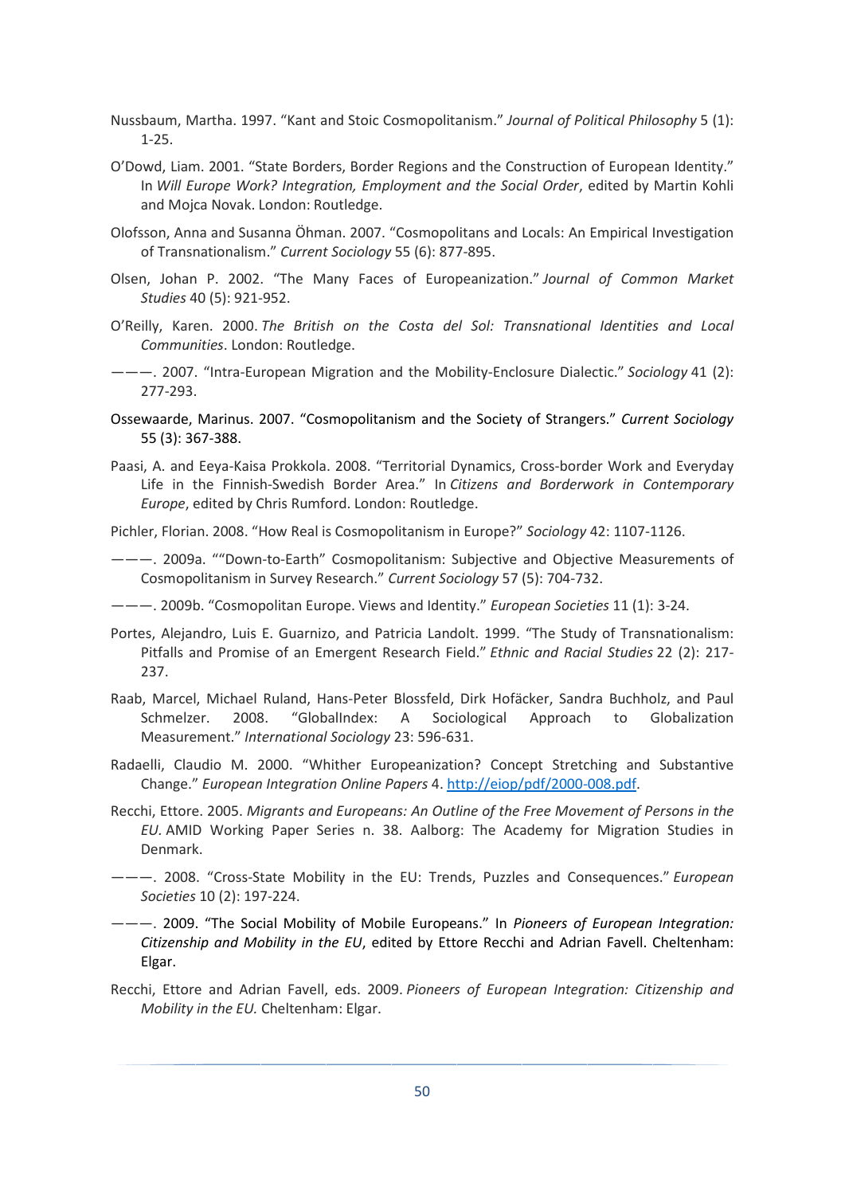Nussbaum, Martha. 1997. "Kant and Stoic Cosmopolitanism." *Journal of Political Philosophy* 5 (1): 1-25.

O'Dowd, Liam. 2001. "State Borders, Border Regions and the Construction of European Identity." In *Will Europe Work? Integration, Employment and the Social Order*, edited by Martin Kohli and Mojca Novak. London: Routledge.

Olofsson, Anna and Susanna Öhman. 2007. "Cosmopolitans and Locals: An Empirical Investigation of Transnationalism." *Current Sociology* 55 (6): 877-895.

Olsen, Johan P. 2002. "The Many Faces of Europeanization." *Journal of Common Market Studies* 40 (5): 921-952.

O'Reilly, Karen. 2000. *The British on the Costa del Sol: Transnational Identities and Local Communities*. London: Routledge.

———. 2007. "Intra-European Migration and the Mobility-Enclosure Dialectic." *Sociology* 41 (2): 277-293.

Ossewaarde, Marinus. 2007. "Cosmopolitanism and the Society of Strangers." *Current Sociology* 55 (3): 367-388.

Paasi, A. and Eeya-Kaisa Prokkola. 2008. "Territorial Dynamics, Cross-border Work and Everyday Life in the Finnish-Swedish Border Area." In *Citizens and Borderwork in Contemporary Europe*, edited by Chris Rumford. London: Routledge.

Pichler, Florian. 2008. "How Real is Cosmopolitanism in Europe?" *Sociology* 42: 1107-1126.

———. 2009a. ""Down-to-Earth" Cosmopolitanism: Subjective and Objective Measurements of Cosmopolitanism in Survey Research." *Current Sociology* 57 (5): 704-732.

———. 2009b. "Cosmopolitan Europe. Views and Identity." *European Societies* 11 (1): 3-24.

Portes, Alejandro, Luis E. Guarnizo, and Patricia Landolt. 1999. "The Study of Transnationalism: Pitfalls and Promise of an Emergent Research Field." *Ethnic and Racial Studies* 22 (2): 217-237.

Raab, Marcel, Michael Ruland, Hans-Peter Blossfeld, Dirk Hofäcker, Sandra Buchholz, and Paul Schmelzer. 2008. "GlobalIndex: A Sociological Approach to Globalization Measurement." *International Sociology* 23: 596-631.

Radaelli, Claudio M. 2000. "Whither Europeanization? Concept Stretching and Substantive Change." *European Integration Online Papers* 4. http://eiop/pdf/2000-008.pdf.

Recchi, Ettore. 2005. *Migrants and Europeans: An Outline of the Free Movement of Persons in the EU*. AMID Working Paper Series n. 38. Aalborg: The Academy for Migration Studies in Denmark.

———. 2008. "Cross-State Mobility in the EU: Trends, Puzzles and Consequences." *European Societies* 10 (2): 197-224.

———. 2009. "The Social Mobility of Mobile Europeans." In *Pioneers of European Integration: Citizenship and Mobility in the EU*, edited by Ettore Recchi and Adrian Favell. Cheltenham: Elgar.

Recchi, Ettore and Adrian Favell, eds. 2009. *Pioneers of European Integration: Citizenship and Mobility in the EU.* Cheltenham: Elgar.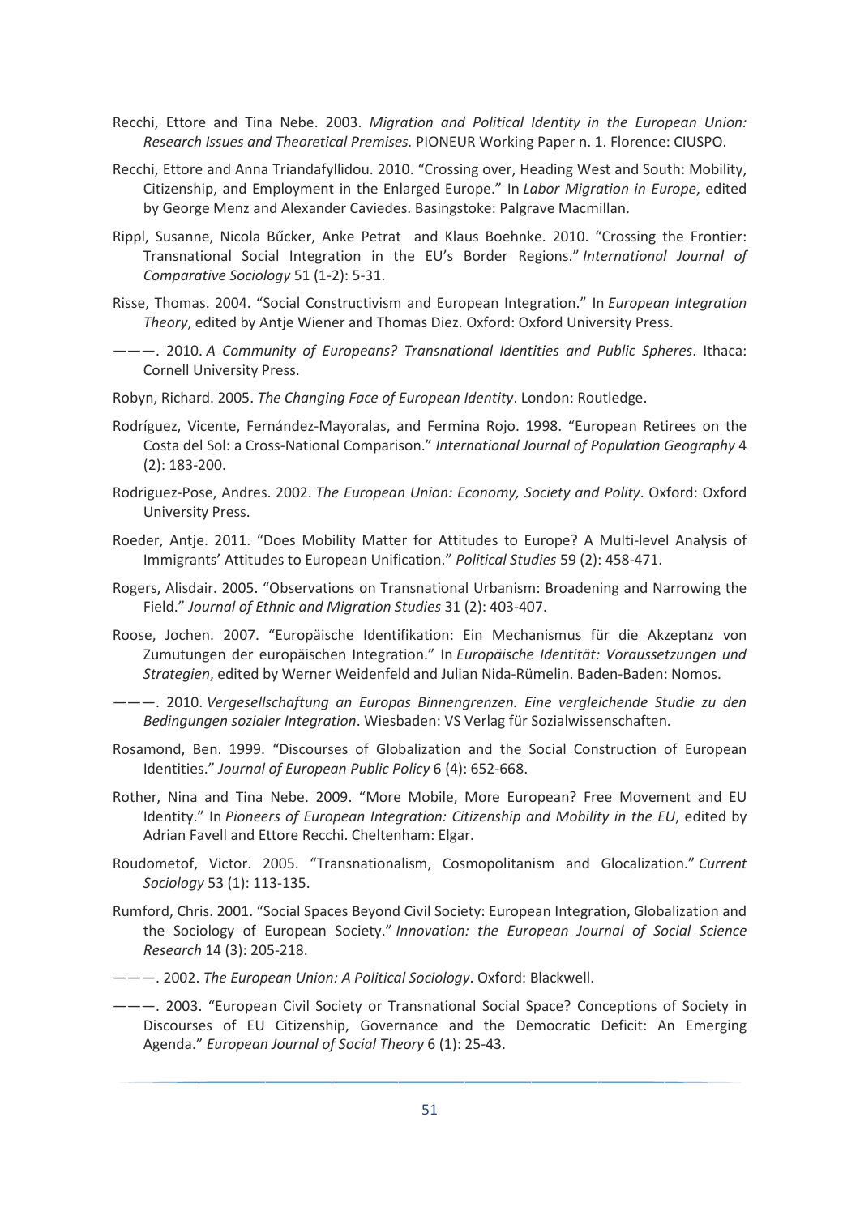Recchi, Ettore and Tina Nebe. 2003. *Migration and Political Identity in the European Union: Research Issues and Theoretical Premises.* PIONEUR Working Paper n. 1. Florence: CIUSPO.

Recchi, Ettore and Anna Triandafyllidou. 2010. "Crossing over, Heading West and South: Mobility, Citizenship, and Employment in the Enlarged Europe." In *Labor Migration in Europe*, edited by George Menz and Alexander Caviedes. Basingstoke: Palgrave Macmillan.

Rippl, Susanne, Nicola Bűcker, Anke Petrat and Klaus Boehnke. 2010. "Crossing the Frontier: Transnational Social Integration in the EU's Border Regions." *International Journal of Comparative Sociology* 51 (1-2): 5-31.

Risse, Thomas. 2004. "Social Constructivism and European Integration." In *European Integration Theory*, edited by Antje Wiener and Thomas Diez. Oxford: Oxford University Press.

———. 2010. *A Community of Europeans? Transnational Identities and Public Spheres*. Ithaca: Cornell University Press.

Robyn, Richard. 2005. *The Changing Face of European Identity*. London: Routledge.

Rodríguez, Vicente, Fernández-Mayoralas, and Fermina Rojo. 1998. "European Retirees on the Costa del Sol: a Cross-National Comparison." *International Journal of Population Geography* 4 (2): 183-200.

Rodriguez-Pose, Andres. 2002. *The European Union: Economy, Society and Polity*. Oxford: Oxford University Press.

Roeder, Antje. 2011. "Does Mobility Matter for Attitudes to Europe? A Multi-level Analysis of Immigrants' Attitudes to European Unification." *Political Studies* 59 (2): 458-471.

Rogers, Alisdair. 2005. "Observations on Transnational Urbanism: Broadening and Narrowing the Field." *Journal of Ethnic and Migration Studies* 31 (2): 403-407.

Roose, Jochen. 2007. "Europäische Identifikation: Ein Mechanismus für die Akzeptanz von Zumutungen der europäischen Integration." In *Europäische Identität: Voraussetzungen und Strategien*, edited by Werner Weidenfeld and Julian Nida-Rümelin. Baden-Baden: Nomos.

———. 2010. *Vergesellschaftung an Europas Binnengrenzen. Eine vergleichende Studie zu den Bedingungen sozialer Integration*. Wiesbaden: VS Verlag für Sozialwissenschaften.

Rosamond, Ben. 1999. "Discourses of Globalization and the Social Construction of European Identities." *Journal of European Public Policy* 6 (4): 652-668.

Rother, Nina and Tina Nebe. 2009. "More Mobile, More European? Free Movement and EU Identity." In *Pioneers of European Integration: Citizenship and Mobility in the EU*, edited by Adrian Favell and Ettore Recchi. Cheltenham: Elgar.

Roudometof, Victor. 2005. "Transnationalism, Cosmopolitanism and Glocalization." *Current Sociology* 53 (1): 113-135.

Rumford, Chris. 2001. "Social Spaces Beyond Civil Society: European Integration, Globalization and the Sociology of European Society." *Innovation: the European Journal of Social Science Research* 14 (3): 205-218.

———. 2002. *The European Union: A Political Sociology*. Oxford: Blackwell.

———. 2003. "European Civil Society or Transnational Social Space? Conceptions of Society in Discourses of EU Citizenship, Governance and the Democratic Deficit: An Emerging Agenda." *European Journal of Social Theory* 6 (1): 25-43.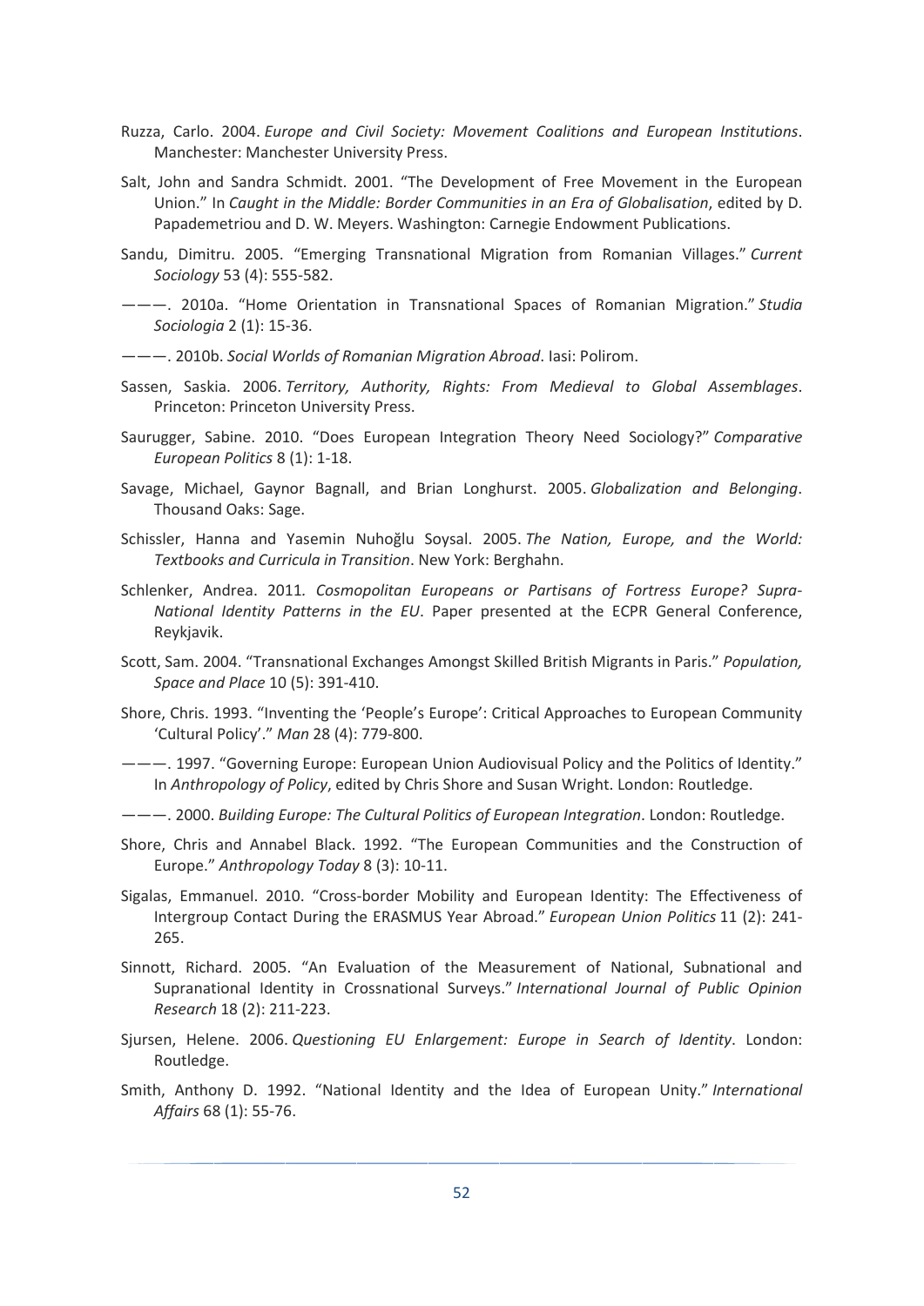Ruzza, Carlo. 2004. *Europe and Civil Society: Movement Coalitions and European Institutions*. Manchester: Manchester University Press.

Salt, John and Sandra Schmidt. 2001. "The Development of Free Movement in the European Union." In *Caught in the Middle: Border Communities in an Era of Globalisation*, edited by D. Papademetriou and D. W. Meyers. Washington: Carnegie Endowment Publications.

Sandu, Dimitru. 2005. "Emerging Transnational Migration from Romanian Villages." *Current Sociology* 53 (4): 555-582.

———. 2010a. "Home Orientation in Transnational Spaces of Romanian Migration." *Studia Sociologia* 2 (1): 15-36.

———. 2010b. *Social Worlds of Romanian Migration Abroad*. Iasi: Polirom.

Sassen, Saskia. 2006. *Territory, Authority, Rights: From Medieval to Global Assemblages*. Princeton: Princeton University Press.

Saurugger, Sabine. 2010. "Does European Integration Theory Need Sociology?" *Comparative European Politics* 8 (1): 1-18.

Savage, Michael, Gaynor Bagnall, and Brian Longhurst. 2005. *Globalization and Belonging*. Thousand Oaks: Sage.

Schissler, Hanna and Yasemin Nuhoğlu Soysal. 2005. *The Nation, Europe, and the World: Textbooks and Curricula in Transition*. New York: Berghahn.

Schlenker, Andrea. 2011. *Cosmopolitan Europeans or Partisans of Fortress Europe? Supra-National Identity Patterns in the EU*. Paper presented at the ECPR General Conference, Reykjavik.

Scott, Sam. 2004. "Transnational Exchanges Amongst Skilled British Migrants in Paris." *Population, Space and Place* 10 (5): 391-410.

Shore, Chris. 1993. "Inventing the 'People's Europe': Critical Approaches to European Community 'Cultural Policy'." *Man* 28 (4): 779-800.

———. 1997. "Governing Europe: European Union Audiovisual Policy and the Politics of Identity." In *Anthropology of Policy*, edited by Chris Shore and Susan Wright. London: Routledge.

———. 2000. *Building Europe: The Cultural Politics of European Integration*. London: Routledge.

Shore, Chris and Annabel Black. 1992. "The European Communities and the Construction of Europe." *Anthropology Today* 8 (3): 10-11.

Sigalas, Emmanuel. 2010. "Cross-border Mobility and European Identity: The Effectiveness of Intergroup Contact During the ERASMUS Year Abroad." *European Union Politics* 11 (2): 241-265.

Sinnott, Richard. 2005. "An Evaluation of the Measurement of National, Subnational and Supranational Identity in Crossnational Surveys." *International Journal of Public Opinion Research* 18 (2): 211-223.

Sjursen, Helene. 2006. *Questioning EU Enlargement: Europe in Search of Identity*. London: Routledge.

Smith, Anthony D. 1992. "National Identity and the Idea of European Unity." *International Affairs* 68 (1): 55-76.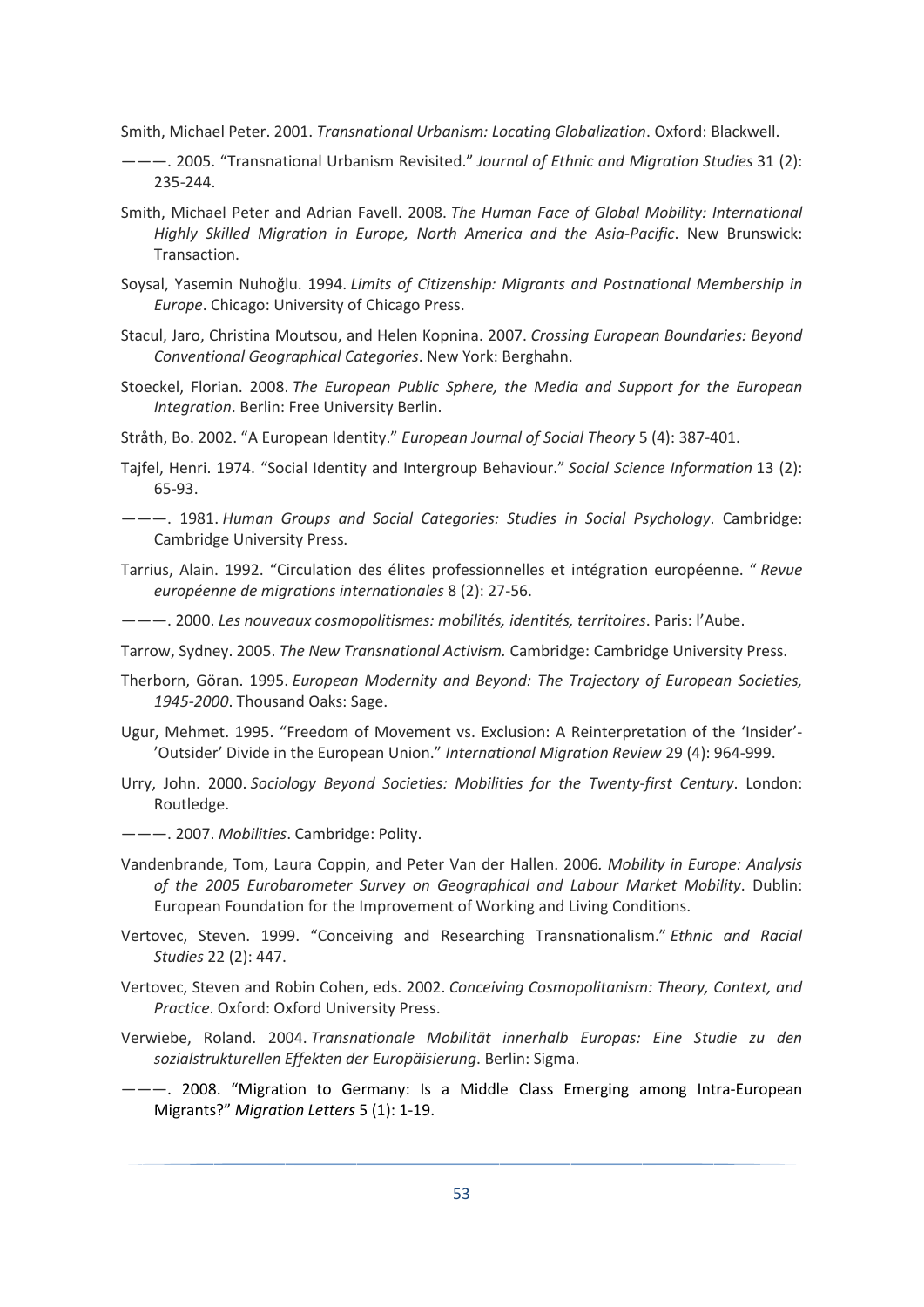Smith, Michael Peter. 2001. *Transnational Urbanism: Locating Globalization*. Oxford: Blackwell.

———. 2005. "Transnational Urbanism Revisited." *Journal of Ethnic and Migration Studies* 31 (2): 235-244.

Smith, Michael Peter and Adrian Favell. 2008. *The Human Face of Global Mobility: International Highly Skilled Migration in Europe, North America and the Asia-Pacific*. New Brunswick: Transaction.

Soysal, Yasemin Nuhoğlu. 1994. *Limits of Citizenship: Migrants and Postnational Membership in Europe*. Chicago: University of Chicago Press.

Stacul, Jaro, Christina Moutsou, and Helen Kopnina. 2007. *Crossing European Boundaries: Beyond Conventional Geographical Categories*. New York: Berghahn.

Stoeckel, Florian. 2008. *The European Public Sphere, the Media and Support for the European Integration*. Berlin: Free University Berlin.

Stråth, Bo. 2002. "A European Identity." *European Journal of Social Theory* 5 (4): 387-401.

Tajfel, Henri. 1974. "Social Identity and Intergroup Behaviour." *Social Science Information* 13 (2): 65-93.

———. 1981. *Human Groups and Social Categories: Studies in Social Psychology*. Cambridge: Cambridge University Press.

Tarrius, Alain. 1992. "Circulation des élites professionnelles et intégration européenne. " *Revue européenne de migrations internationales* 8 (2): 27-56.

———. 2000. *Les nouveaux cosmopolitismes: mobilités, identités, territoires*. Paris: l'Aube.

Tarrow, Sydney. 2005. *The New Transnational Activism.* Cambridge: Cambridge University Press.

Therborn, Göran. 1995. *European Modernity and Beyond: The Trajectory of European Societies, 1945-2000*. Thousand Oaks: Sage.

Ugur, Mehmet. 1995. "Freedom of Movement vs. Exclusion: A Reinterpretation of the 'Insider'-'Outsider' Divide in the European Union." *International Migration Review* 29 (4): 964-999.

Urry, John. 2000. *Sociology Beyond Societies: Mobilities for the Twenty-first Century*. London: Routledge.

———. 2007. *Mobilities*. Cambridge: Polity.

Vandenbrande, Tom, Laura Coppin, and Peter Van der Hallen. 2006. *Mobility in Europe: Analysis of the 2005 Eurobarometer Survey on Geographical and Labour Market Mobility*. Dublin: European Foundation for the Improvement of Working and Living Conditions.

Vertovec, Steven. 1999. "Conceiving and Researching Transnationalism." *Ethnic and Racial Studies* 22 (2): 447.

Vertovec, Steven and Robin Cohen, eds. 2002. *Conceiving Cosmopolitanism: Theory, Context, and Practice*. Oxford: Oxford University Press.

Verwiebe, Roland. 2004. *Transnationale Mobilität innerhalb Europas: Eine Studie zu den sozialstrukturellen Effekten der Europäisierung*. Berlin: Sigma.

———. 2008. "Migration to Germany: Is a Middle Class Emerging among Intra-European Migrants?" *Migration Letters* 5 (1): 1-19.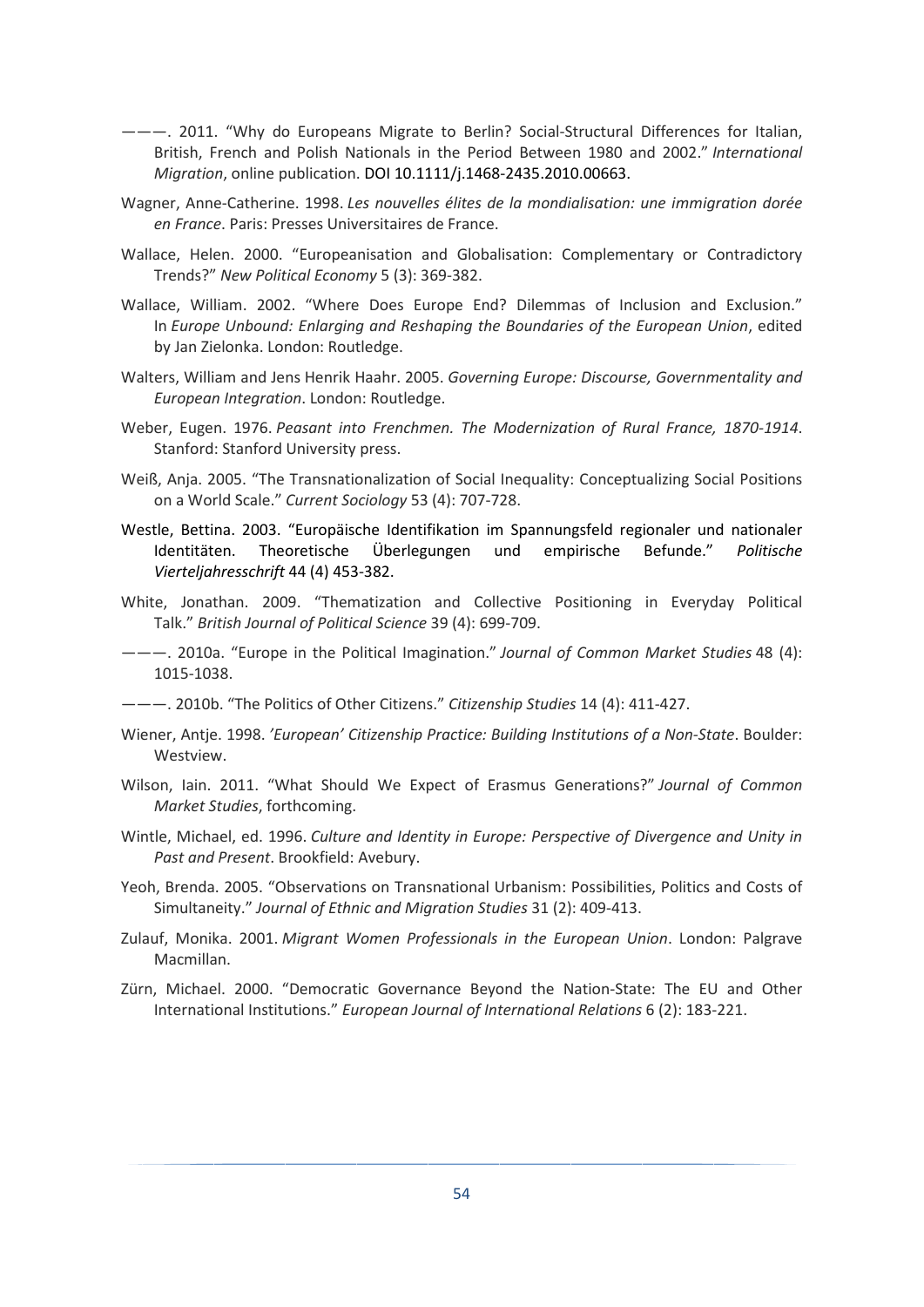———. 2011. "Why do Europeans Migrate to Berlin? Social-Structural Differences for Italian, British, French and Polish Nationals in the Period Between 1980 and 2002." *International Migration*, online publication. DOI 10.1111/j.1468-2435.2010.00663.

Wagner, Anne-Catherine. 1998. *Les nouvelles élites de la mondialisation: une immigration dorée en France*. Paris: Presses Universitaires de France.

Wallace, Helen. 2000. "Europeanisation and Globalisation: Complementary or Contradictory Trends?" *New Political Economy* 5 (3): 369-382.

Wallace, William. 2002. "Where Does Europe End? Dilemmas of Inclusion and Exclusion." In *Europe Unbound: Enlarging and Reshaping the Boundaries of the European Union*, edited by Jan Zielonka. London: Routledge.

Walters, William and Jens Henrik Haahr. 2005. *Governing Europe: Discourse, Governmentality and European Integration*. London: Routledge.

Weber, Eugen. 1976. *Peasant into Frenchmen. The Modernization of Rural France, 1870-1914*. Stanford: Stanford University press.

Weiß, Anja. 2005. "The Transnationalization of Social Inequality: Conceptualizing Social Positions on a World Scale." *Current Sociology* 53 (4): 707-728.

Westle, Bettina. 2003. "Europäische Identifikation im Spannungsfeld regionaler und nationaler Identitäten. Theoretische Überlegungen und empirische Befunde." *Politische Vierteljahresschrift* 44 (4) 453-382.

White, Jonathan. 2009. "Thematization and Collective Positioning in Everyday Political Talk." *British Journal of Political Science* 39 (4): 699-709.

———. 2010a. "Europe in the Political Imagination." *Journal of Common Market Studies* 48 (4): 1015-1038.

———. 2010b. "The Politics of Other Citizens." *Citizenship Studies* 14 (4): 411-427.

Wiener, Antje. 1998. *'European' Citizenship Practice: Building Institutions of a Non-State*. Boulder: Westview.

Wilson, Iain. 2011. "What Should We Expect of Erasmus Generations?" *Journal of Common Market Studies*, forthcoming.

Wintle, Michael, ed. 1996. *Culture and Identity in Europe: Perspective of Divergence and Unity in Past and Present*. Brookfield: Avebury.

Yeoh, Brenda. 2005. "Observations on Transnational Urbanism: Possibilities, Politics and Costs of Simultaneity." *Journal of Ethnic and Migration Studies* 31 (2): 409-413.

Zulauf, Monika. 2001. *Migrant Women Professionals in the European Union*. London: Palgrave Macmillan.

Zürn, Michael. 2000. "Democratic Governance Beyond the Nation-State: The EU and Other International Institutions." *European Journal of International Relations* 6 (2): 183-221.